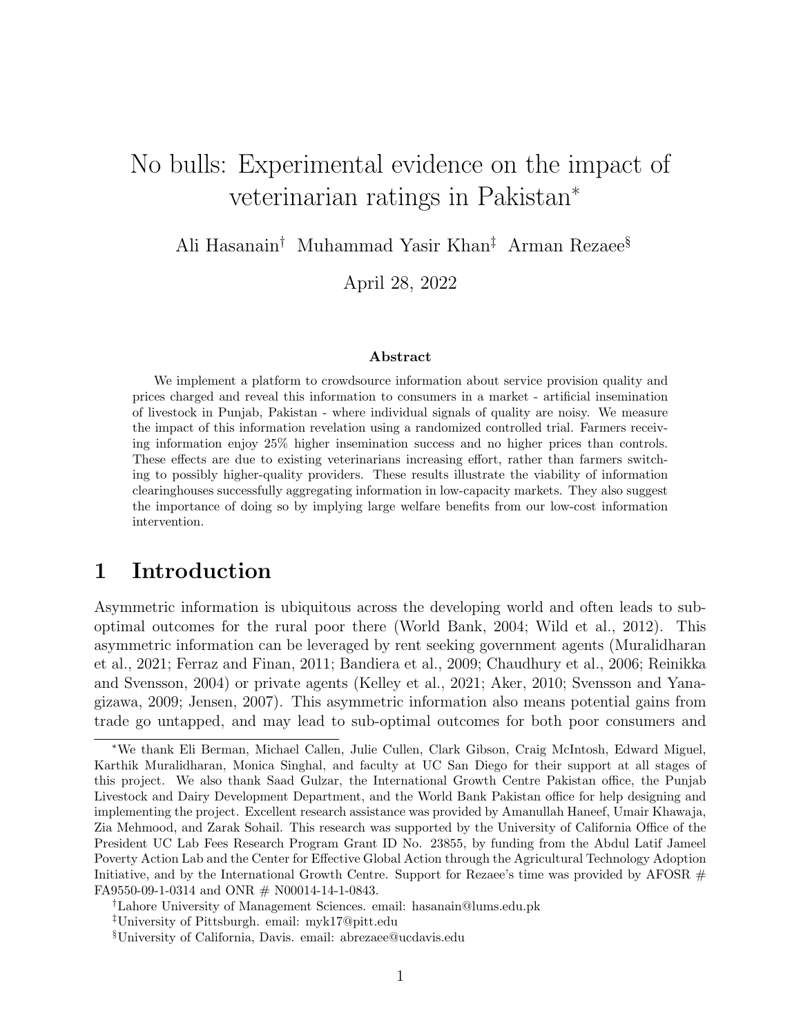# No bulls: Experimental evidence on the impact of veterinarian ratings in Pakistan[*]

Ali Hasanain[†] Muhammad Yasir Khan[‡] Arman Rezaee[§]

April 28, 2022

### Abstract

We implement a platform to crowdsource information about service provision quality and prices charged and reveal this information to consumers in a market - artificial insemination of livestock in Punjab, Pakistan - where individual signals of quality are noisy. We measure the impact of this information revelation using a randomized controlled trial. Farmers receiving information enjoy 25% higher insemination success and no higher prices than controls. These effects are due to existing veterinarians increasing effort, rather than farmers switching to possibly higher-quality providers. These results illustrate the viability of information clearinghouses successfully aggregating information in low-capacity markets. They also suggest the importance of doing so by implying large welfare benefits from our low-cost information intervention.

## 1 Introduction

Asymmetric information is ubiquitous across the developing world and often leads to sub-optimal outcomes for the rural poor there (World Bank, 2004; Wild et al., 2012). This asymmetric information can be leveraged by rent seeking government agents (Muralidharan et al., 2021; Ferraz and Finan, 2011; Bandiera et al., 2009; Chaudhury et al., 2006; Reinikka and Svensson, 2004) or private agents (Kelley et al., 2021; Aker, 2010; Svensson and Yanagizawa, 2009; Jensen, 2007). This asymmetric information also means potential gains from trade go untapped, and may lead to sub-optimal outcomes for both poor consumers and

---

[*] We thank Eli Berman, Michael Callen, Julie Cullen, Clark Gibson, Craig McIntosh, Edward Miguel, Karthik Muralidharan, Monica Singhal, and faculty at UC San Diego for their support at all stages of this project. We also thank Saad Gulzar, the International Growth Centre Pakistan office, the Punjab Livestock and Dairy Development Department, and the World Bank Pakistan office for help designing and implementing the project. Excellent research assistance was provided by Amanullah Haneef, Umair Khawaja, Zia Mehmood, and Zarak Sohail. This research was supported by the University of California Office of the President UC Lab Fees Research Program Grant ID No. 23855, by funding from the Abdul Latif Jameel Poverty Action Lab and the Center for Effective Global Action through the Agricultural Technology Adoption Initiative, and by the International Growth Centre. Support for Rezaee's time was provided by AFOSR # FA9550-09-1-0314 and ONR # N00014-14-1-0843.

[†] Lahore University of Management Sciences. email: hasanain@lums.edu.pk

[‡] University of Pittsburgh. email: myk17@pitt.edu

[§] University of California, Davis. email: abrezaee@ucdavis.edu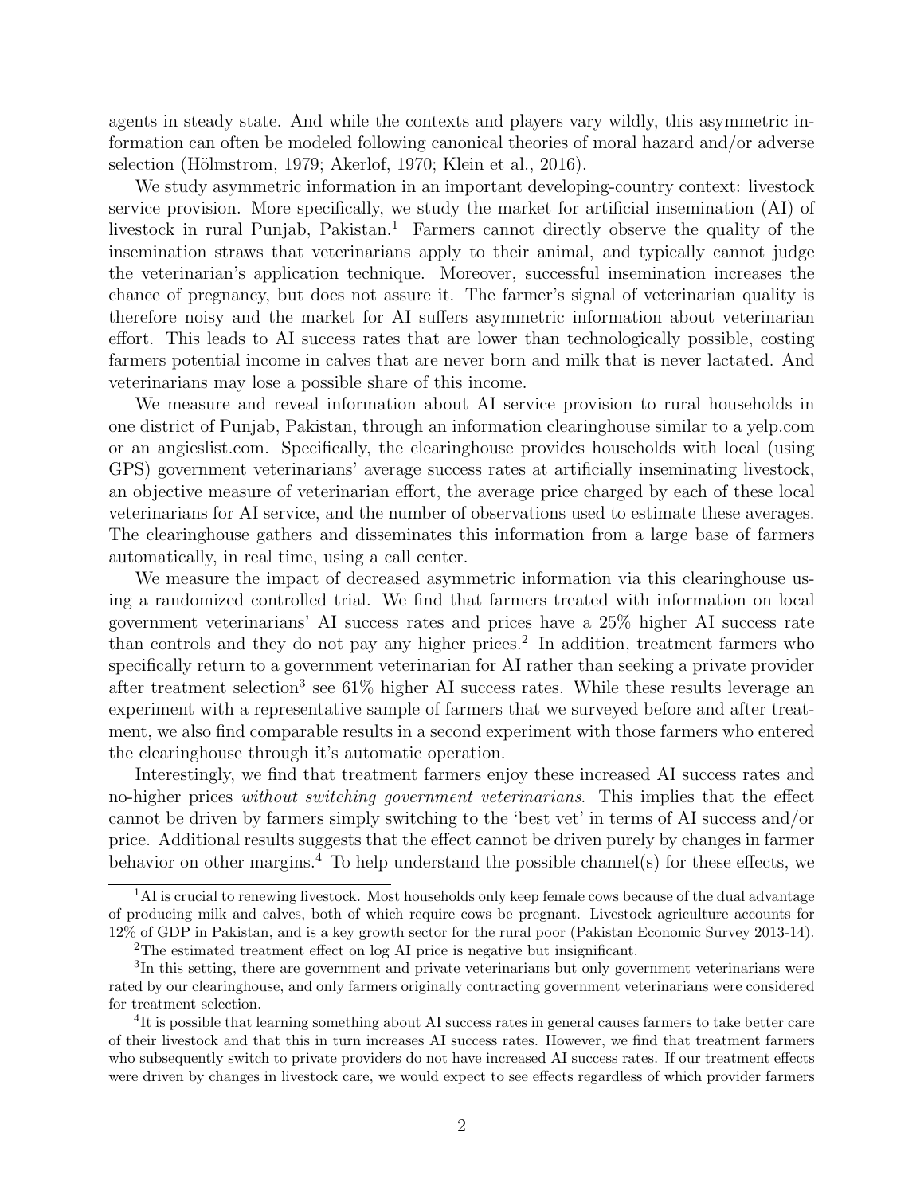agents in steady state. And while the contexts and players vary wildly, this asymmetric information can often be modeled following canonical theories of moral hazard and/or adverse selection (Hölmstrom, 1979; Akerlof, 1970; Klein et al., 2016).

We study asymmetric information in an important developing-country context: livestock service provision. More specifically, we study the market for artificial insemination (AI) of livestock in rural Punjab, Pakistan.[1] Farmers cannot directly observe the quality of the insemination straws that veterinarians apply to their animal, and typically cannot judge the veterinarian's application technique. Moreover, successful insemination increases the chance of pregnancy, but does not assure it. The farmer's signal of veterinarian quality is therefore noisy and the market for AI suffers asymmetric information about veterinarian effort. This leads to AI success rates that are lower than technologically possible, costing farmers potential income in calves that are never born and milk that is never lactated. And veterinarians may lose a possible share of this income.

We measure and reveal information about AI service provision to rural households in one district of Punjab, Pakistan, through an information clearinghouse similar to a yelp.com or an angieslist.com. Specifically, the clearinghouse provides households with local (using GPS) government veterinarians' average success rates at artificially inseminating livestock, an objective measure of veterinarian effort, the average price charged by each of these local veterinarians for AI service, and the number of observations used to estimate these averages. The clearinghouse gathers and disseminates this information from a large base of farmers automatically, in real time, using a call center.

We measure the impact of decreased asymmetric information via this clearinghouse using a randomized controlled trial. We find that farmers treated with information on local government veterinarians' AI success rates and prices have a 25% higher AI success rate than controls and they do not pay any higher prices.[2] In addition, treatment farmers who specifically return to a government veterinarian for AI rather than seeking a private provider after treatment selection[3] see 61% higher AI success rates. While these results leverage an experiment with a representative sample of farmers that we surveyed before and after treatment, we also find comparable results in a second experiment with those farmers who entered the clearinghouse through it's automatic operation.

Interestingly, we find that treatment farmers enjoy these increased AI success rates and no-higher prices *without switching government veterinarians*. This implies that the effect cannot be driven by farmers simply switching to the 'best vet' in terms of AI success and/or price. Additional results suggests that the effect cannot be driven purely by changes in farmer behavior on other margins.[4] To help understand the possible channel(s) for these effects, we

[1] AI is crucial to renewing livestock. Most households only keep female cows because of the dual advantage of producing milk and calves, both of which require cows be pregnant. Livestock agriculture accounts for 12% of GDP in Pakistan, and is a key growth sector for the rural poor (Pakistan Economic Survey 2013-14).

[2] The estimated treatment effect on log AI price is negative but insignificant.

[3] In this setting, there are government and private veterinarians but only government veterinarians were rated by our clearinghouse, and only farmers originally contracting government veterinarians were considered for treatment selection.

[4] It is possible that learning something about AI success rates in general causes farmers to take better care of their livestock and that this in turn increases AI success rates. However, we find that treatment farmers who subsequently switch to private providers do not have increased AI success rates. If our treatment effects were driven by changes in livestock care, we would expect to see effects regardless of which provider farmers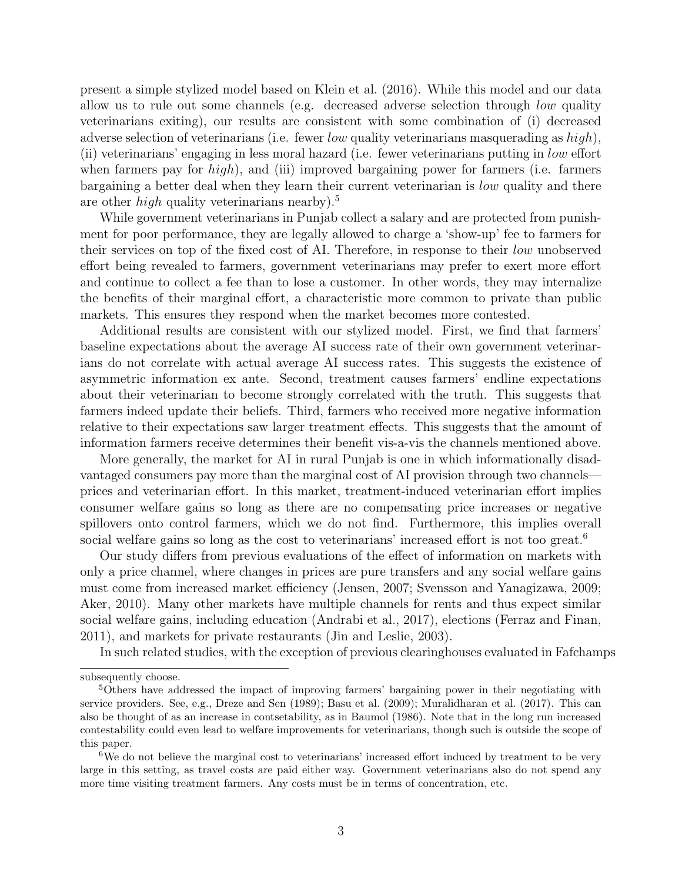present a simple stylized model based on Klein et al. (2016). While this model and our data allow us to rule out some channels (e.g. decreased adverse selection through *low* quality veterinarians exiting), our results are consistent with some combination of (i) decreased adverse selection of veterinarians (i.e. fewer *low* quality veterinarians masquerading as *high*), (ii) veterinarians' engaging in less moral hazard (i.e. fewer veterinarians putting in *low* effort when farmers pay for *high*), and (iii) improved bargaining power for farmers (i.e. farmers bargaining a better deal when they learn their current veterinarian is *low* quality and there are other *high* quality veterinarians nearby).[5]

While government veterinarians in Punjab collect a salary and are protected from punishment for poor performance, they are legally allowed to charge a 'show-up' fee to farmers for their services on top of the fixed cost of AI. Therefore, in response to their *low* unobserved effort being revealed to farmers, government veterinarians may prefer to exert more effort and continue to collect a fee than to lose a customer. In other words, they may internalize the benefits of their marginal effort, a characteristic more common to private than public markets. This ensures they respond when the market becomes more contested.

Additional results are consistent with our stylized model. First, we find that farmers' baseline expectations about the average AI success rate of their own government veterinarians do not correlate with actual average AI success rates. This suggests the existence of asymmetric information ex ante. Second, treatment causes farmers' endline expectations about their veterinarian to become strongly correlated with the truth. This suggests that farmers indeed update their beliefs. Third, farmers who received more negative information relative to their expectations saw larger treatment effects. This suggests that the amount of information farmers receive determines their benefit vis-a-vis the channels mentioned above.

More generally, the market for AI in rural Punjab is one in which informationally disadvantaged consumers pay more than the marginal cost of AI provision through two channels—prices and veterinarian effort. In this market, treatment-induced veterinarian effort implies consumer welfare gains so long as there are no compensating price increases or negative spillovers onto control farmers, which we do not find. Furthermore, this implies overall social welfare gains so long as the cost to veterinarians' increased effort is not too great.[6]

Our study differs from previous evaluations of the effect of information on markets with only a price channel, where changes in prices are pure transfers and any social welfare gains must come from increased market efficiency (Jensen, 2007; Svensson and Yanagizawa, 2009; Aker, 2010). Many other markets have multiple channels for rents and thus expect similar social welfare gains, including education (Andrabi et al., 2017), elections (Ferraz and Finan, 2011), and markets for private restaurants (Jin and Leslie, 2003).

In such related studies, with the exception of previous clearinghouses evaluated in Fafchamps

---

subsequently choose.

[5]Others have addressed the impact of improving farmers' bargaining power in their negotiating with service providers. See, e.g., Dreze and Sen (1989); Basu et al. (2009); Muralidharan et al. (2017). This can also be thought of as an increase in contsetability, as in Baumol (1986). Note that in the long run increased contestability could even lead to welfare improvements for veterinarians, though such is outside the scope of this paper.

[6]We do not believe the marginal cost to veterinarians' increased effort induced by treatment to be very large in this setting, as travel costs are paid either way. Government veterinarians also do not spend any more time visiting treatment farmers. Any costs must be in terms of concentration, etc.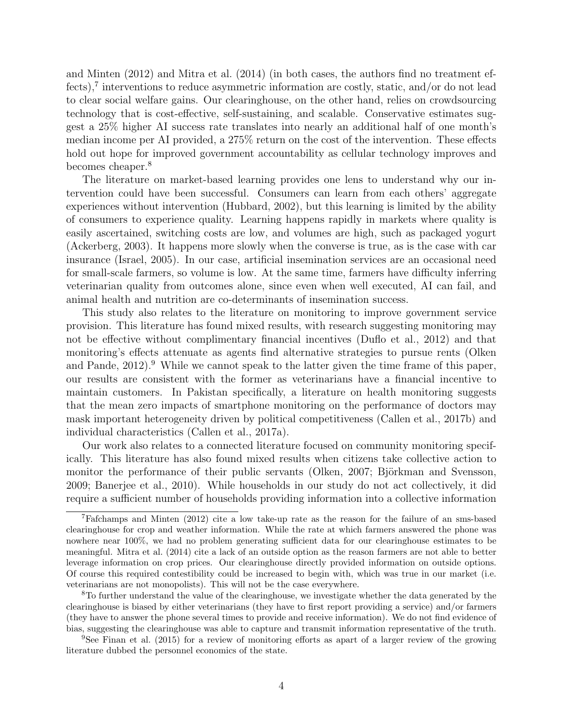and Minten (2012) and Mitra et al. (2014) (in both cases, the authors find no treatment effects),[7] interventions to reduce asymmetric information are costly, static, and/or do not lead to clear social welfare gains. Our clearinghouse, on the other hand, relies on crowdsourcing technology that is cost-effective, self-sustaining, and scalable. Conservative estimates suggest a 25% higher AI success rate translates into nearly an additional half of one month's median income per AI provided, a 275% return on the cost of the intervention. These effects hold out hope for improved government accountability as cellular technology improves and becomes cheaper.[8]

The literature on market-based learning provides one lens to understand why our intervention could have been successful. Consumers can learn from each others' aggregate experiences without intervention (Hubbard, 2002), but this learning is limited by the ability of consumers to experience quality. Learning happens rapidly in markets where quality is easily ascertained, switching costs are low, and volumes are high, such as packaged yogurt (Ackerberg, 2003). It happens more slowly when the converse is true, as is the case with car insurance (Israel, 2005). In our case, artificial insemination services are an occasional need for small-scale farmers, so volume is low. At the same time, farmers have difficulty inferring veterinarian quality from outcomes alone, since even when well executed, AI can fail, and animal health and nutrition are co-determinants of insemination success.

This study also relates to the literature on monitoring to improve government service provision. This literature has found mixed results, with research suggesting monitoring may not be effective without complimentary financial incentives (Duflo et al., 2012) and that monitoring's effects attenuate as agents find alternative strategies to pursue rents (Olken and Pande, 2012).[9] While we cannot speak to the latter given the time frame of this paper, our results are consistent with the former as veterinarians have a financial incentive to maintain customers. In Pakistan specifically, a literature on health monitoring suggests that the mean zero impacts of smartphone monitoring on the performance of doctors may mask important heterogeneity driven by political competitiveness (Callen et al., 2017b) and individual characteristics (Callen et al., 2017a).

Our work also relates to a connected literature focused on community monitoring specifically. This literature has also found mixed results when citizens take collective action to monitor the performance of their public servants (Olken, 2007; Björkman and Svensson, 2009; Banerjee et al., 2010). While households in our study do not act collectively, it did require a sufficient number of households providing information into a collective information

[7] Fafchamps and Minten (2012) cite a low take-up rate as the reason for the failure of an sms-based clearinghouse for crop and weather information. While the rate at which farmers answered the phone was nowhere near 100%, we had no problem generating sufficient data for our clearinghouse estimates to be meaningful. Mitra et al. (2014) cite a lack of an outside option as the reason farmers are not able to better leverage information on crop prices. Our clearinghouse directly provided information on outside options. Of course this required contestibility could be increased to begin with, which was true in our market (i.e. veterinarians are not monopolists). This will not be the case everywhere.

[8] To further understand the value of the clearinghouse, we investigate whether the data generated by the clearinghouse is biased by either veterinarians (they have to first report providing a service) and/or farmers (they have to answer the phone several times to provide and receive information). We do not find evidence of bias, suggesting the clearinghouse was able to capture and transmit information representative of the truth.

[9] See Finan et al. (2015) for a review of monitoring efforts as apart of a larger review of the growing literature dubbed the personnel economics of the state.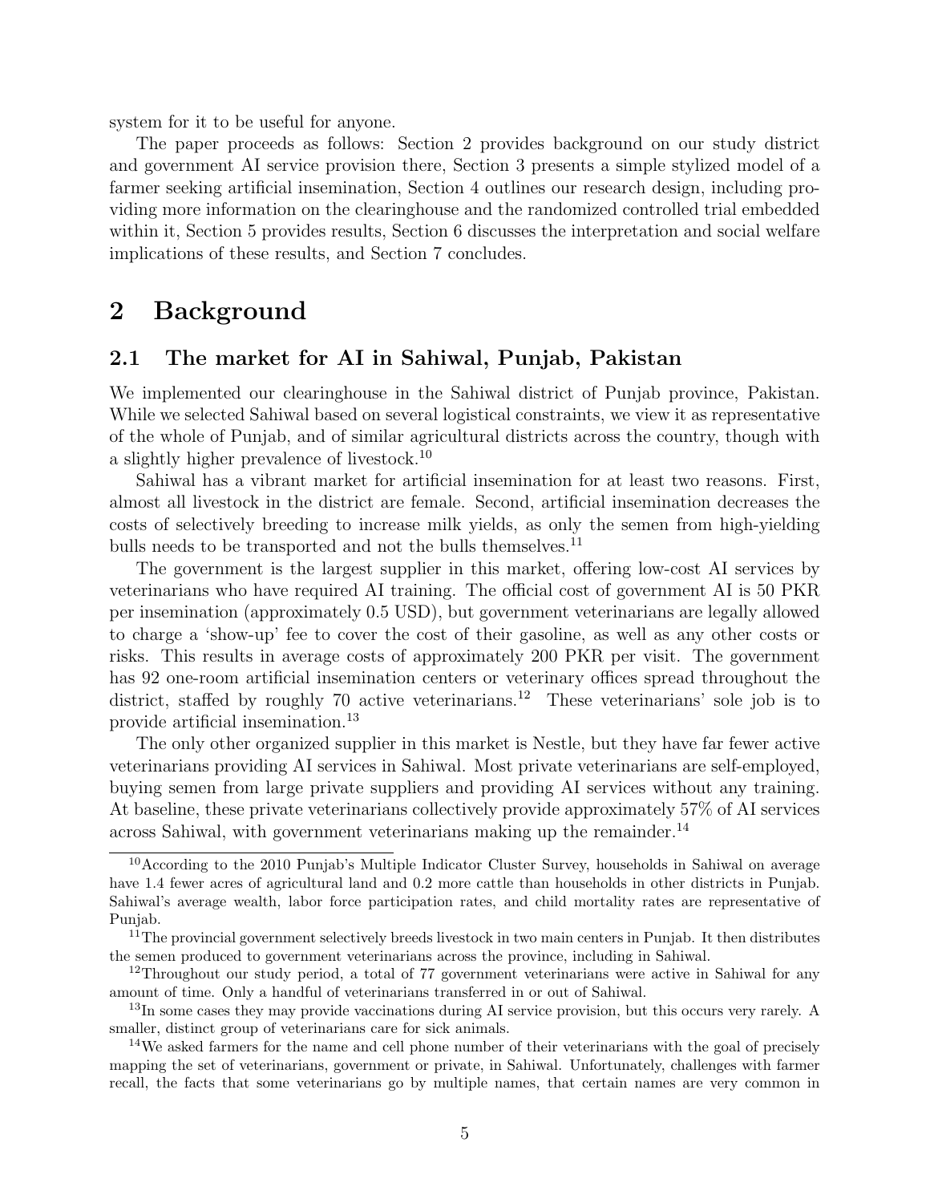system for it to be useful for anyone.

The paper proceeds as follows: Section 2 provides background on our study district and government AI service provision there, Section 3 presents a simple stylized model of a farmer seeking artificial insemination, Section 4 outlines our research design, including providing more information on the clearinghouse and the randomized controlled trial embedded within it, Section 5 provides results, Section 6 discusses the interpretation and social welfare implications of these results, and Section 7 concludes.

# 2 Background

## 2.1 The market for AI in Sahiwal, Punjab, Pakistan

We implemented our clearinghouse in the Sahiwal district of Punjab province, Pakistan. While we selected Sahiwal based on several logistical constraints, we view it as representative of the whole of Punjab, and of similar agricultural districts across the country, though with a slightly higher prevalence of livestock.[10]

Sahiwal has a vibrant market for artificial insemination for at least two reasons. First, almost all livestock in the district are female. Second, artificial insemination decreases the costs of selectively breeding to increase milk yields, as only the semen from high-yielding bulls needs to be transported and not the bulls themselves.[11]

The government is the largest supplier in this market, offering low-cost AI services by veterinarians who have required AI training. The official cost of government AI is 50 PKR per insemination (approximately 0.5 USD), but government veterinarians are legally allowed to charge a 'show-up' fee to cover the cost of their gasoline, as well as any other costs or risks. This results in average costs of approximately 200 PKR per visit. The government has 92 one-room artificial insemination centers or veterinary offices spread throughout the district, staffed by roughly 70 active veterinarians.[12] These veterinarians' sole job is to provide artificial insemination.[13]

The only other organized supplier in this market is Nestle, but they have far fewer active veterinarians providing AI services in Sahiwal. Most private veterinarians are self-employed, buying semen from large private suppliers and providing AI services without any training. At baseline, these private veterinarians collectively provide approximately 57% of AI services across Sahiwal, with government veterinarians making up the remainder.[14]

---

[10] According to the 2010 Punjab's Multiple Indicator Cluster Survey, households in Sahiwal on average have 1.4 fewer acres of agricultural land and 0.2 more cattle than households in other districts in Punjab. Sahiwal's average wealth, labor force participation rates, and child mortality rates are representative of Punjab.

[11] The provincial government selectively breeds livestock in two main centers in Punjab. It then distributes the semen produced to government veterinarians across the province, including in Sahiwal.

[12] Throughout our study period, a total of 77 government veterinarians were active in Sahiwal for any amount of time. Only a handful of veterinarians transferred in or out of Sahiwal.

[13] In some cases they may provide vaccinations during AI service provision, but this occurs very rarely. A smaller, distinct group of veterinarians care for sick animals.

[14] We asked farmers for the name and cell phone number of their veterinarians with the goal of precisely mapping the set of veterinarians, government or private, in Sahiwal. Unfortunately, challenges with farmer recall, the facts that some veterinarians go by multiple names, that certain names are very common in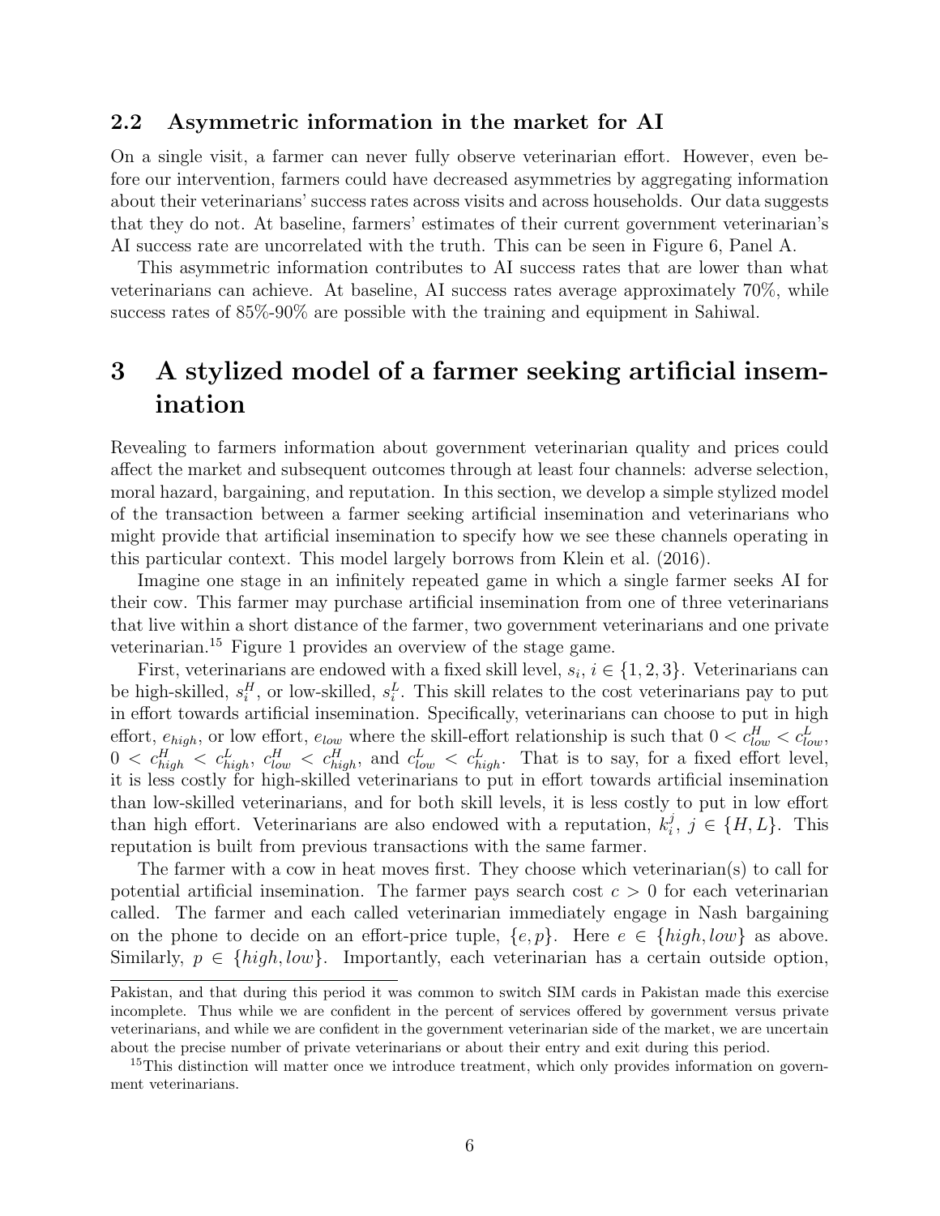## 2.2 Asymmetric information in the market for AI

On a single visit, a farmer can never fully observe veterinarian effort. However, even before our intervention, farmers could have decreased asymmetries by aggregating information about their veterinarians' success rates across visits and across households. Our data suggests that they do not. At baseline, farmers' estimates of their current government veterinarian's AI success rate are uncorrelated with the truth. This can be seen in Figure 6, Panel A.

This asymmetric information contributes to AI success rates that are lower than what veterinarians can achieve. At baseline, AI success rates average approximately 70%, while success rates of 85%-90% are possible with the training and equipment in Sahiwal.

# 3 A stylized model of a farmer seeking artificial insemination

Revealing to farmers information about government veterinarian quality and prices could affect the market and subsequent outcomes through at least four channels: adverse selection, moral hazard, bargaining, and reputation. In this section, we develop a simple stylized model of the transaction between a farmer seeking artificial insemination and veterinarians who might provide that artificial insemination to specify how we see these channels operating in this particular context. This model largely borrows from Klein et al. (2016).

Imagine one stage in an infinitely repeated game in which a single farmer seeks AI for their cow. This farmer may purchase artificial insemination from one of three veterinarians that live within a short distance of the farmer, two government veterinarians and one private veterinarian.[15] Figure 1 provides an overview of the stage game.

First, veterinarians are endowed with a fixed skill level, $s_i$, $i \in \{1, 2, 3\}$. Veterinarians can be high-skilled, $s_i^H$, or low-skilled, $s_i^L$. This skill relates to the cost veterinarians pay to put in effort towards artificial insemination. Specifically, veterinarians can choose to put in high effort, $e_{high}$, or low effort, $e_{low}$ where the skill-effort relationship is such that $0 < c_{low}^H < c_{low}^L$, $0 < c_{high}^H < c_{high}^L$, $c_{low}^H < c_{high}^H$, and $c_{low}^L < c_{high}^L$. That is to say, for a fixed effort level, it is less costly for high-skilled veterinarians to put in effort towards artificial insemination than low-skilled veterinarians, and for both skill levels, it is less costly to put in low effort than high effort. Veterinarians are also endowed with a reputation, $k_i^j$, $j \in \{H, L\}$. This reputation is built from previous transactions with the same farmer.

The farmer with a cow in heat moves first. They choose which veterinarian(s) to call for potential artificial insemination. The farmer pays search cost $c > 0$ for each veterinarian called. The farmer and each called veterinarian immediately engage in Nash bargaining on the phone to decide on an effort-price tuple, $\{e, p\}$. Here $e \in \{high, low\}$ as above. Similarly, $p \in \{high, low\}$. Importantly, each veterinarian has a certain outside option,

Pakistan, and that during this period it was common to switch SIM cards in Pakistan made this exercise incomplete. Thus while we are confident in the percent of services offered by government versus private veterinarians, and while we are confident in the government veterinarian side of the market, we are uncertain about the precise number of private veterinarians or about their entry and exit during this period.

[15] This distinction will matter once we introduce treatment, which only provides information on government veterinarians.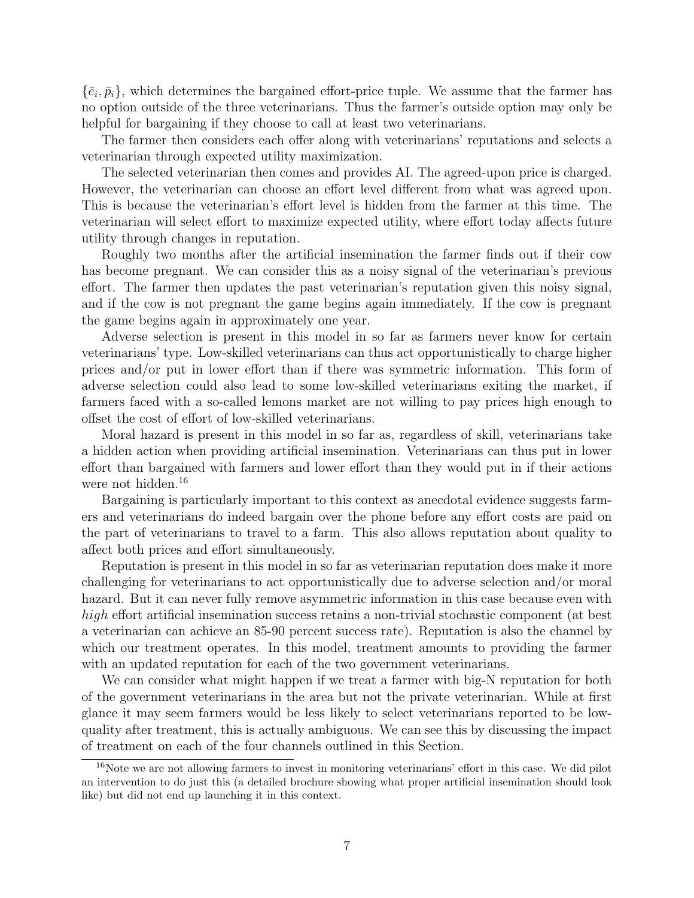$\{\bar{e}_i, \bar{p}_i\}$, which determines the bargained effort-price tuple. We assume that the farmer has no option outside of the three veterinarians. Thus the farmer's outside option may only be helpful for bargaining if they choose to call at least two veterinarians.

The farmer then considers each offer along with veterinarians' reputations and selects a veterinarian through expected utility maximization.

The selected veterinarian then comes and provides AI. The agreed-upon price is charged. However, the veterinarian can choose an effort level different from what was agreed upon. This is because the veterinarian's effort level is hidden from the farmer at this time. The veterinarian will select effort to maximize expected utility, where effort today affects future utility through changes in reputation.

Roughly two months after the artificial insemination the farmer finds out if their cow has become pregnant. We can consider this as a noisy signal of the veterinarian's previous effort. The farmer then updates the past veterinarian's reputation given this noisy signal, and if the cow is not pregnant the game begins again immediately. If the cow is pregnant the game begins again in approximately one year.

Adverse selection is present in this model in so far as farmers never know for certain veterinarians' type. Low-skilled veterinarians can thus act opportunistically to charge higher prices and/or put in lower effort than if there was symmetric information. This form of adverse selection could also lead to some low-skilled veterinarians exiting the market, if farmers faced with a so-called lemons market are not willing to pay prices high enough to offset the cost of effort of low-skilled veterinarians.

Moral hazard is present in this model in so far as, regardless of skill, veterinarians take a hidden action when providing artificial insemination. Veterinarians can thus put in lower effort than bargained with farmers and lower effort than they would put in if their actions were not hidden.[16]

Bargaining is particularly important to this context as anecdotal evidence suggests farmers and veterinarians do indeed bargain over the phone before any effort costs are paid on the part of veterinarians to travel to a farm. This also allows reputation about quality to affect both prices and effort simultaneously.

Reputation is present in this model in so far as veterinarian reputation does make it more challenging for veterinarians to act opportunistically due to adverse selection and/or moral hazard. But it can never fully remove asymmetric information in this case because even with *high* effort artificial insemination success retains a non-trivial stochastic component (at best a veterinarian can achieve an 85-90 percent success rate). Reputation is also the channel by which our treatment operates. In this model, treatment amounts to providing the farmer with an updated reputation for each of the two government veterinarians.

We can consider what might happen if we treat a farmer with big-N reputation for both of the government veterinarians in the area but not the private veterinarian. While at first glance it may seem farmers would be less likely to select veterinarians reported to be low-quality after treatment, this is actually ambiguous. We can see this by discussing the impact of treatment on each of the four channels outlined in this Section.

[16]Note we are not allowing farmers to invest in monitoring veterinarians' effort in this case. We did pilot an intervention to do just this (a detailed brochure showing what proper artificial insemination should look like) but did not end up launching it in this context.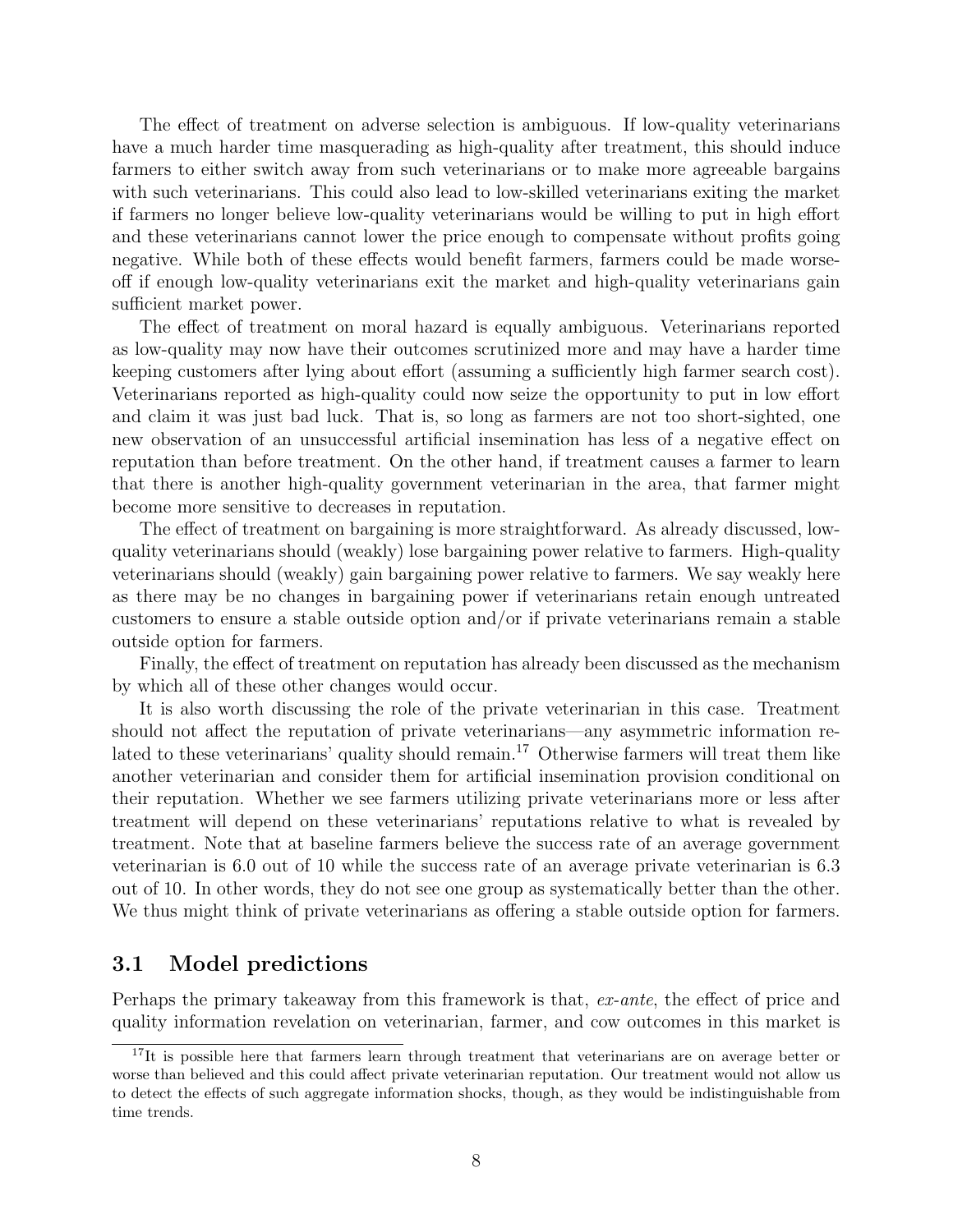The effect of treatment on adverse selection is ambiguous. If low-quality veterinarians have a much harder time masquerading as high-quality after treatment, this should induce farmers to either switch away from such veterinarians or to make more agreeable bargains with such veterinarians. This could also lead to low-skilled veterinarians exiting the market if farmers no longer believe low-quality veterinarians would be willing to put in high effort and these veterinarians cannot lower the price enough to compensate without profits going negative. While both of these effects would benefit farmers, farmers could be made worse-off if enough low-quality veterinarians exit the market and high-quality veterinarians gain sufficient market power.

The effect of treatment on moral hazard is equally ambiguous. Veterinarians reported as low-quality may now have their outcomes scrutinized more and may have a harder time keeping customers after lying about effort (assuming a sufficiently high farmer search cost). Veterinarians reported as high-quality could now seize the opportunity to put in low effort and claim it was just bad luck. That is, so long as farmers are not too short-sighted, one new observation of an unsuccessful artificial insemination has less of a negative effect on reputation than before treatment. On the other hand, if treatment causes a farmer to learn that there is another high-quality government veterinarian in the area, that farmer might become more sensitive to decreases in reputation.

The effect of treatment on bargaining is more straightforward. As already discussed, low-quality veterinarians should (weakly) lose bargaining power relative to farmers. High-quality veterinarians should (weakly) gain bargaining power relative to farmers. We say weakly here as there may be no changes in bargaining power if veterinarians retain enough untreated customers to ensure a stable outside option and/or if private veterinarians remain a stable outside option for farmers.

Finally, the effect of treatment on reputation has already been discussed as the mechanism by which all of these other changes would occur.

It is also worth discussing the role of the private veterinarian in this case. Treatment should not affect the reputation of private veterinarians—any asymmetric information related to these veterinarians' quality should remain.[17] Otherwise farmers will treat them like another veterinarian and consider them for artificial insemination provision conditional on their reputation. Whether we see farmers utilizing private veterinarians more or less after treatment will depend on these veterinarians' reputations relative to what is revealed by treatment. Note that at baseline farmers believe the success rate of an average government veterinarian is 6.0 out of 10 while the success rate of an average private veterinarian is 6.3 out of 10. In other words, they do not see one group as systematically better than the other. We thus might think of private veterinarians as offering a stable outside option for farmers.

## 3.1 Model predictions

Perhaps the primary takeaway from this framework is that, *ex-ante*, the effect of price and quality information revelation on veterinarian, farmer, and cow outcomes in this market is

[17] It is possible here that farmers learn through treatment that veterinarians are on average better or worse than believed and this could affect private veterinarian reputation. Our treatment would not allow us to detect the effects of such aggregate information shocks, though, as they would be indistinguishable from time trends.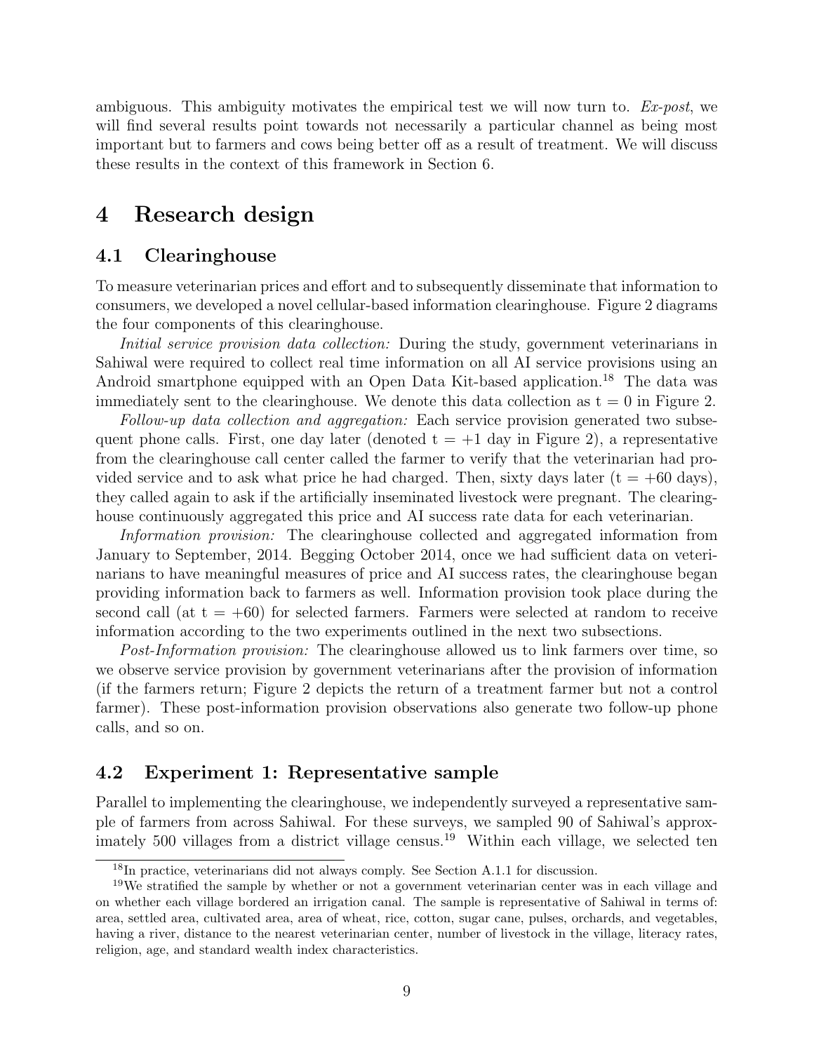ambiguous. This ambiguity motivates the empirical test we will now turn to. *Ex-post*, we will find several results point towards not necessarily a particular channel as being most important but to farmers and cows being better off as a result of treatment. We will discuss these results in the context of this framework in Section 6.

# 4 Research design

## 4.1 Clearinghouse

To measure veterinarian prices and effort and to subsequently disseminate that information to consumers, we developed a novel cellular-based information clearinghouse. Figure 2 diagrams the four components of this clearinghouse.

*Initial service provision data collection:* During the study, government veterinarians in Sahiwal were required to collect real time information on all AI service provisions using an Android smartphone equipped with an Open Data Kit-based application.[18] The data was immediately sent to the clearinghouse. We denote this data collection as t = 0 in Figure 2.

*Follow-up data collection and aggregation:* Each service provision generated two subsequent phone calls. First, one day later (denoted t = +1 day in Figure 2), a representative from the clearinghouse call center called the farmer to verify that the veterinarian had provided service and to ask what price he had charged. Then, sixty days later (t = +60 days), they called again to ask if the artificially inseminated livestock were pregnant. The clearinghouse continuously aggregated this price and AI success rate data for each veterinarian.

*Information provision:* The clearinghouse collected and aggregated information from January to September, 2014. Begging October 2014, once we had sufficient data on veterinarians to have meaningful measures of price and AI success rates, the clearinghouse began providing information back to farmers as well. Information provision took place during the second call (at t = +60) for selected farmers. Farmers were selected at random to receive information according to the two experiments outlined in the next two subsections.

*Post-Information provision:* The clearinghouse allowed us to link farmers over time, so we observe service provision by government veterinarians after the provision of information (if the farmers return; Figure 2 depicts the return of a treatment farmer but not a control farmer). These post-information provision observations also generate two follow-up phone calls, and so on.

## 4.2 Experiment 1: Representative sample

Parallel to implementing the clearinghouse, we independently surveyed a representative sample of farmers from across Sahiwal. For these surveys, we sampled 90 of Sahiwal's approximately 500 villages from a district village census.[19] Within each village, we selected ten

[18] In practice, veterinarians did not always comply. See Section A.1.1 for discussion.

[19] We stratified the sample by whether or not a government veterinarian center was in each village and on whether each village bordered an irrigation canal. The sample is representative of Sahiwal in terms of: area, settled area, cultivated area, area of wheat, rice, cotton, sugar cane, pulses, orchards, and vegetables, having a river, distance to the nearest veterinarian center, number of livestock in the village, literacy rates, religion, age, and standard wealth index characteristics.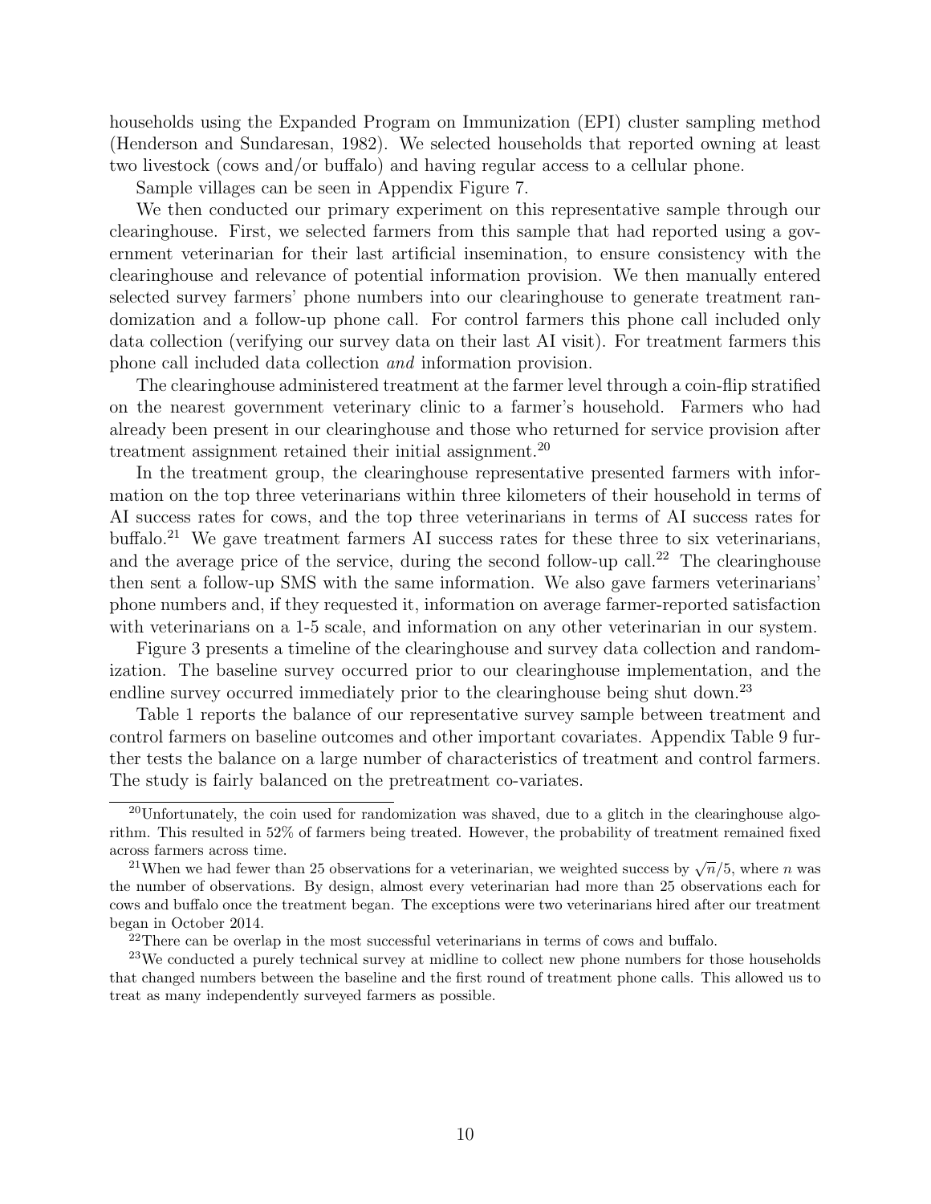households using the Expanded Program on Immunization (EPI) cluster sampling method (Henderson and Sundaresan, 1982). We selected households that reported owning at least two livestock (cows and/or buffalo) and having regular access to a cellular phone.

Sample villages can be seen in Appendix Figure 7.

We then conducted our primary experiment on this representative sample through our clearinghouse. First, we selected farmers from this sample that had reported using a government veterinarian for their last artificial insemination, to ensure consistency with the clearinghouse and relevance of potential information provision. We then manually entered selected survey farmers' phone numbers into our clearinghouse to generate treatment randomization and a follow-up phone call. For control farmers this phone call included only data collection (verifying our survey data on their last AI visit). For treatment farmers this phone call included data collection *and* information provision.

The clearinghouse administered treatment at the farmer level through a coin-flip stratified on the nearest government veterinary clinic to a farmer's household. Farmers who had already been present in our clearinghouse and those who returned for service provision after treatment assignment retained their initial assignment.[20]

In the treatment group, the clearinghouse representative presented farmers with information on the top three veterinarians within three kilometers of their household in terms of AI success rates for cows, and the top three veterinarians in terms of AI success rates for buffalo.[21] We gave treatment farmers AI success rates for these three to six veterinarians, and the average price of the service, during the second follow-up call.[22] The clearinghouse then sent a follow-up SMS with the same information. We also gave farmers veterinarians' phone numbers and, if they requested it, information on average farmer-reported satisfaction with veterinarians on a 1-5 scale, and information on any other veterinarian in our system.

Figure 3 presents a timeline of the clearinghouse and survey data collection and randomization. The baseline survey occurred prior to our clearinghouse implementation, and the endline survey occurred immediately prior to the clearinghouse being shut down.[23]

Table 1 reports the balance of our representative survey sample between treatment and control farmers on baseline outcomes and other important covariates. Appendix Table 9 further tests the balance on a large number of characteristics of treatment and control farmers. The study is fairly balanced on the pretreatment co-variates.

[20] Unfortunately, the coin used for randomization was shaved, due to a glitch in the clearinghouse algorithm. This resulted in 52% of farmers being treated. However, the probability of treatment remained fixed across farmers across time.

[21] When we had fewer than 25 observations for a veterinarian, we weighted success by $\sqrt{n}/5$, where $n$ was the number of observations. By design, almost every veterinarian had more than 25 observations each for cows and buffalo once the treatment began. The exceptions were two veterinarians hired after our treatment began in October 2014.

[22] There can be overlap in the most successful veterinarians in terms of cows and buffalo.

[23] We conducted a purely technical survey at midline to collect new phone numbers for those households that changed numbers between the baseline and the first round of treatment phone calls. This allowed us to treat as many independently surveyed farmers as possible.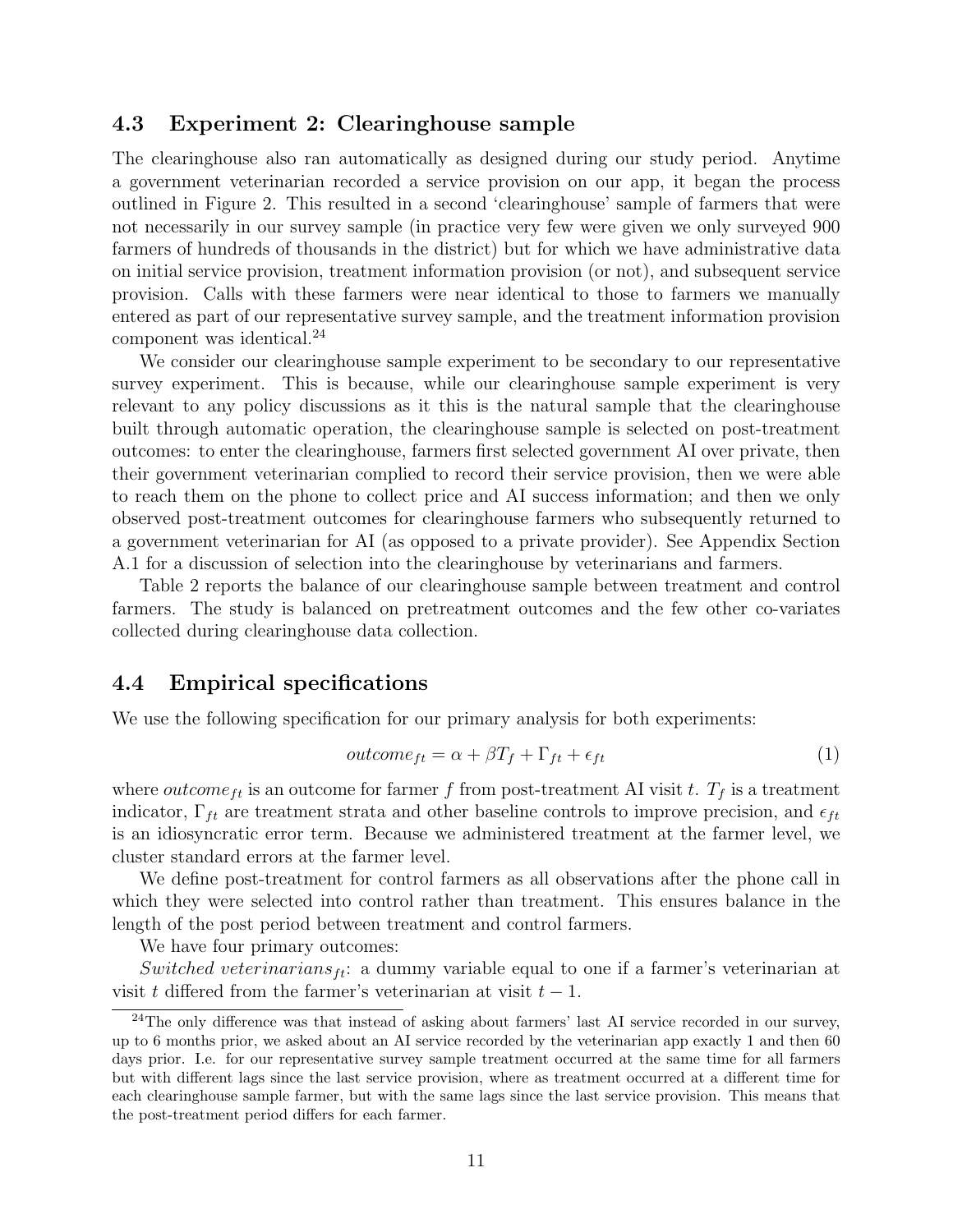### 4.3 Experiment 2: Clearinghouse sample

The clearinghouse also ran automatically as designed during our study period. Anytime a government veterinarian recorded a service provision on our app, it began the process outlined in Figure 2. This resulted in a second 'clearinghouse' sample of farmers that were not necessarily in our survey sample (in practice very few were given we only surveyed 900 farmers of hundreds of thousands in the district) but for which we have administrative data on initial service provision, treatment information provision (or not), and subsequent service provision. Calls with these farmers were near identical to those to farmers we manually entered as part of our representative survey sample, and the treatment information provision component was identical.[24]

We consider our clearinghouse sample experiment to be secondary to our representative survey experiment. This is because, while our clearinghouse sample experiment is very relevant to any policy discussions as it this is the natural sample that the clearinghouse built through automatic operation, the clearinghouse sample is selected on post-treatment outcomes: to enter the clearinghouse, farmers first selected government AI over private, then their government veterinarian complied to record their service provision, then we were able to reach them on the phone to collect price and AI success information; and then we only observed post-treatment outcomes for clearinghouse farmers who subsequently returned to a government veterinarian for AI (as opposed to a private provider). See Appendix Section A.1 for a discussion of selection into the clearinghouse by veterinarians and farmers.

Table 2 reports the balance of our clearinghouse sample between treatment and control farmers. The study is balanced on pretreatment outcomes and the few other co-variates collected during clearinghouse data collection.

### 4.4 Empirical specifications

We use the following specification for our primary analysis for both experiments:

$$outcome_{ft} = \alpha + \beta T_f + \Gamma_{ft} + \epsilon_{ft} \tag{1}$$

where $outcome_{ft}$ is an outcome for farmer $f$ from post-treatment AI visit $t$. $T_f$ is a treatment indicator, $\Gamma_{ft}$ are treatment strata and other baseline controls to improve precision, and $\epsilon_{ft}$ is an idiosyncratic error term. Because we administered treatment at the farmer level, we cluster standard errors at the farmer level.

We define post-treatment for control farmers as all observations after the phone call in which they were selected into control rather than treatment. This ensures balance in the length of the post period between treatment and control farmers.

We have four primary outcomes:

*Switched veterinarians*$_{ft}$: a dummy variable equal to one if a farmer's veterinarian at visit $t$ differed from the farmer's veterinarian at visit $t-1$.

[24] The only difference was that instead of asking about farmers' last AI service recorded in our survey, up to 6 months prior, we asked about an AI service recorded by the veterinarian app exactly 1 and then 60 days prior. I.e. for our representative survey sample treatment occurred at the same time for all farmers but with different lags since the last service provision, where as treatment occurred at a different time for each clearinghouse sample farmer, but with the same lags since the last service provision. This means that the post-treatment period differs for each farmer.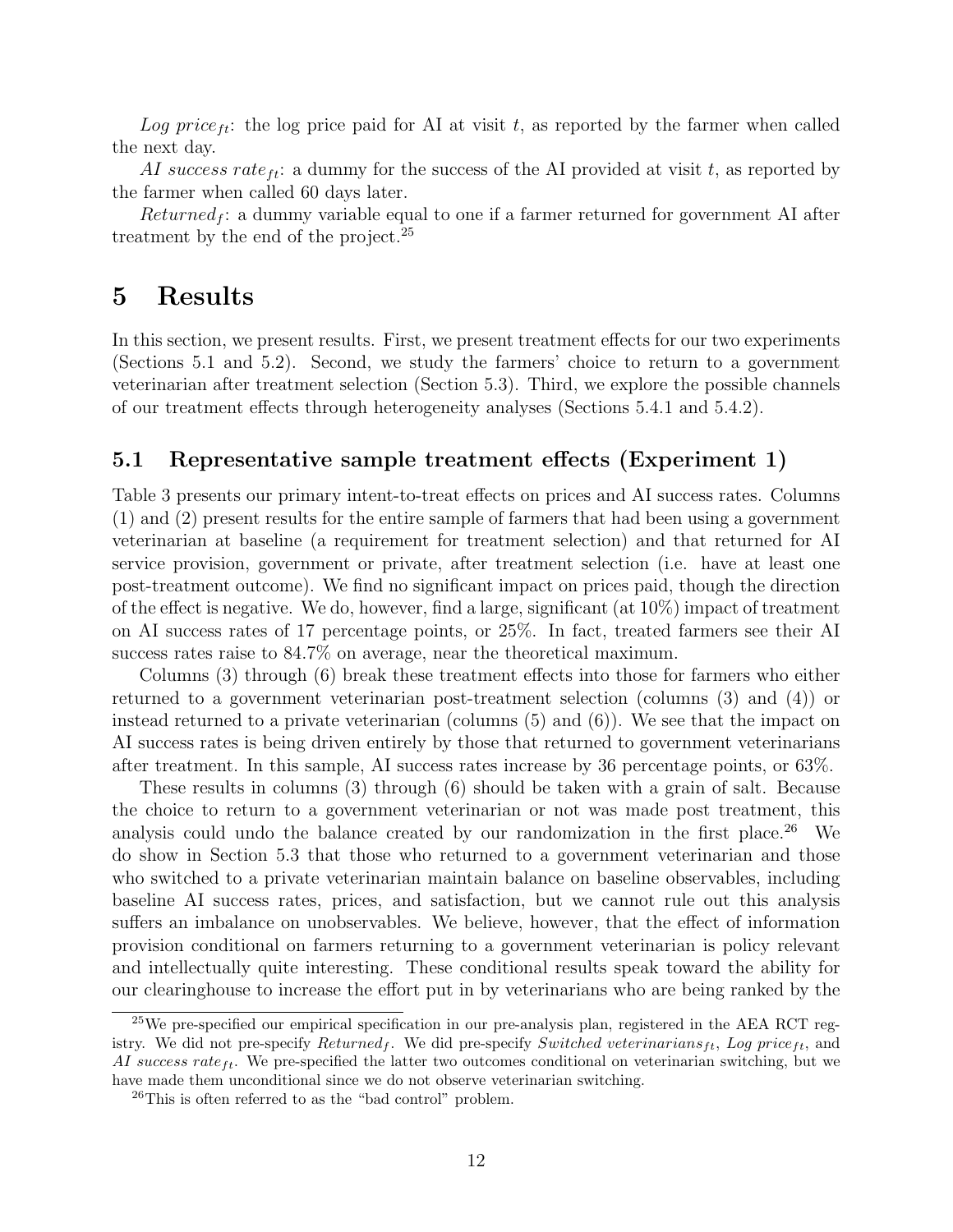*Log price*$_{ft}$: the log price paid for AI at visit $t$, as reported by the farmer when called the next day.

*AI success rate*$_{ft}$: a dummy for the success of the AI provided at visit $t$, as reported by the farmer when called 60 days later.

*Returned*$_f$: a dummy variable equal to one if a farmer returned for government AI after treatment by the end of the project.[25]

# 5 Results

In this section, we present results. First, we present treatment effects for our two experiments (Sections 5.1 and 5.2). Second, we study the farmers' choice to return to a government veterinarian after treatment selection (Section 5.3). Third, we explore the possible channels of our treatment effects through heterogeneity analyses (Sections 5.4.1 and 5.4.2).

## 5.1 Representative sample treatment effects (Experiment 1)

Table 3 presents our primary intent-to-treat effects on prices and AI success rates. Columns (1) and (2) present results for the entire sample of farmers that had been using a government veterinarian at baseline (a requirement for treatment selection) and that returned for AI service provision, government or private, after treatment selection (i.e. have at least one post-treatment outcome). We find no significant impact on prices paid, though the direction of the effect is negative. We do, however, find a large, significant (at 10%) impact of treatment on AI success rates of 17 percentage points, or 25%. In fact, treated farmers see their AI success rates raise to 84.7% on average, near the theoretical maximum.

Columns (3) through (6) break these treatment effects into those for farmers who either returned to a government veterinarian post-treatment selection (columns (3) and (4)) or instead returned to a private veterinarian (columns (5) and (6)). We see that the impact on AI success rates is being driven entirely by those that returned to government veterinarians after treatment. In this sample, AI success rates increase by 36 percentage points, or 63%.

These results in columns (3) through (6) should be taken with a grain of salt. Because the choice to return to a government veterinarian or not was made post treatment, this analysis could undo the balance created by our randomization in the first place.[26] We do show in Section 5.3 that those who returned to a government veterinarian and those who switched to a private veterinarian maintain balance on baseline observables, including baseline AI success rates, prices, and satisfaction, but we cannot rule out this analysis suffers an imbalance on unobservables. We believe, however, that the effect of information provision conditional on farmers returning to a government veterinarian is policy relevant and intellectually quite interesting. These conditional results speak toward the ability for our clearinghouse to increase the effort put in by veterinarians who are being ranked by the

[25]We pre-specified our empirical specification in our pre-analysis plan, registered in the AEA RCT registry. We did not pre-specify *Returned*$_f$. We did pre-specify *Switched veterinarians*$_{ft}$, *Log price*$_{ft}$, and *AI success rate*$_{ft}$. We pre-specified the latter two outcomes conditional on veterinarian switching, but we have made them unconditional since we do not observe veterinarian switching.

[26]This is often referred to as the "bad control" problem.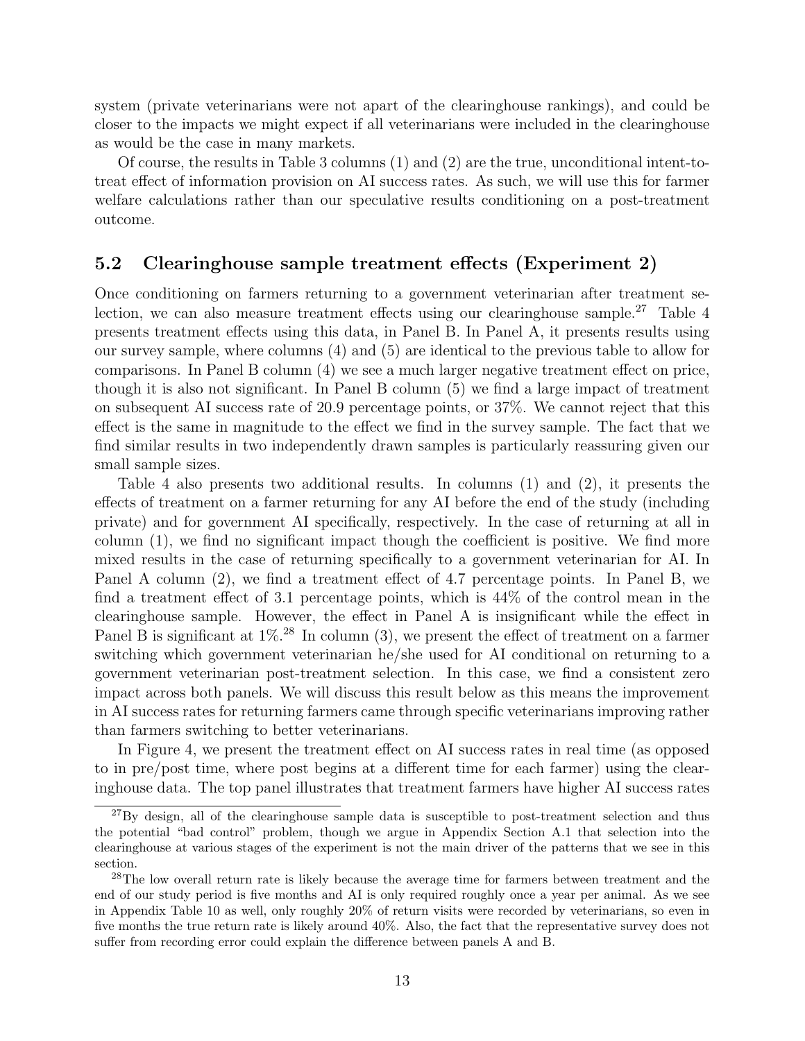system (private veterinarians were not apart of the clearinghouse rankings), and could be closer to the impacts we might expect if all veterinarians were included in the clearinghouse as would be the case in many markets.

Of course, the results in Table 3 columns (1) and (2) are the true, unconditional intent-to-treat effect of information provision on AI success rates. As such, we will use this for farmer welfare calculations rather than our speculative results conditioning on a post-treatment outcome.

## 5.2 Clearinghouse sample treatment effects (Experiment 2)

Once conditioning on farmers returning to a government veterinarian after treatment selection, we can also measure treatment effects using our clearinghouse sample.[27] Table 4 presents treatment effects using this data, in Panel B. In Panel A, it presents results using our survey sample, where columns (4) and (5) are identical to the previous table to allow for comparisons. In Panel B column (4) we see a much larger negative treatment effect on price, though it is also not significant. In Panel B column (5) we find a large impact of treatment on subsequent AI success rate of 20.9 percentage points, or 37%. We cannot reject that this effect is the same in magnitude to the effect we find in the survey sample. The fact that we find similar results in two independently drawn samples is particularly reassuring given our small sample sizes.

Table 4 also presents two additional results. In columns (1) and (2), it presents the effects of treatment on a farmer returning for any AI before the end of the study (including private) and for government AI specifically, respectively. In the case of returning at all in column (1), we find no significant impact though the coefficient is positive. We find more mixed results in the case of returning specifically to a government veterinarian for AI. In Panel A column (2), we find a treatment effect of 4.7 percentage points. In Panel B, we find a treatment effect of 3.1 percentage points, which is 44% of the control mean in the clearinghouse sample. However, the effect in Panel A is insignificant while the effect in Panel B is significant at 1%.[28] In column (3), we present the effect of treatment on a farmer switching which government veterinarian he/she used for AI conditional on returning to a government veterinarian post-treatment selection. In this case, we find a consistent zero impact across both panels. We will discuss this result below as this means the improvement in AI success rates for returning farmers came through specific veterinarians improving rather than farmers switching to better veterinarians.

In Figure 4, we present the treatment effect on AI success rates in real time (as opposed to in pre/post time, where post begins at a different time for each farmer) using the clearinghouse data. The top panel illustrates that treatment farmers have higher AI success rates

[27] By design, all of the clearinghouse sample data is susceptible to post-treatment selection and thus the potential "bad control" problem, though we argue in Appendix Section A.1 that selection into the clearinghouse at various stages of the experiment is not the main driver of the patterns that we see in this section.

[28] The low overall return rate is likely because the average time for farmers between treatment and the end of our study period is five months and AI is only required roughly once a year per animal. As we see in Appendix Table 10 as well, only roughly 20% of return visits were recorded by veterinarians, so even in five months the true return rate is likely around 40%. Also, the fact that the representative survey does not suffer from recording error could explain the difference between panels A and B.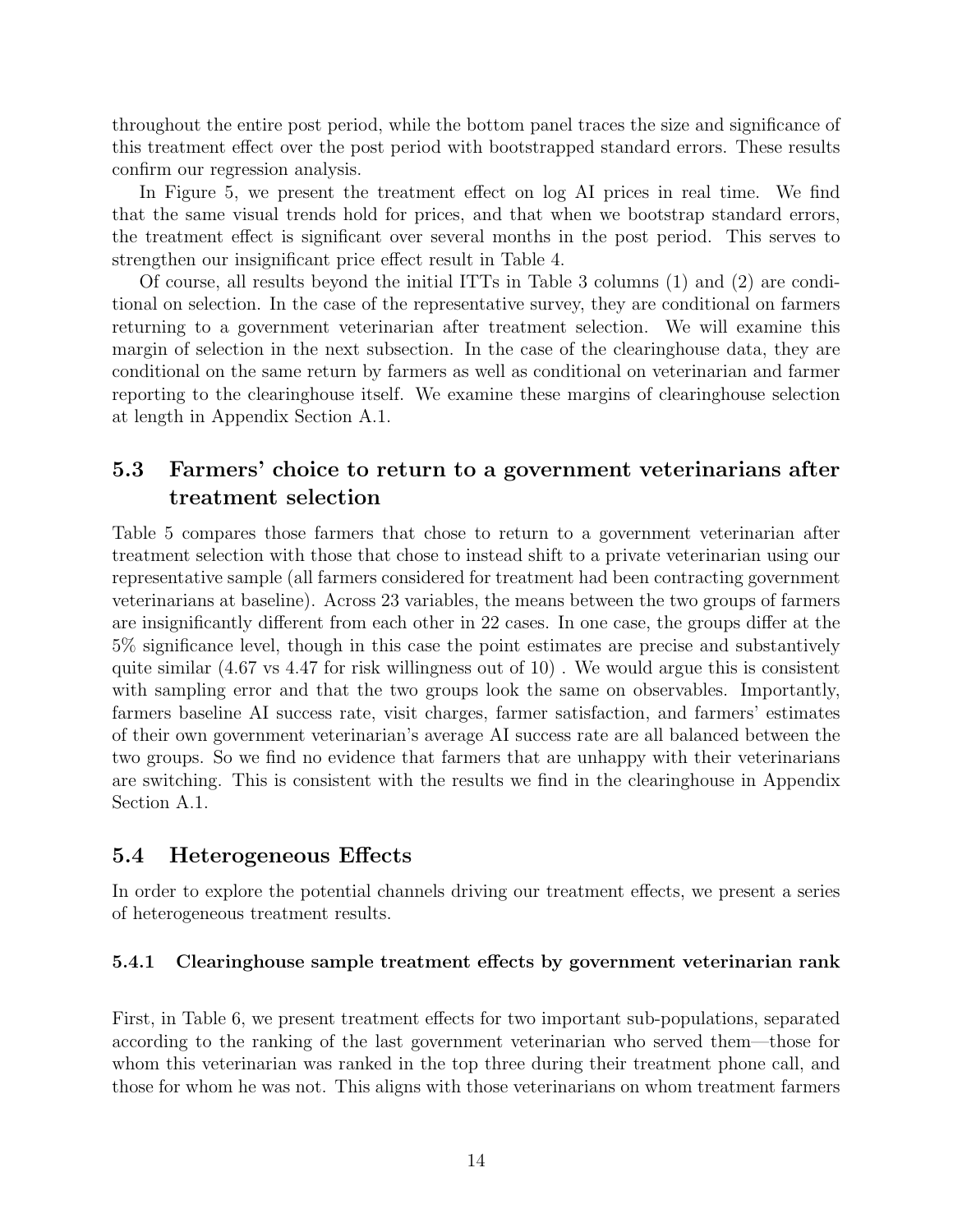throughout the entire post period, while the bottom panel traces the size and significance of this treatment effect over the post period with bootstrapped standard errors. These results confirm our regression analysis.

In Figure 5, we present the treatment effect on log AI prices in real time. We find that the same visual trends hold for prices, and that when we bootstrap standard errors, the treatment effect is significant over several months in the post period. This serves to strengthen our insignificant price effect result in Table 4.

Of course, all results beyond the initial ITTs in Table 3 columns (1) and (2) are conditional on selection. In the case of the representative survey, they are conditional on farmers returning to a government veterinarian after treatment selection. We will examine this margin of selection in the next subsection. In the case of the clearinghouse data, they are conditional on the same return by farmers as well as conditional on veterinarian and farmer reporting to the clearinghouse itself. We examine these margins of clearinghouse selection at length in Appendix Section A.1.

## 5.3 Farmers' choice to return to a government veterinarians after treatment selection

Table 5 compares those farmers that chose to return to a government veterinarian after treatment selection with those that chose to instead shift to a private veterinarian using our representative sample (all farmers considered for treatment had been contracting government veterinarians at baseline). Across 23 variables, the means between the two groups of farmers are insignificantly different from each other in 22 cases. In one case, the groups differ at the 5% significance level, though in this case the point estimates are precise and substantively quite similar (4.67 vs 4.47 for risk willingness out of 10) . We would argue this is consistent with sampling error and that the two groups look the same on observables. Importantly, farmers baseline AI success rate, visit charges, farmer satisfaction, and farmers' estimates of their own government veterinarian's average AI success rate are all balanced between the two groups. So we find no evidence that farmers that are unhappy with their veterinarians are switching. This is consistent with the results we find in the clearinghouse in Appendix Section A.1.

## 5.4 Heterogeneous Effects

In order to explore the potential channels driving our treatment effects, we present a series of heterogeneous treatment results.

### 5.4.1 Clearinghouse sample treatment effects by government veterinarian rank

First, in Table 6, we present treatment effects for two important sub-populations, separated according to the ranking of the last government veterinarian who served them—those for whom this veterinarian was ranked in the top three during their treatment phone call, and those for whom he was not. This aligns with those veterinarians on whom treatment farmers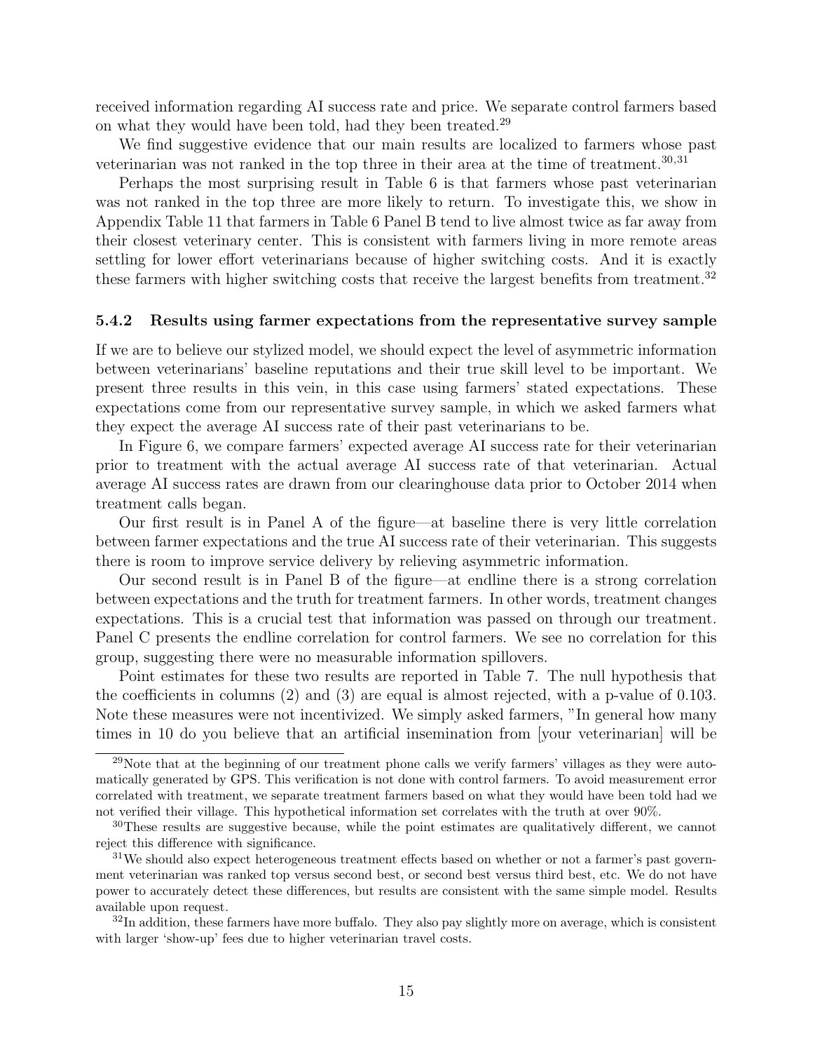received information regarding AI success rate and price. We separate control farmers based on what they would have been told, had they been treated.[29]

We find suggestive evidence that our main results are localized to farmers whose past veterinarian was not ranked in the top three in their area at the time of treatment.[30,31]

Perhaps the most surprising result in Table 6 is that farmers whose past veterinarian was not ranked in the top three are more likely to return. To investigate this, we show in Appendix Table 11 that farmers in Table 6 Panel B tend to live almost twice as far away from their closest veterinary center. This is consistent with farmers living in more remote areas settling for lower effort veterinarians because of higher switching costs. And it is exactly these farmers with higher switching costs that receive the largest benefits from treatment.[32]

### 5.4.2 Results using farmer expectations from the representative survey sample

If we are to believe our stylized model, we should expect the level of asymmetric information between veterinarians' baseline reputations and their true skill level to be important. We present three results in this vein, in this case using farmers' stated expectations. These expectations come from our representative survey sample, in which we asked farmers what they expect the average AI success rate of their past veterinarians to be.

In Figure 6, we compare farmers' expected average AI success rate for their veterinarian prior to treatment with the actual average AI success rate of that veterinarian. Actual average AI success rates are drawn from our clearinghouse data prior to October 2014 when treatment calls began.

Our first result is in Panel A of the figure—at baseline there is very little correlation between farmer expectations and the true AI success rate of their veterinarian. This suggests there is room to improve service delivery by relieving asymmetric information.

Our second result is in Panel B of the figure—at endline there is a strong correlation between expectations and the truth for treatment farmers. In other words, treatment changes expectations. This is a crucial test that information was passed on through our treatment. Panel C presents the endline correlation for control farmers. We see no correlation for this group, suggesting there were no measurable information spillovers.

Point estimates for these two results are reported in Table 7. The null hypothesis that the coefficients in columns (2) and (3) are equal is almost rejected, with a p-value of 0.103. Note these measures were not incentivized. We simply asked farmers, "In general how many times in 10 do you believe that an artificial insemination from [your veterinarian] will be

---

[29] Note that at the beginning of our treatment phone calls we verify farmers' villages as they were automatically generated by GPS. This verification is not done with control farmers. To avoid measurement error correlated with treatment, we separate treatment farmers based on what they would have been told had we not verified their village. This hypothetical information set correlates with the truth at over 90%.

[30] These results are suggestive because, while the point estimates are qualitatively different, we cannot reject this difference with significance.

[31] We should also expect heterogeneous treatment effects based on whether or not a farmer's past government veterinarian was ranked top versus second best, or second best versus third best, etc. We do not have power to accurately detect these differences, but results are consistent with the same simple model. Results available upon request.

[32] In addition, these farmers have more buffalo. They also pay slightly more on average, which is consistent with larger 'show-up' fees due to higher veterinarian travel costs.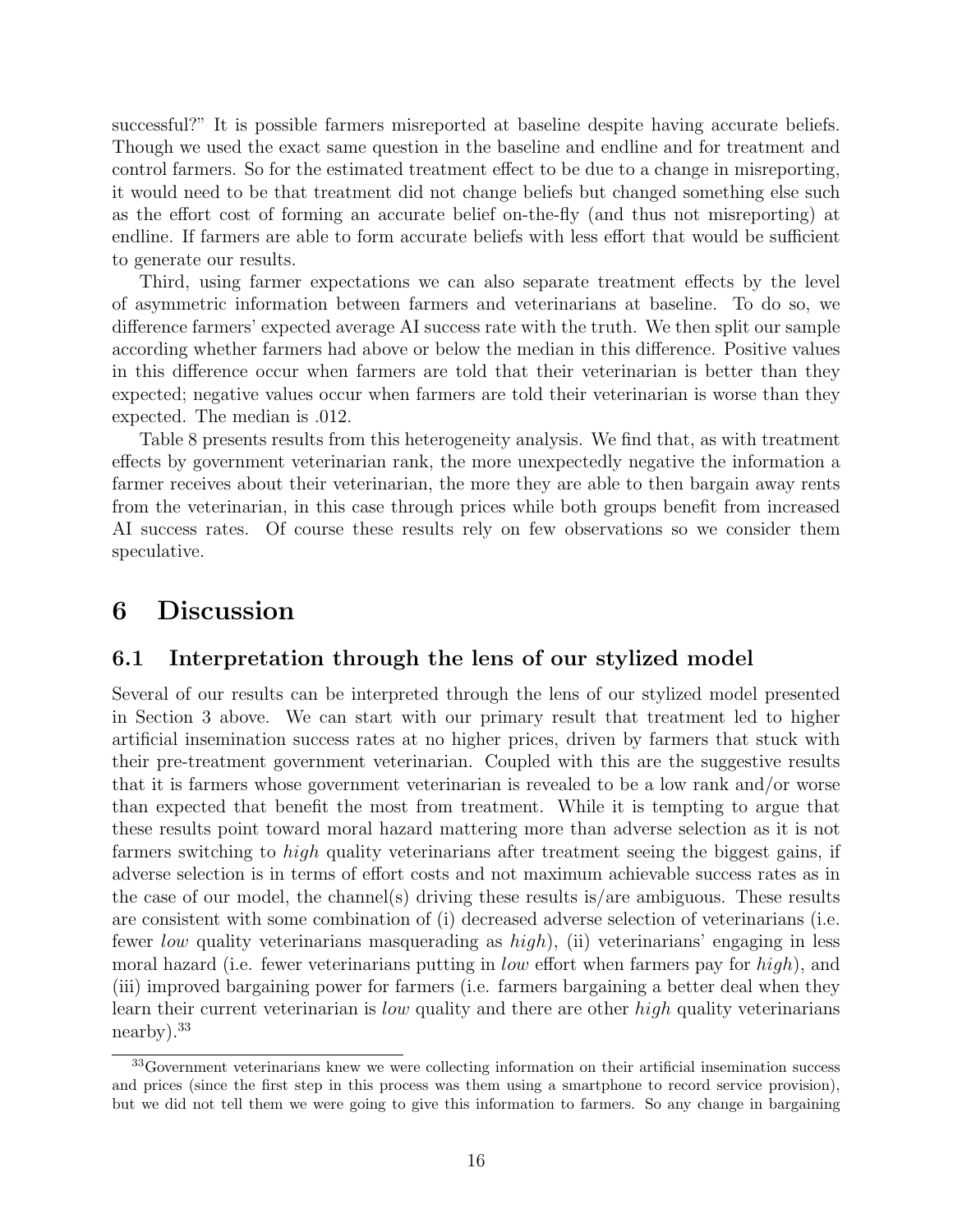successful?" It is possible farmers misreported at baseline despite having accurate beliefs. Though we used the exact same question in the baseline and endline and for treatment and control farmers. So for the estimated treatment effect to be due to a change in misreporting, it would need to be that treatment did not change beliefs but changed something else such as the effort cost of forming an accurate belief on-the-fly (and thus not misreporting) at endline. If farmers are able to form accurate beliefs with less effort that would be sufficient to generate our results.

Third, using farmer expectations we can also separate treatment effects by the level of asymmetric information between farmers and veterinarians at baseline. To do so, we difference farmers' expected average AI success rate with the truth. We then split our sample according whether farmers had above or below the median in this difference. Positive values in this difference occur when farmers are told that their veterinarian is better than they expected; negative values occur when farmers are told their veterinarian is worse than they expected. The median is .012.

Table 8 presents results from this heterogeneity analysis. We find that, as with treatment effects by government veterinarian rank, the more unexpectedly negative the information a farmer receives about their veterinarian, the more they are able to then bargain away rents from the veterinarian, in this case through prices while both groups benefit from increased AI success rates. Of course these results rely on few observations so we consider them speculative.

# 6 Discussion

## 6.1 Interpretation through the lens of our stylized model

Several of our results can be interpreted through the lens of our stylized model presented in Section 3 above. We can start with our primary result that treatment led to higher artificial insemination success rates at no higher prices, driven by farmers that stuck with their pre-treatment government veterinarian. Coupled with this are the suggestive results that it is farmers whose government veterinarian is revealed to be a low rank and/or worse than expected that benefit the most from treatment. While it is tempting to argue that these results point toward moral hazard mattering more than adverse selection as it is not farmers switching to *high* quality veterinarians after treatment seeing the biggest gains, if adverse selection is in terms of effort costs and not maximum achievable success rates as in the case of our model, the channel(s) driving these results is/are ambiguous. These results are consistent with some combination of (i) decreased adverse selection of veterinarians (i.e. fewer *low* quality veterinarians masquerading as *high*), (ii) veterinarians' engaging in less moral hazard (i.e. fewer veterinarians putting in *low* effort when farmers pay for *high*), and (iii) improved bargaining power for farmers (i.e. farmers bargaining a better deal when they learn their current veterinarian is *low* quality and there are other *high* quality veterinarians nearby).[33]

[33]Government veterinarians knew we were collecting information on their artificial insemination success and prices (since the first step in this process was them using a smartphone to record service provision), but we did not tell them we were going to give this information to farmers. So any change in bargaining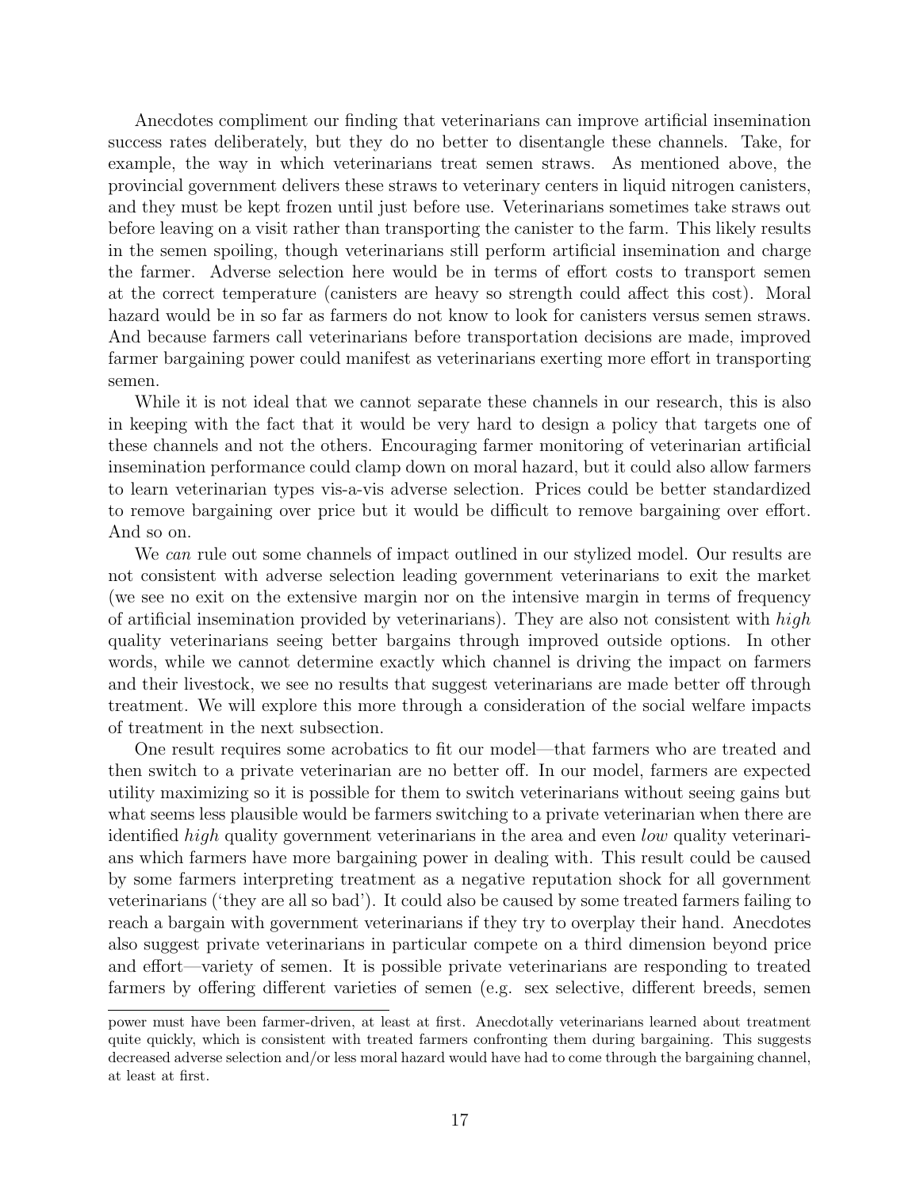Anecdotes compliment our finding that veterinarians can improve artificial insemination success rates deliberately, but they do no better to disentangle these channels. Take, for example, the way in which veterinarians treat semen straws. As mentioned above, the provincial government delivers these straws to veterinary centers in liquid nitrogen canisters, and they must be kept frozen until just before use. Veterinarians sometimes take straws out before leaving on a visit rather than transporting the canister to the farm. This likely results in the semen spoiling, though veterinarians still perform artificial insemination and charge the farmer. Adverse selection here would be in terms of effort costs to transport semen at the correct temperature (canisters are heavy so strength could affect this cost). Moral hazard would be in so far as farmers do not know to look for canisters versus semen straws. And because farmers call veterinarians before transportation decisions are made, improved farmer bargaining power could manifest as veterinarians exerting more effort in transporting semen.

While it is not ideal that we cannot separate these channels in our research, this is also in keeping with the fact that it would be very hard to design a policy that targets one of these channels and not the others. Encouraging farmer monitoring of veterinarian artificial insemination performance could clamp down on moral hazard, but it could also allow farmers to learn veterinarian types vis-a-vis adverse selection. Prices could be better standardized to remove bargaining over price but it would be difficult to remove bargaining over effort. And so on.

We *can* rule out some channels of impact outlined in our stylized model. Our results are not consistent with adverse selection leading government veterinarians to exit the market (we see no exit on the extensive margin nor on the intensive margin in terms of frequency of artificial insemination provided by veterinarians). They are also not consistent with *high* quality veterinarians seeing better bargains through improved outside options. In other words, while we cannot determine exactly which channel is driving the impact on farmers and their livestock, we see no results that suggest veterinarians are made better off through treatment. We will explore this more through a consideration of the social welfare impacts of treatment in the next subsection.

One result requires some acrobatics to fit our model—that farmers who are treated and then switch to a private veterinarian are no better off. In our model, farmers are expected utility maximizing so it is possible for them to switch veterinarians without seeing gains but what seems less plausible would be farmers switching to a private veterinarian when there are identified *high* quality government veterinarians in the area and even *low* quality veterinarians which farmers have more bargaining power in dealing with. This result could be caused by some farmers interpreting treatment as a negative reputation shock for all government veterinarians ('they are all so bad'). It could also be caused by some treated farmers failing to reach a bargain with government veterinarians if they try to overplay their hand. Anecdotes also suggest private veterinarians in particular compete on a third dimension beyond price and effort—variety of semen. It is possible private veterinarians are responding to treated farmers by offering different varieties of semen (e.g. sex selective, different breeds, semen

---

power must have been farmer-driven, at least at first. Anecdotally veterinarians learned about treatment quite quickly, which is consistent with treated farmers confronting them during bargaining. This suggests decreased adverse selection and/or less moral hazard would have had to come through the bargaining channel, at least at first.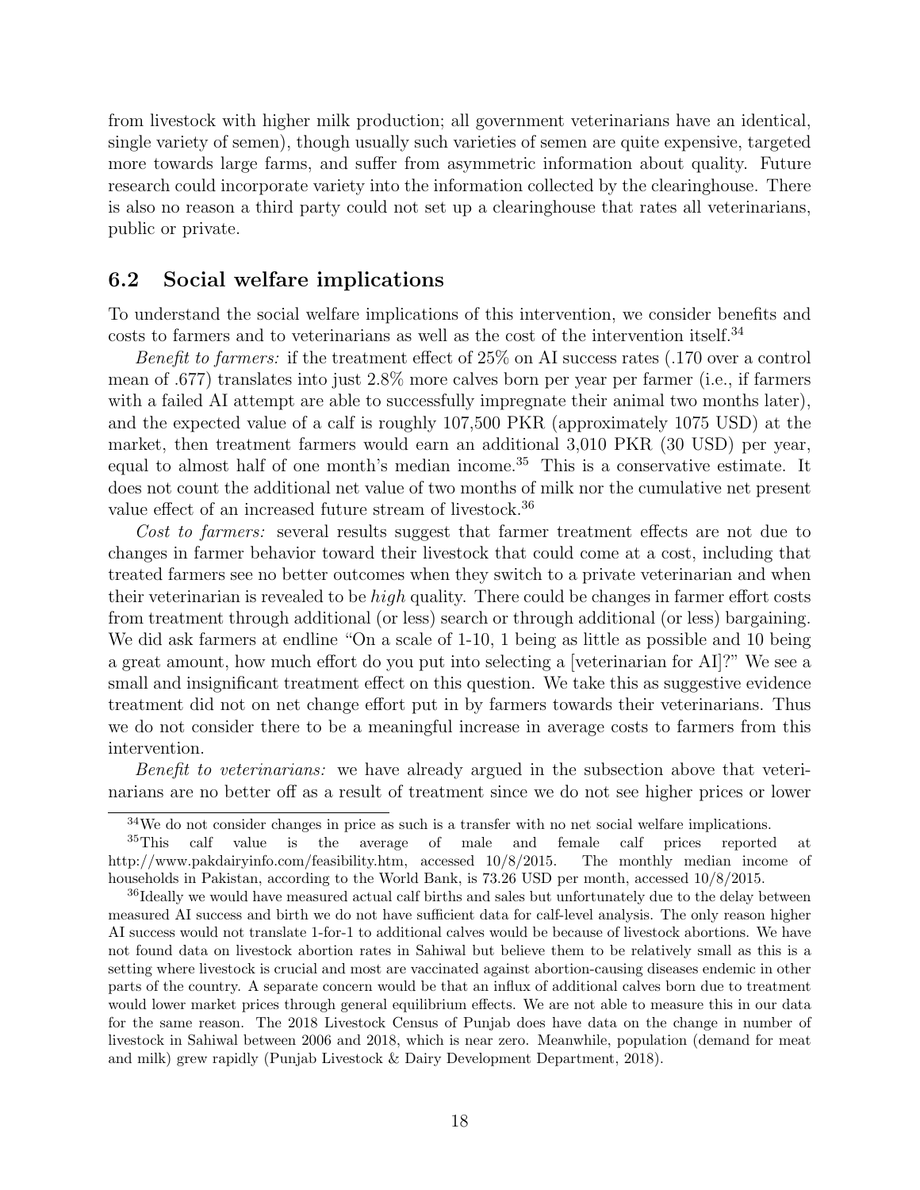from livestock with higher milk production; all government veterinarians have an identical, single variety of semen), though usually such varieties of semen are quite expensive, targeted more towards large farms, and suffer from asymmetric information about quality. Future research could incorporate variety into the information collected by the clearinghouse. There is also no reason a third party could not set up a clearinghouse that rates all veterinarians, public or private.

## 6.2 Social welfare implications

To understand the social welfare implications of this intervention, we consider benefits and costs to farmers and to veterinarians as well as the cost of the intervention itself.[34]

*Benefit to farmers:* if the treatment effect of 25% on AI success rates (.170 over a control mean of .677) translates into just 2.8% more calves born per year per farmer (i.e., if farmers with a failed AI attempt are able to successfully impregnate their animal two months later), and the expected value of a calf is roughly 107,500 PKR (approximately 1075 USD) at the market, then treatment farmers would earn an additional 3,010 PKR (30 USD) per year, equal to almost half of one month's median income.[35] This is a conservative estimate. It does not count the additional net value of two months of milk nor the cumulative net present value effect of an increased future stream of livestock.[36]

*Cost to farmers:* several results suggest that farmer treatment effects are not due to changes in farmer behavior toward their livestock that could come at a cost, including that treated farmers see no better outcomes when they switch to a private veterinarian and when their veterinarian is revealed to be *high* quality. There could be changes in farmer effort costs from treatment through additional (or less) search or through additional (or less) bargaining. We did ask farmers at endline "On a scale of 1-10, 1 being as little as possible and 10 being a great amount, how much effort do you put into selecting a [veterinarian for AI]?" We see a small and insignificant treatment effect on this question. We take this as suggestive evidence treatment did not on net change effort put in by farmers towards their veterinarians. Thus we do not consider there to be a meaningful increase in average costs to farmers from this intervention.

*Benefit to veterinarians:* we have already argued in the subsection above that veterinarians are no better off as a result of treatment since we do not see higher prices or lower

---

[34] We do not consider changes in price as such is a transfer with no net social welfare implications.

[35] This calf value is the average of male and female calf prices reported at http://www.pakdairyinfo.com/feasibility.htm, accessed 10/8/2015. The monthly median income of households in Pakistan, according to the World Bank, is 73.26 USD per month, accessed 10/8/2015.

[36] Ideally we would have measured actual calf births and sales but unfortunately due to the delay between measured AI success and birth we do not have sufficient data for calf-level analysis. The only reason higher AI success would not translate 1-for-1 to additional calves would be because of livestock abortions. We have not found data on livestock abortion rates in Sahiwal but believe them to be relatively small as this is a setting where livestock is crucial and most are vaccinated against abortion-causing diseases endemic in other parts of the country. A separate concern would be that an influx of additional calves born due to treatment would lower market prices through general equilibrium effects. We are not able to measure this in our data for the same reason. The 2018 Livestock Census of Punjab does have data on the change in number of livestock in Sahiwal between 2006 and 2018, which is near zero. Meanwhile, population (demand for meat and milk) grew rapidly (Punjab Livestock & Dairy Development Department, 2018).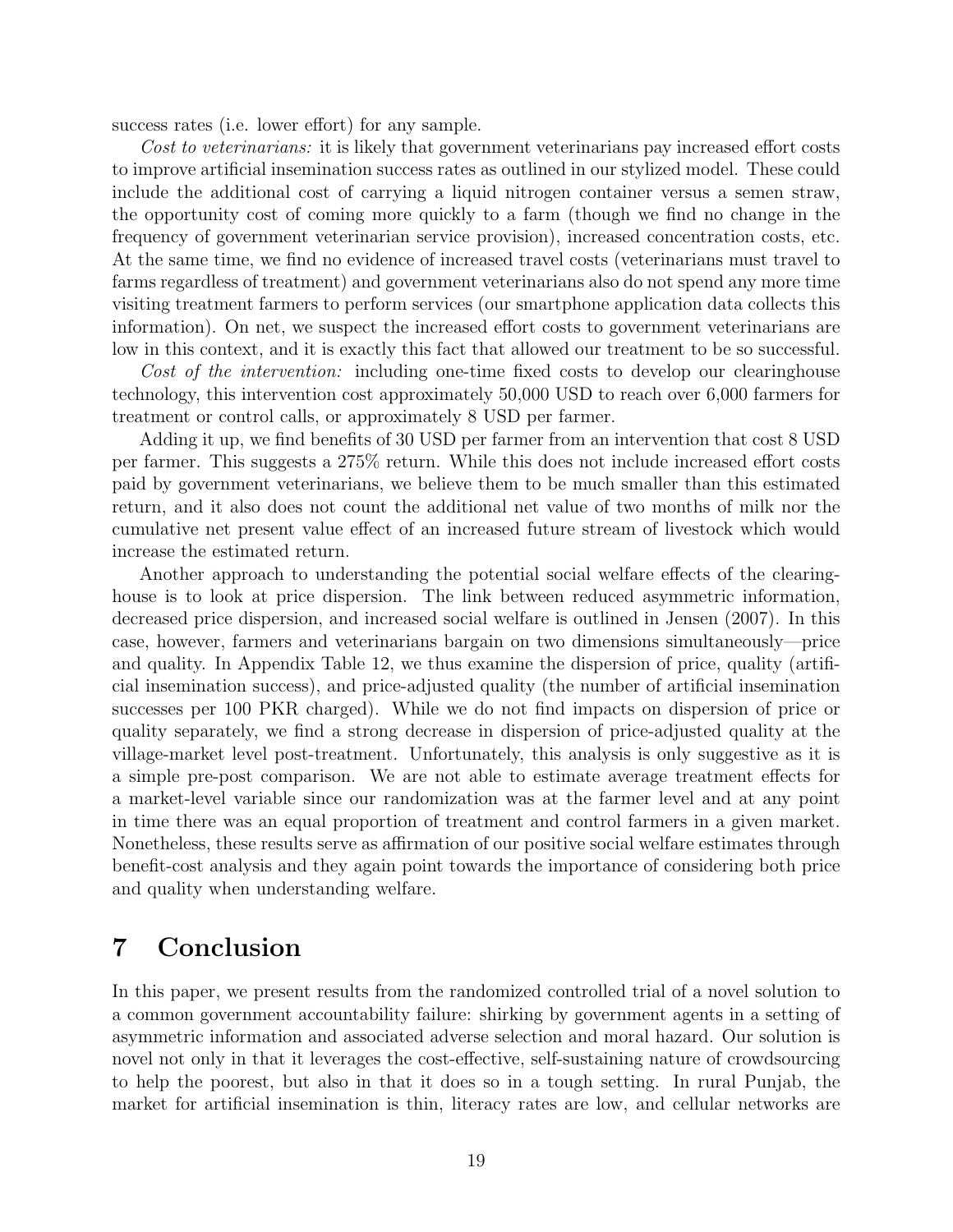success rates (i.e. lower effort) for any sample.

*Cost to veterinarians:* it is likely that government veterinarians pay increased effort costs to improve artificial insemination success rates as outlined in our stylized model. These could include the additional cost of carrying a liquid nitrogen container versus a semen straw, the opportunity cost of coming more quickly to a farm (though we find no change in the frequency of government veterinarian service provision), increased concentration costs, etc. At the same time, we find no evidence of increased travel costs (veterinarians must travel to farms regardless of treatment) and government veterinarians also do not spend any more time visiting treatment farmers to perform services (our smartphone application data collects this information). On net, we suspect the increased effort costs to government veterinarians are low in this context, and it is exactly this fact that allowed our treatment to be so successful.

*Cost of the intervention:* including one-time fixed costs to develop our clearinghouse technology, this intervention cost approximately 50,000 USD to reach over 6,000 farmers for treatment or control calls, or approximately 8 USD per farmer.

Adding it up, we find benefits of 30 USD per farmer from an intervention that cost 8 USD per farmer. This suggests a 275% return. While this does not include increased effort costs paid by government veterinarians, we believe them to be much smaller than this estimated return, and it also does not count the additional net value of two months of milk nor the cumulative net present value effect of an increased future stream of livestock which would increase the estimated return.

Another approach to understanding the potential social welfare effects of the clearinghouse is to look at price dispersion. The link between reduced asymmetric information, decreased price dispersion, and increased social welfare is outlined in Jensen (2007). In this case, however, farmers and veterinarians bargain on two dimensions simultaneously—price and quality. In Appendix Table 12, we thus examine the dispersion of price, quality (artificial insemination success), and price-adjusted quality (the number of artificial insemination successes per 100 PKR charged). While we do not find impacts on dispersion of price or quality separately, we find a strong decrease in dispersion of price-adjusted quality at the village-market level post-treatment. Unfortunately, this analysis is only suggestive as it is a simple pre-post comparison. We are not able to estimate average treatment effects for a market-level variable since our randomization was at the farmer level and at any point in time there was an equal proportion of treatment and control farmers in a given market. Nonetheless, these results serve as affirmation of our positive social welfare estimates through benefit-cost analysis and they again point towards the importance of considering both price and quality when understanding welfare.

# 7 Conclusion

In this paper, we present results from the randomized controlled trial of a novel solution to a common government accountability failure: shirking by government agents in a setting of asymmetric information and associated adverse selection and moral hazard. Our solution is novel not only in that it leverages the cost-effective, self-sustaining nature of crowdsourcing to help the poorest, but also in that it does so in a tough setting. In rural Punjab, the market for artificial insemination is thin, literacy rates are low, and cellular networks are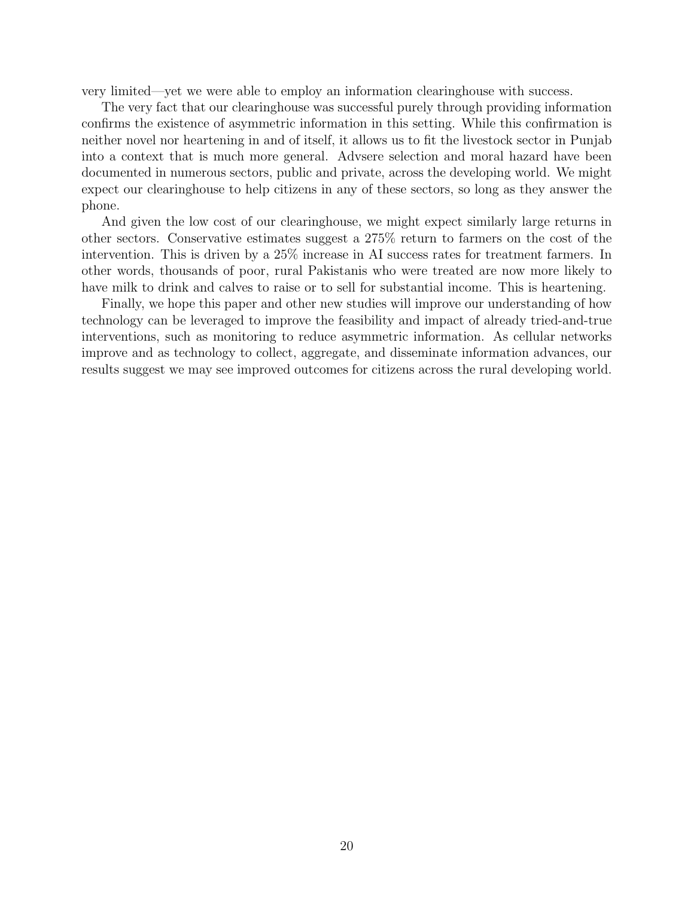very limited—yet we were able to employ an information clearinghouse with success.

The very fact that our clearinghouse was successful purely through providing information confirms the existence of asymmetric information in this setting. While this confirmation is neither novel nor heartening in and of itself, it allows us to fit the livestock sector in Punjab into a context that is much more general. Advsere selection and moral hazard have been documented in numerous sectors, public and private, across the developing world. We might expect our clearinghouse to help citizens in any of these sectors, so long as they answer the phone.

And given the low cost of our clearinghouse, we might expect similarly large returns in other sectors. Conservative estimates suggest a 275% return to farmers on the cost of the intervention. This is driven by a 25% increase in AI success rates for treatment farmers. In other words, thousands of poor, rural Pakistanis who were treated are now more likely to have milk to drink and calves to raise or to sell for substantial income. This is heartening.

Finally, we hope this paper and other new studies will improve our understanding of how technology can be leveraged to improve the feasibility and impact of already tried-and-true interventions, such as monitoring to reduce asymmetric information. As cellular networks improve and as technology to collect, aggregate, and disseminate information advances, our results suggest we may see improved outcomes for citizens across the rural developing world.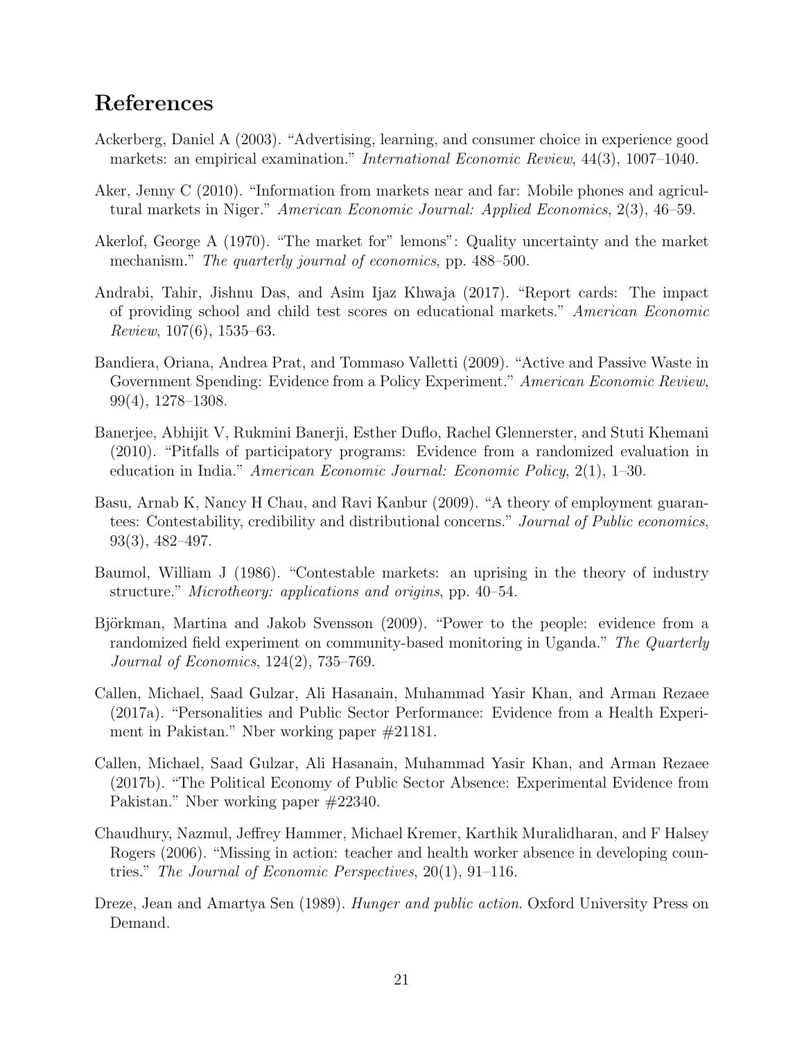# References

Ackerberg, Daniel A (2003). "Advertising, learning, and consumer choice in experience good markets: an empirical examination." *International Economic Review*, 44(3), 1007–1040.

Aker, Jenny C (2010). "Information from markets near and far: Mobile phones and agricultural markets in Niger." *American Economic Journal: Applied Economics*, 2(3), 46–59.

Akerlof, George A (1970). "The market for" lemons": Quality uncertainty and the market mechanism." *The quarterly journal of economics*, pp. 488–500.

Andrabi, Tahir, Jishnu Das, and Asim Ijaz Khwaja (2017). "Report cards: The impact of providing school and child test scores on educational markets." *American Economic Review*, 107(6), 1535–63.

Bandiera, Oriana, Andrea Prat, and Tommaso Valletti (2009). "Active and Passive Waste in Government Spending: Evidence from a Policy Experiment." *American Economic Review*, 99(4), 1278–1308.

Banerjee, Abhijit V, Rukmini Banerji, Esther Duflo, Rachel Glennerster, and Stuti Khemani (2010). "Pitfalls of participatory programs: Evidence from a randomized evaluation in education in India." *American Economic Journal: Economic Policy*, 2(1), 1–30.

Basu, Arnab K, Nancy H Chau, and Ravi Kanbur (2009). "A theory of employment guarantees: Contestability, credibility and distributional concerns." *Journal of Public economics*, 93(3), 482–497.

Baumol, William J (1986). "Contestable markets: an uprising in the theory of industry structure." *Microtheory: applications and origins*, pp. 40–54.

Björkman, Martina and Jakob Svensson (2009). "Power to the people: evidence from a randomized field experiment on community-based monitoring in Uganda." *The Quarterly Journal of Economics*, 124(2), 735–769.

Callen, Michael, Saad Gulzar, Ali Hasanain, Muhammad Yasir Khan, and Arman Rezaee (2017a). "Personalities and Public Sector Performance: Evidence from a Health Experiment in Pakistan." Nber working paper #21181.

Callen, Michael, Saad Gulzar, Ali Hasanain, Muhammad Yasir Khan, and Arman Rezaee (2017b). "The Political Economy of Public Sector Absence: Experimental Evidence from Pakistan." Nber working paper #22340.

Chaudhury, Nazmul, Jeffrey Hammer, Michael Kremer, Karthik Muralidharan, and F Halsey Rogers (2006). "Missing in action: teacher and health worker absence in developing countries." *The Journal of Economic Perspectives*, 20(1), 91–116.

Dreze, Jean and Amartya Sen (1989). *Hunger and public action*. Oxford University Press on Demand.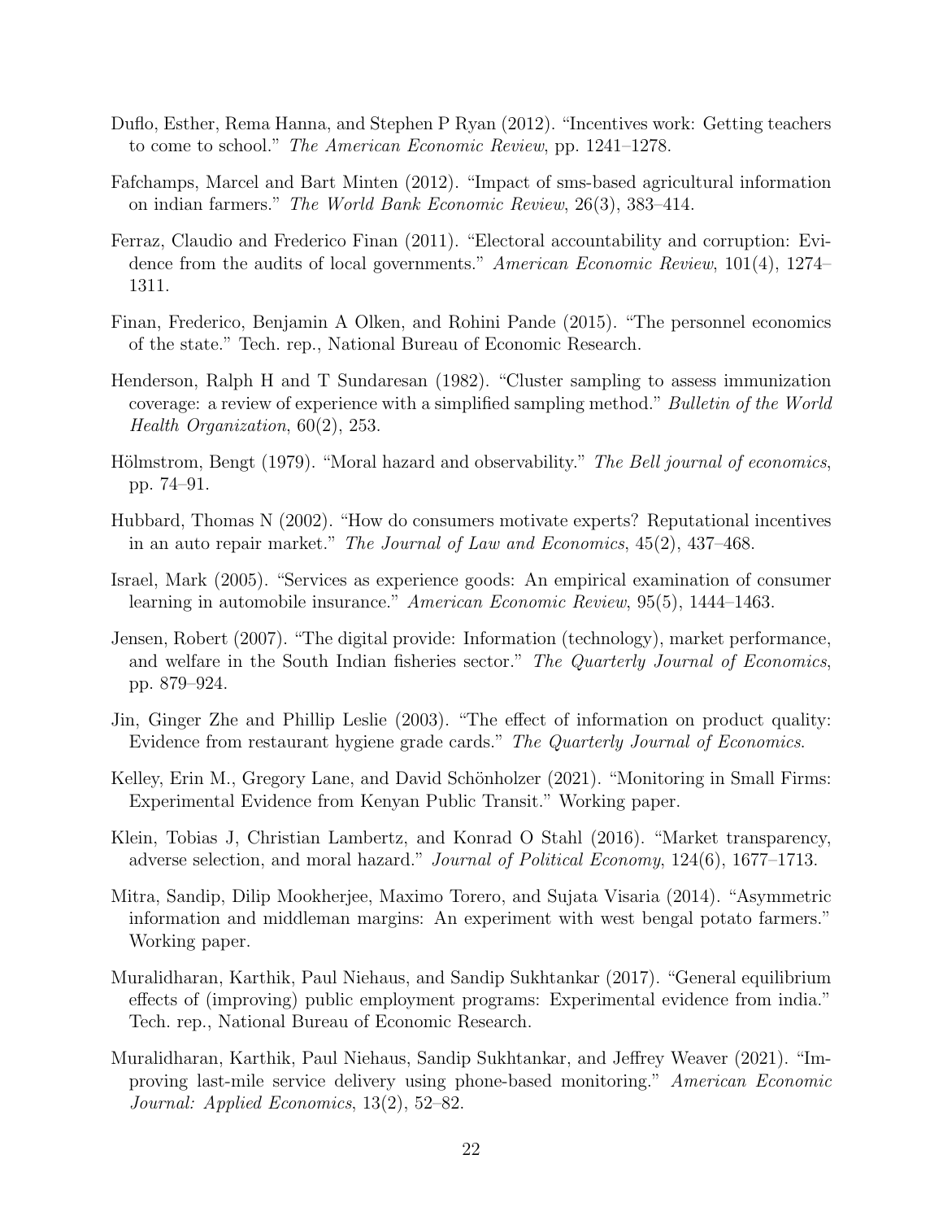Duflo, Esther, Rema Hanna, and Stephen P Ryan (2012). "Incentives work: Getting teachers to come to school." *The American Economic Review*, pp. 1241–1278.

Fafchamps, Marcel and Bart Minten (2012). "Impact of sms-based agricultural information on indian farmers." *The World Bank Economic Review*, 26(3), 383–414.

Ferraz, Claudio and Frederico Finan (2011). "Electoral accountability and corruption: Evidence from the audits of local governments." *American Economic Review*, 101(4), 1274–1311.

Finan, Frederico, Benjamin A Olken, and Rohini Pande (2015). "The personnel economics of the state." Tech. rep., National Bureau of Economic Research.

Henderson, Ralph H and T Sundaresan (1982). "Cluster sampling to assess immunization coverage: a review of experience with a simplified sampling method." *Bulletin of the World Health Organization*, 60(2), 253.

Hölmstrom, Bengt (1979). "Moral hazard and observability." *The Bell journal of economics*, pp. 74–91.

Hubbard, Thomas N (2002). "How do consumers motivate experts? Reputational incentives in an auto repair market." *The Journal of Law and Economics*, 45(2), 437–468.

Israel, Mark (2005). "Services as experience goods: An empirical examination of consumer learning in automobile insurance." *American Economic Review*, 95(5), 1444–1463.

Jensen, Robert (2007). "The digital provide: Information (technology), market performance, and welfare in the South Indian fisheries sector." *The Quarterly Journal of Economics*, pp. 879–924.

Jin, Ginger Zhe and Phillip Leslie (2003). "The effect of information on product quality: Evidence from restaurant hygiene grade cards." *The Quarterly Journal of Economics*.

Kelley, Erin M., Gregory Lane, and David Schönholzer (2021). "Monitoring in Small Firms: Experimental Evidence from Kenyan Public Transit." Working paper.

Klein, Tobias J, Christian Lambertz, and Konrad O Stahl (2016). "Market transparency, adverse selection, and moral hazard." *Journal of Political Economy*, 124(6), 1677–1713.

Mitra, Sandip, Dilip Mookherjee, Maximo Torero, and Sujata Visaria (2014). "Asymmetric information and middleman margins: An experiment with west bengal potato farmers." Working paper.

Muralidharan, Karthik, Paul Niehaus, and Sandip Sukhtankar (2017). "General equilibrium effects of (improving) public employment programs: Experimental evidence from india." Tech. rep., National Bureau of Economic Research.

Muralidharan, Karthik, Paul Niehaus, Sandip Sukhtankar, and Jeffrey Weaver (2021). "Improving last-mile service delivery using phone-based monitoring." *American Economic Journal: Applied Economics*, 13(2), 52–82.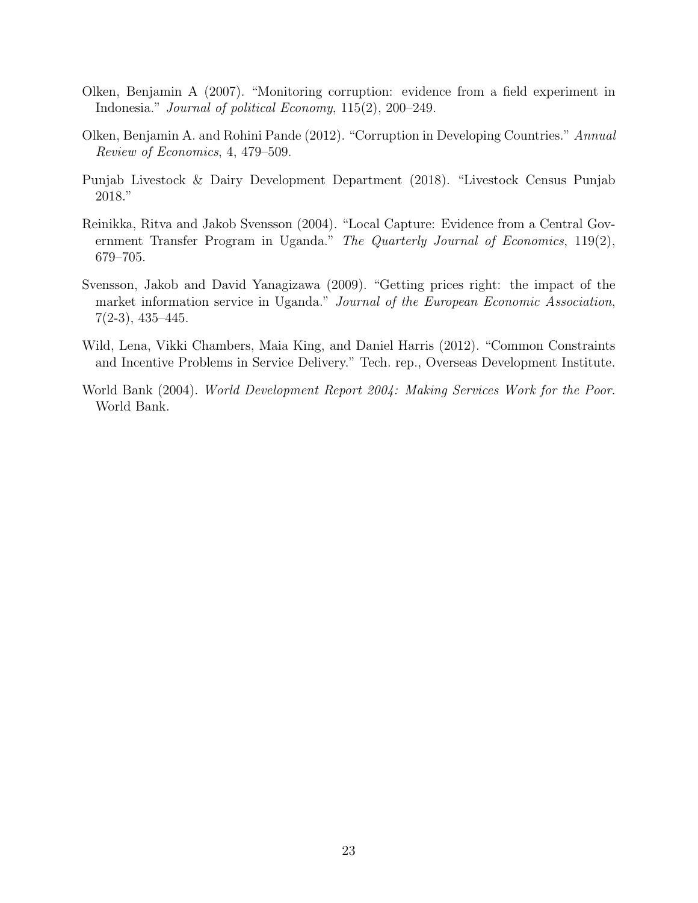Olken, Benjamin A (2007). "Monitoring corruption: evidence from a field experiment in Indonesia." *Journal of political Economy*, 115(2), 200–249.

Olken, Benjamin A. and Rohini Pande (2012). "Corruption in Developing Countries." *Annual Review of Economics*, 4, 479–509.

Punjab Livestock & Dairy Development Department (2018). "Livestock Census Punjab 2018."

Reinikka, Ritva and Jakob Svensson (2004). "Local Capture: Evidence from a Central Government Transfer Program in Uganda." *The Quarterly Journal of Economics*, 119(2), 679–705.

Svensson, Jakob and David Yanagizawa (2009). "Getting prices right: the impact of the market information service in Uganda." *Journal of the European Economic Association*, 7(2-3), 435–445.

Wild, Lena, Vikki Chambers, Maia King, and Daniel Harris (2012). "Common Constraints and Incentive Problems in Service Delivery." Tech. rep., Overseas Development Institute.

World Bank (2004). *World Development Report 2004: Making Services Work for the Poor.* World Bank.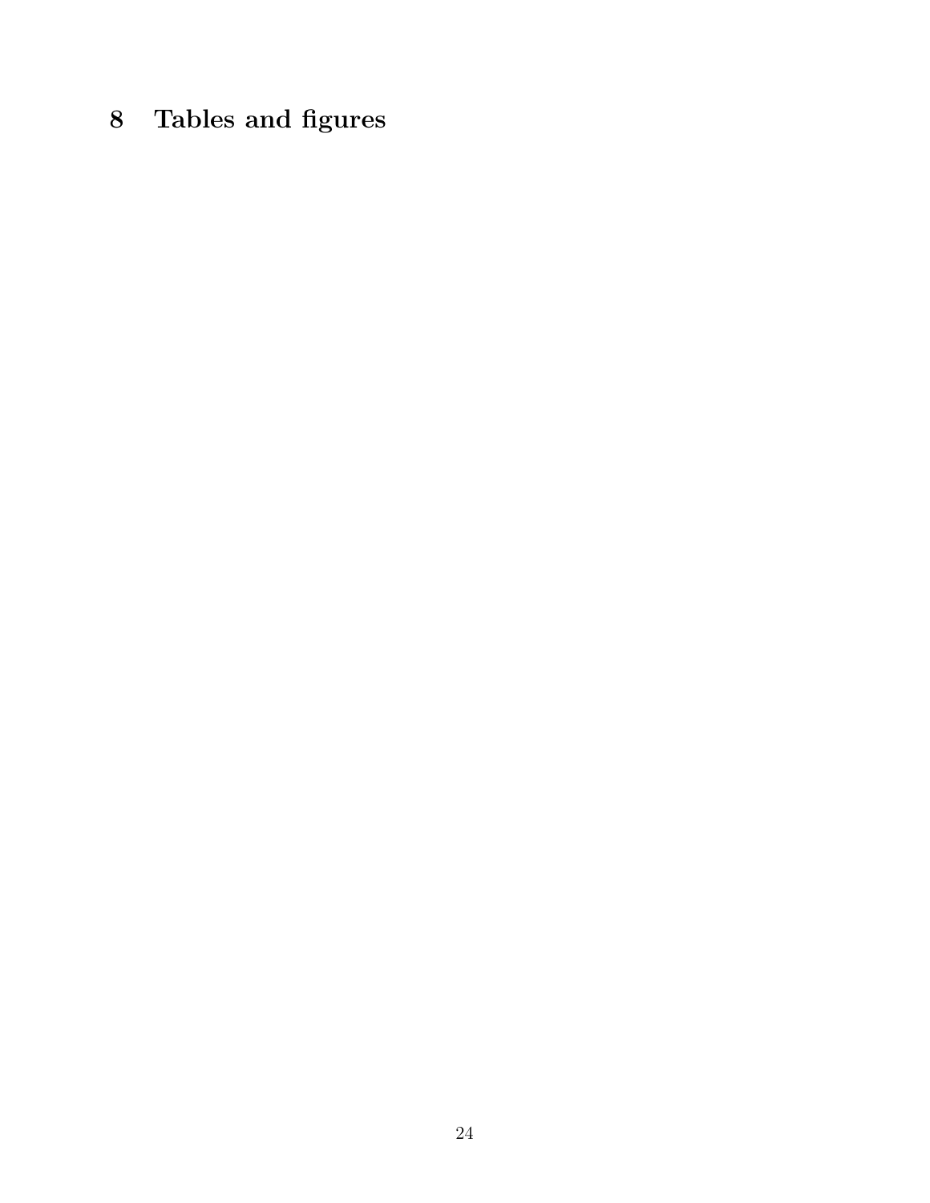# 8 Tables and figures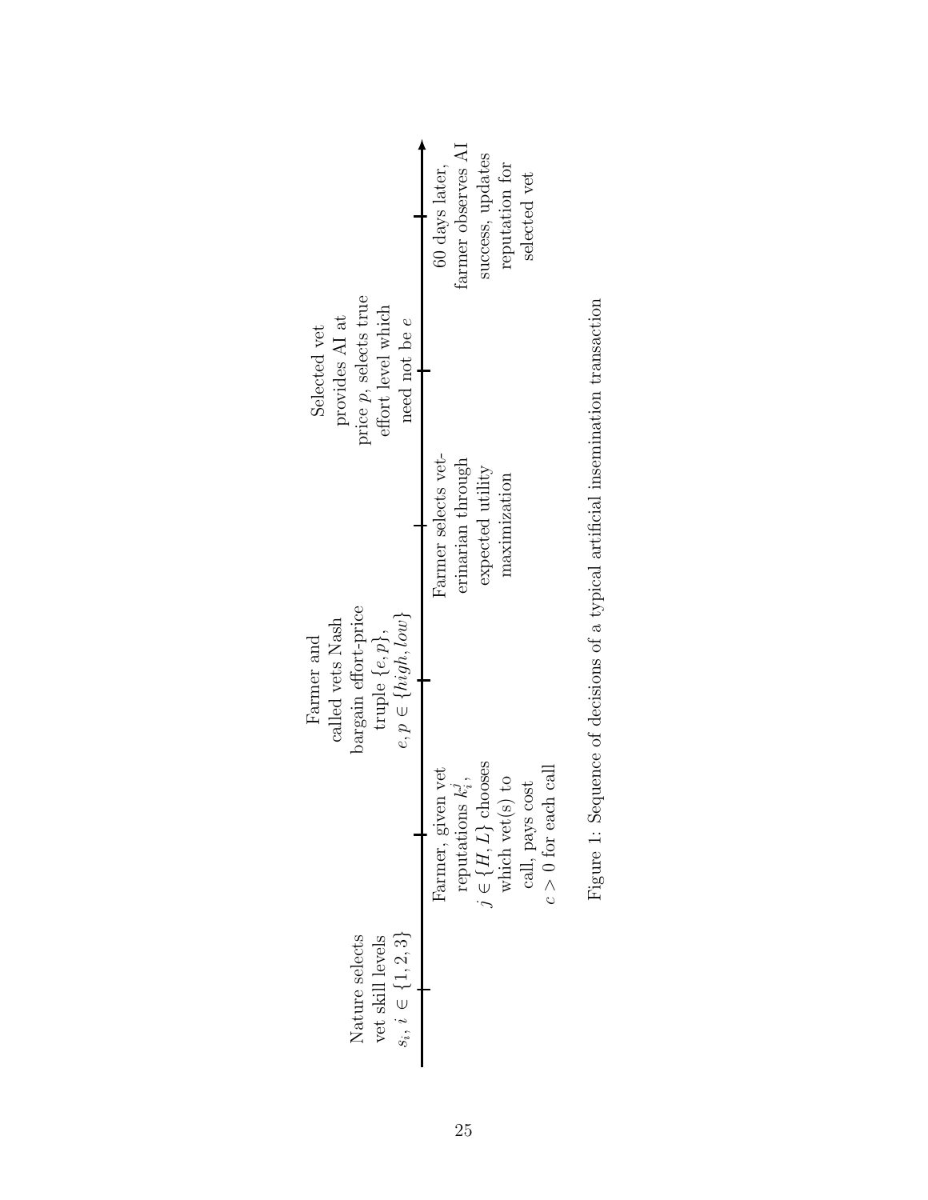Nature selects vet skill levels $s_i, i \in \{1, 2, 3\}$

Farmer, given vet reputations $k_i^j$, $j \in \{H, L\}$ chooses which vet(s) to call, pays cost $c > 0$ for each call

Farmer and called vets Nash bargain effort-price truple $\{e, p\}$, $e, p \in \{high, low\}$

Farmer selects veterinarian through expected utility maximization

Selected vet provides AI at price $p$, selects true effort level which need not be $e$

60 days later, farmer observes AI success, updates reputation for selected vet

Figure 1: Sequence of decisions of a typical artificial insemination transaction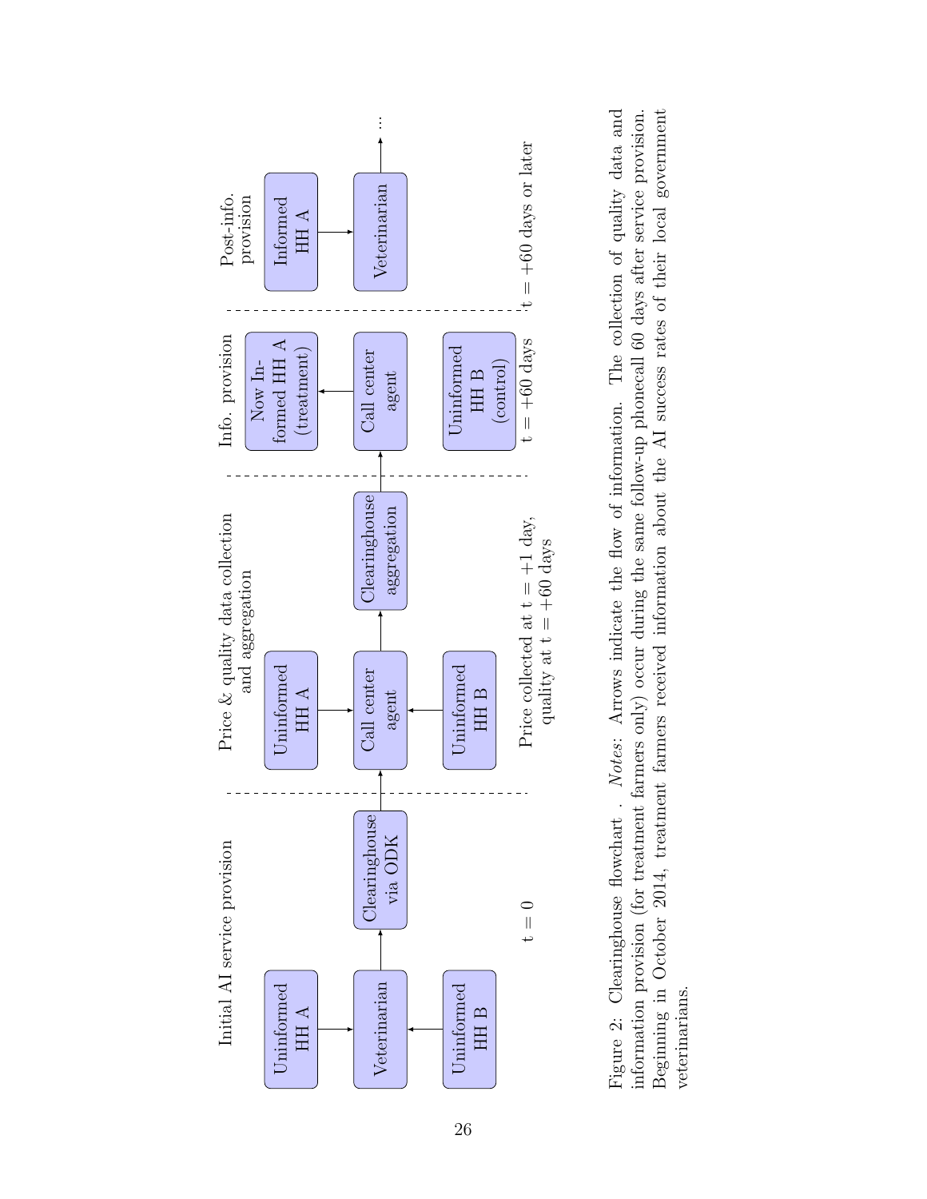Initial AI service provision

Uninformed HH A → Veterinarian ← Uninformed HH B

Veterinarian → Clearinghouse via ODK

t = 0

Price & quality data collection and aggregation

Uninformed HH A → Call center agent ← Uninformed HH B

Clearinghouse via ODK → Call center agent → Clearinghouse aggregation

Price collected at t = +1 day, quality at t = +60 days

Info. provision

Clearinghouse aggregation → Call center agent → Now Informed HH A (treatment)

Uninformed HH B (control)

t = +60 days

Post-info. provision

Informed HH A → Veterinarian → ...

t = +60 days or later

Figure 2: Clearinghouse flowchart . *Notes*: Arrows indicate the flow of information. The collection of quality data and information provision (for treatment farmers only) occur during the same follow-up phonecall 60 days after service provision. Beginning in October 2014, treatment farmers received information about the AI success rates of their local government veterinarians.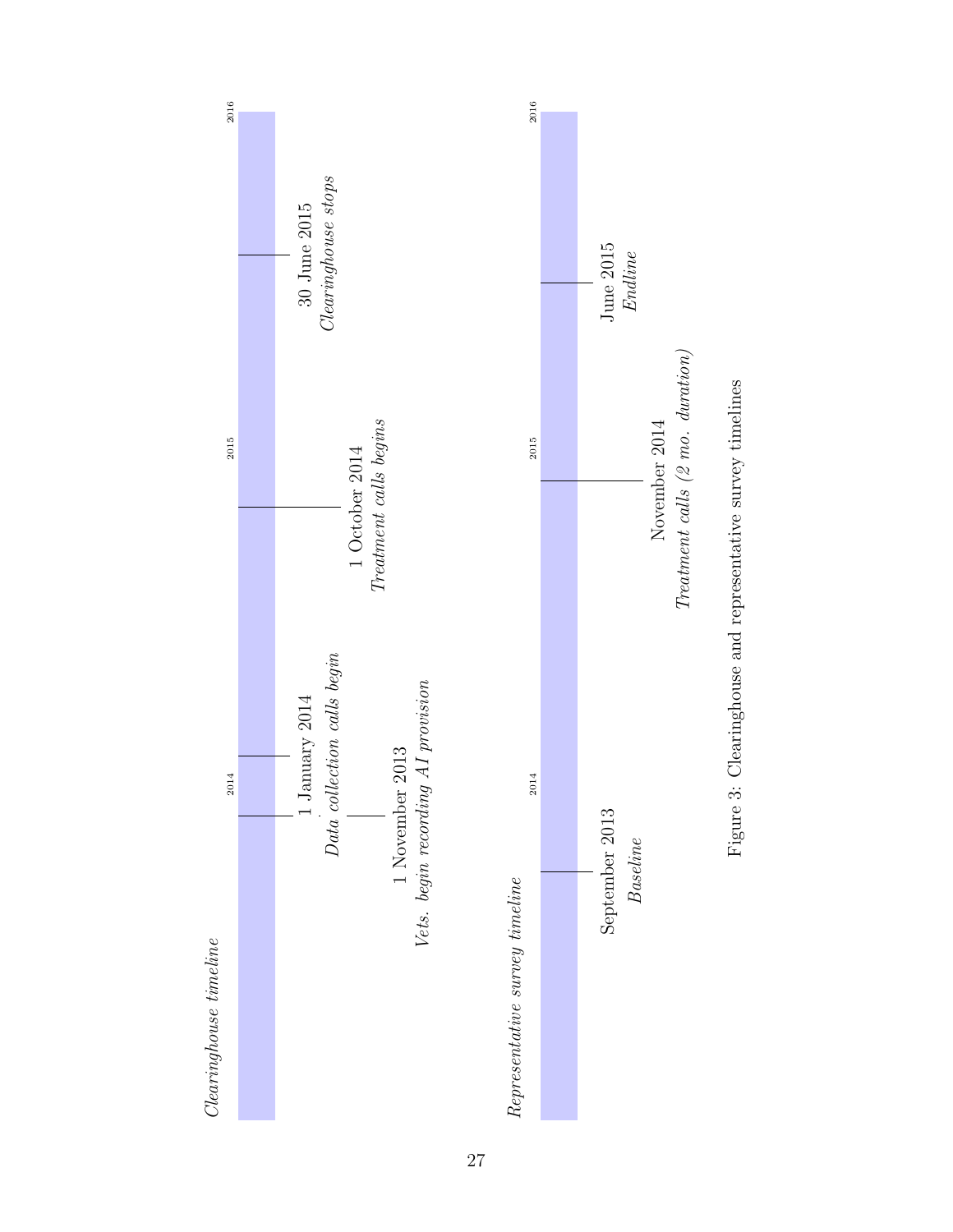*Clearinghouse timeline*

2014 | 2015 | 2016

- 1 November 2013 — *Vets. begin recording AI provision*
- 1 January 2014 — *Data collection calls begin*
- 1 October 2014 — *Treatment calls begins*
- 30 June 2015 — *Clearinghouse stops*

*Representative survey timeline*

2014 | 2015 | 2016

- September 2013 — *Baseline*
- November 2014 — *Treatment calls (2 mo. duration)*
- June 2015 — *Endline*

Figure 3: Clearinghouse and representative survey timelines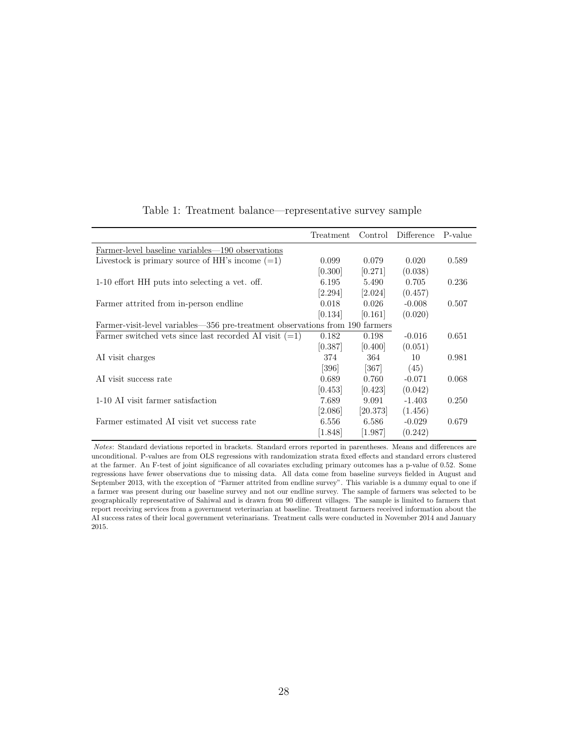Table 1: Treatment balance—representative survey sample

| | Treatment | Control | Difference | P-value |
|---|---|---|---|---|
| Farmer-level baseline variables—190 observations | | | | |
| Livestock is primary source of HH's income (=1) | 0.099 | 0.079 | 0.020 | 0.589 |
| | [0.300] | [0.271] | (0.038) | |
| 1-10 effort HH puts into selecting a vet. off. | 6.195 | 5.490 | 0.705 | 0.236 |
| | [2.294] | [2.024] | (0.457) | |
| Farmer attrited from in-person endline | 0.018 | 0.026 | -0.008 | 0.507 |
| | [0.134] | [0.161] | (0.020) | |
| Farmer-visit-level variables—356 pre-treatment observations from 190 farmers | | | | |
| Farmer switched vets since last recorded AI visit (=1) | 0.182 | 0.198 | -0.016 | 0.651 |
| | [0.387] | [0.400] | (0.051) | |
| AI visit charges | 374 | 364 | 10 | 0.981 |
| | [396] | [367] | (45) | |
| AI visit success rate | 0.689 | 0.760 | -0.071 | 0.068 |
| | [0.453] | [0.423] | (0.042) | |
| 1-10 AI visit farmer satisfaction | 7.689 | 9.091 | -1.403 | 0.250 |
| | [2.086] | [20.373] | (1.456) | |
| Farmer estimated AI visit vet success rate | 6.556 | 6.586 | -0.029 | 0.679 |
| | [1.848] | [1.987] | (0.242) | |

*Notes*: Standard deviations reported in brackets. Standard errors reported in parentheses. Means and differences are unconditional. P-values are from OLS regressions with randomization strata fixed effects and standard errors clustered at the farmer. An F-test of joint significance of all covariates excluding primary outcomes has a p-value of 0.52. Some regressions have fewer observations due to missing data. All data come from baseline surveys fielded in August and September 2013, with the exception of "Farmer attrited from endline survey". This variable is a dummy equal to one if a farmer was present during our baseline survey and not our endline survey. The sample of farmers was selected to be geographically representative of Sahiwal and is drawn from 90 different villages. The sample is limited to farmers that report receiving services from a government veterinarian at baseline. Treatment farmers received information about the AI success rates of their local government veterinarians. Treatment calls were conducted in November 2014 and January 2015.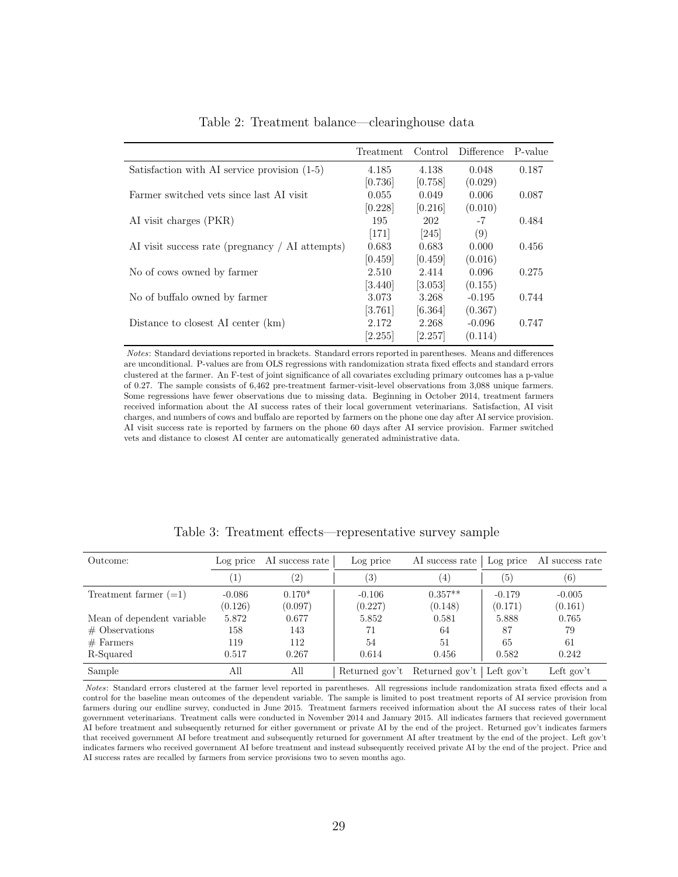Table 2: Treatment balance—clearinghouse data

| | Treatment | Control | Difference | P-value |
|---|---|---|---|---|
| Satisfaction with AI service provision (1-5) | 4.185 | 4.138 | 0.048 | 0.187 |
| | [0.736] | [0.758] | (0.029) | |
| Farmer switched vets since last AI visit | 0.055 | 0.049 | 0.006 | 0.087 |
| | [0.228] | [0.216] | (0.010) | |
| AI visit charges (PKR) | 195 | 202 | -7 | 0.484 |
| | [171] | [245] | (9) | |
| AI visit success rate (pregnancy / AI attempts) | 0.683 | 0.683 | 0.000 | 0.456 |
| | [0.459] | [0.459] | (0.016) | |
| No of cows owned by farmer | 2.510 | 2.414 | 0.096 | 0.275 |
| | [3.440] | [3.053] | (0.155) | |
| No of buffalo owned by farmer | 3.073 | 3.268 | -0.195 | 0.744 |
| | [3.761] | [6.364] | (0.367) | |
| Distance to closest AI center (km) | 2.172 | 2.268 | -0.096 | 0.747 |
| | [2.255] | [2.257] | (0.114) | |

*Notes*: Standard deviations reported in brackets. Standard errors reported in parentheses. Means and differences are unconditional. P-values are from OLS regressions with randomization strata fixed effects and standard errors clustered at the farmer. An F-test of joint significance of all covariates excluding primary outcomes has a p-value of 0.27. The sample consists of 6,462 pre-treatment farmer-visit-level observations from 3,088 unique farmers. Some regressions have fewer observations due to missing data. Beginning in October 2014, treatment farmers received information about the AI success rates of their local government veterinarians. Satisfaction, AI visit charges, and numbers of cows and buffalo are reported by farmers on the phone one day after AI service provision. AI visit success rate is reported by farmers on the phone 60 days after AI service provision. Farmer switched vets and distance to closest AI center are automatically generated administrative data.

Table 3: Treatment effects—representative survey sample

| Outcome: | Log price | AI success rate | Log price | AI success rate | Log price | AI success rate |
|---|---|---|---|---|---|---|
| | (1) | (2) | (3) | (4) | (5) | (6) |
| Treatment farmer (=1) | -0.086 | 0.170* | -0.106 | 0.357** | -0.179 | -0.005 |
| | (0.126) | (0.097) | (0.227) | (0.148) | (0.171) | (0.161) |
| Mean of dependent variable | 5.872 | 0.677 | 5.852 | 0.581 | 5.888 | 0.765 |
| # Observations | 158 | 143 | 71 | 64 | 87 | 79 |
| # Farmers | 119 | 112 | 54 | 51 | 65 | 61 |
| R-Squared | 0.517 | 0.267 | 0.614 | 0.456 | 0.582 | 0.242 |
| Sample | All | All | Returned gov't | Returned gov't | Left gov't | Left gov't |

*Notes*: Standard errors clustered at the farmer level reported in parentheses. All regressions include randomization strata fixed effects and a control for the baseline mean outcomes of the dependent variable. The sample is limited to post treatment reports of AI service provision from farmers during our endline survey, conducted in June 2015. Treatment farmers received information about the AI success rates of their local government veterinarians. Treatment calls were conducted in November 2014 and January 2015. All indicates farmers that recieved government AI before treatment and subsequently returned for either government or private AI by the end of the project. Returned gov't indicates farmers that received government AI before treatment and subsequently returned for government AI after treatment by the end of the project. Left gov't indicates farmers who received government AI before treatment and instead subsequently received private AI by the end of the project. Price and AI success rates are recalled by farmers from service provisions two to seven months ago.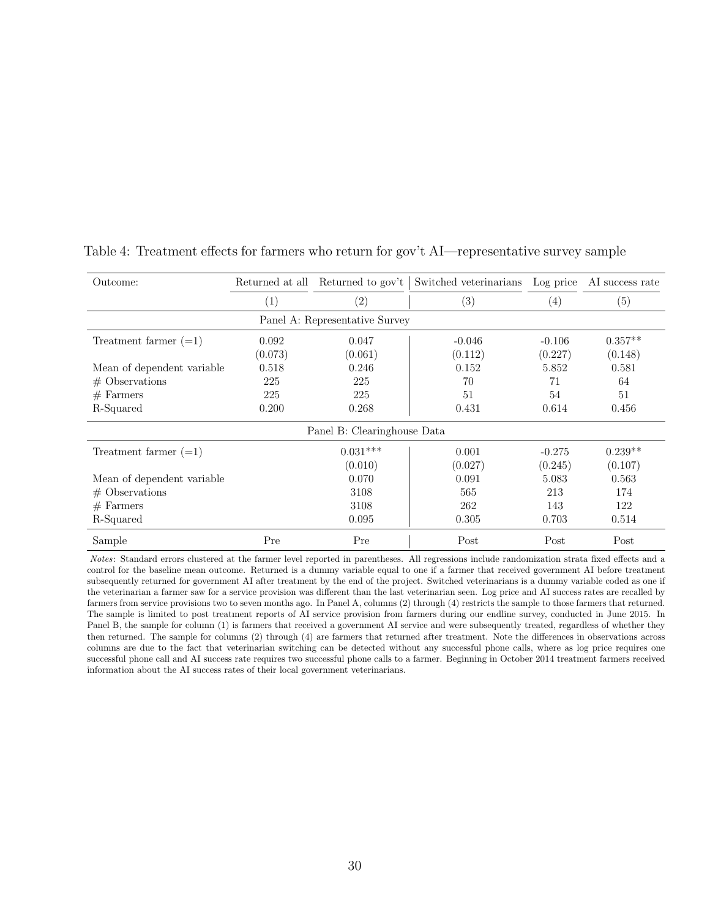Table 4: Treatment effects for farmers who return for gov't AI—representative survey sample

| Outcome: | Returned at all | Returned to gov't | Switched veterinarians | Log price | AI success rate |
|---|---|---|---|---|---|
| | (1) | (2) | (3) | (4) | (5) |
| **Panel A: Representative Survey** | | | | | |
| Treatment farmer (=1) | 0.092 | 0.047 | -0.046 | -0.106 | 0.357** |
| | (0.073) | (0.061) | (0.112) | (0.227) | (0.148) |
| Mean of dependent variable | 0.518 | 0.246 | 0.152 | 5.852 | 0.581 |
| # Observations | 225 | 225 | 70 | 71 | 64 |
| # Farmers | 225 | 225 | 51 | 54 | 51 |
| R-Squared | 0.200 | 0.268 | 0.431 | 0.614 | 0.456 |
| **Panel B: Clearinghouse Data** | | | | | |
| Treatment farmer (=1) | | 0.031*** | 0.001 | -0.275 | 0.239** |
| | | (0.010) | (0.027) | (0.245) | (0.107) |
| Mean of dependent variable | | 0.070 | 0.091 | 5.083 | 0.563 |
| # Observations | | 3108 | 565 | 213 | 174 |
| # Farmers | | 3108 | 262 | 143 | 122 |
| R-Squared | | 0.095 | 0.305 | 0.703 | 0.514 |
| Sample | Pre | Pre | Post | Post | Post |

*Notes*: Standard errors clustered at the farmer level reported in parentheses. All regressions include randomization strata fixed effects and a control for the baseline mean outcome. Returned is a dummy variable equal to one if a farmer that received government AI before treatment subsequently returned for government AI after treatment by the end of the project. Switched veterinarians is a dummy variable coded as one if the veterinarian a farmer saw for a service provision was different than the last veterinarian seen. Log price and AI success rates are recalled by farmers from service provisions two to seven months ago. In Panel A, columns (2) through (4) restricts the sample to those farmers that returned. The sample is limited to post treatment reports of AI service provision from farmers during our endline survey, conducted in June 2015. In Panel B, the sample for column (1) is farmers that received a government AI service and were subsequently treated, regardless of whether they then returned. The sample for columns (2) through (4) are farmers that returned after treatment. Note the differences in observations across columns are due to the fact that veterinarian switching can be detected without any successful phone calls, where as log price requires one successful phone call and AI success rate requires two successful phone calls to a farmer. Beginning in October 2014 treatment farmers received information about the AI success rates of their local government veterinarians.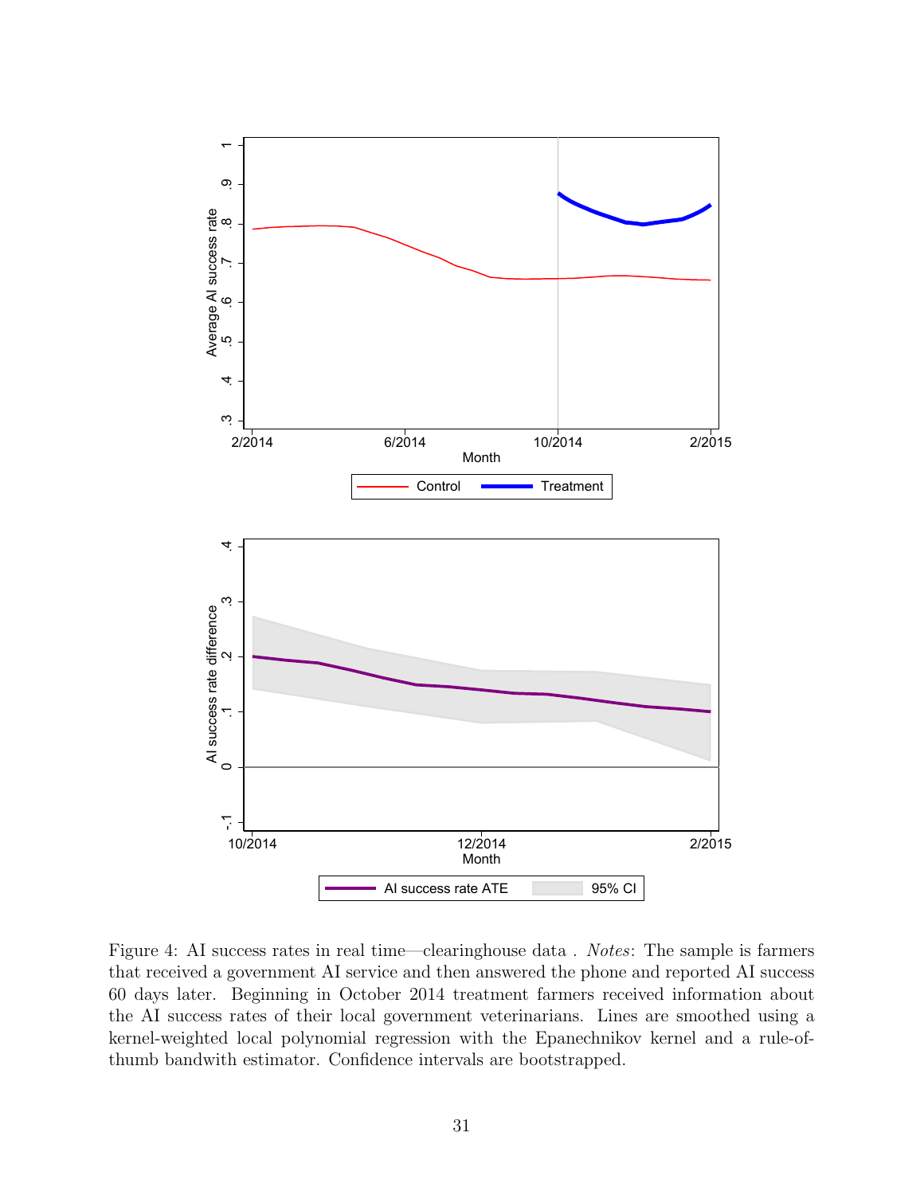Figure 4: AI success rates in real time—clearinghouse data . *Notes*: The sample is farmers that received a government AI service and then answered the phone and reported AI success 60 days later. Beginning in October 2014 treatment farmers received information about the AI success rates of their local government veterinarians. Lines are smoothed using a kernel-weighted local polynomial regression with the Epanechnikov kernel and a rule-of-thumb bandwith estimator. Confidence intervals are bootstrapped.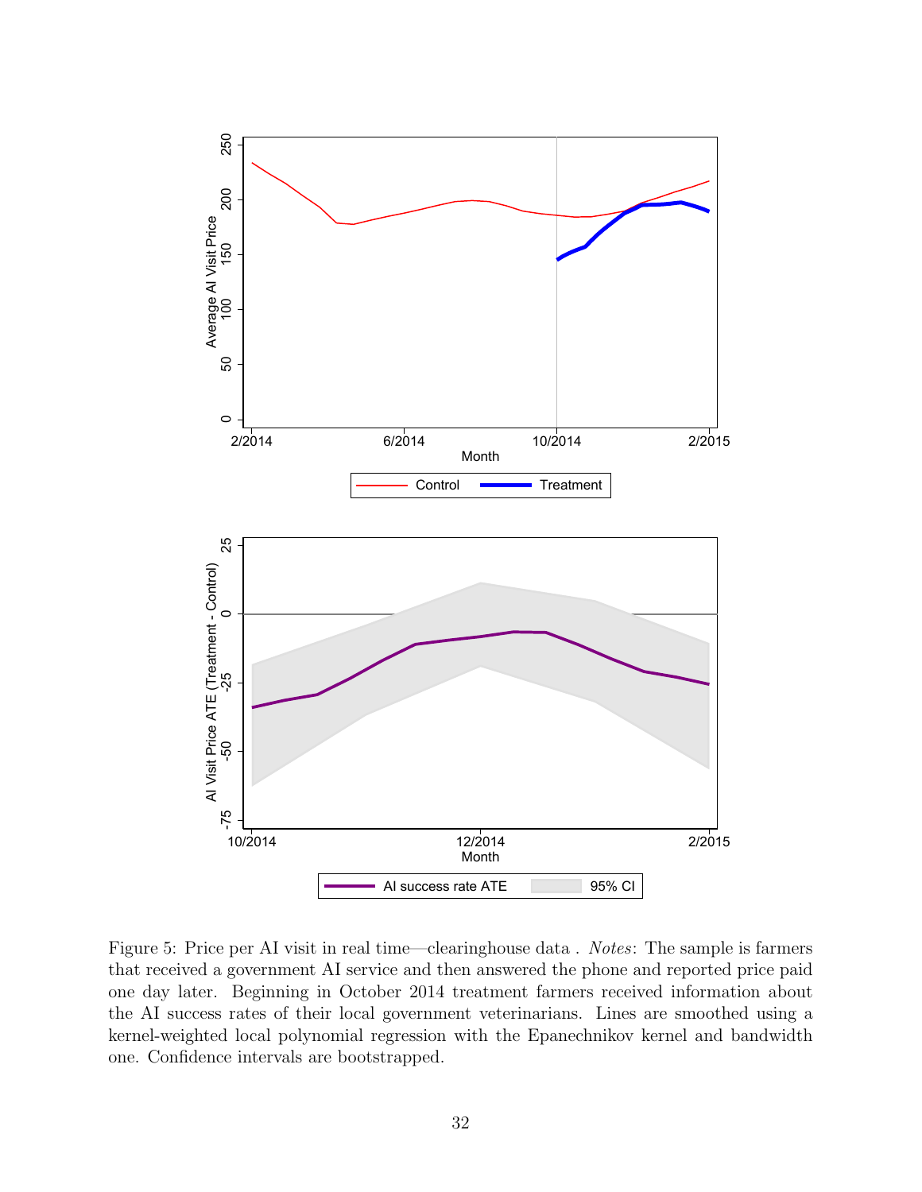Figure 5: Price per AI visit in real time—clearinghouse data . *Notes*: The sample is farmers that received a government AI service and then answered the phone and reported price paid one day later. Beginning in October 2014 treatment farmers received information about the AI success rates of their local government veterinarians. Lines are smoothed using a kernel-weighted local polynomial regression with the Epanechnikov kernel and bandwidth one. Confidence intervals are bootstrapped.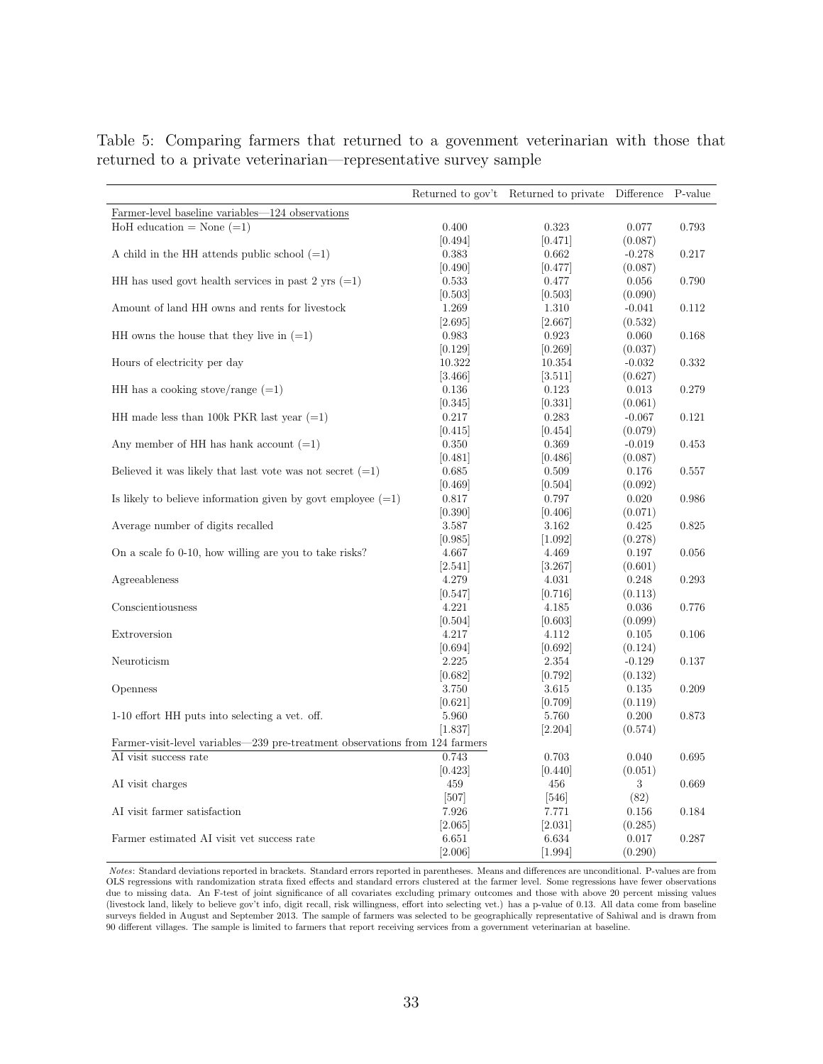Table 5: Comparing farmers that returned to a govenment veterinarian with those that returned to a private veterinarian—representative survey sample

| | Returned to gov't | Returned to private | Difference | P-value |
|---|---|---|---|---|
| Farmer-level baseline variables—124 observations | | | | |
| HoH education = None (=1) | 0.400 | 0.323 | 0.077 | 0.793 |
| | [0.494] | [0.471] | (0.087) | |
| A child in the HH attends public school (=1) | 0.383 | 0.662 | -0.278 | 0.217 |
| | [0.490] | [0.477] | (0.087) | |
| HH has used govt health services in past 2 yrs (=1) | 0.533 | 0.477 | 0.056 | 0.790 |
| | [0.503] | [0.503] | (0.090) | |
| Amount of land HH owns and rents for livestock | 1.269 | 1.310 | -0.041 | 0.112 |
| | [2.695] | [2.667] | (0.532) | |
| HH owns the house that they live in (=1) | 0.983 | 0.923 | 0.060 | 0.168 |
| | [0.129] | [0.269] | (0.037) | |
| Hours of electricity per day | 10.322 | 10.354 | -0.032 | 0.332 |
| | [3.466] | [3.511] | (0.627) | |
| HH has a cooking stove/range (=1) | 0.136 | 0.123 | 0.013 | 0.279 |
| | [0.345] | [0.331] | (0.061) | |
| HH made less than 100k PKR last year (=1) | 0.217 | 0.283 | -0.067 | 0.121 |
| | [0.415] | [0.454] | (0.079) | |
| Any member of HH has hank account (=1) | 0.350 | 0.369 | -0.019 | 0.453 |
| | [0.481] | [0.486] | (0.087) | |
| Believed it was likely that last vote was not secret (=1) | 0.685 | 0.509 | 0.176 | 0.557 |
| | [0.469] | [0.504] | (0.092) | |
| Is likely to believe information given by govt employee (=1) | 0.817 | 0.797 | 0.020 | 0.986 |
| | [0.390] | [0.406] | (0.071) | |
| Average number of digits recalled | 3.587 | 3.162 | 0.425 | 0.825 |
| | [0.985] | [1.092] | (0.278) | |
| On a scale fo 0-10, how willing are you to take risks? | 4.667 | 4.469 | 0.197 | 0.056 |
| | [2.541] | [3.267] | (0.601) | |
| Agreeableness | 4.279 | 4.031 | 0.248 | 0.293 |
| | [0.547] | [0.716] | (0.113) | |
| Conscientiousness | 4.221 | 4.185 | 0.036 | 0.776 |
| | [0.504] | [0.603] | (0.099) | |
| Extroversion | 4.217 | 4.112 | 0.105 | 0.106 |
| | [0.694] | [0.692] | (0.124) | |
| Neuroticism | 2.225 | 2.354 | -0.129 | 0.137 |
| | [0.682] | [0.792] | (0.132) | |
| Openness | 3.750 | 3.615 | 0.135 | 0.209 |
| | [0.621] | [0.709] | (0.119) | |
| 1-10 effort HH puts into selecting a vet. off. | 5.960 | 5.760 | 0.200 | 0.873 |
| | [1.837] | [2.204] | (0.574) | |
| Farmer-visit-level variables—239 pre-treatment observations from 124 farmers | | | | |
| AI visit success rate | 0.743 | 0.703 | 0.040 | 0.695 |
| | [0.423] | [0.440] | (0.051) | |
| AI visit charges | 459 | 456 | 3 | 0.669 |
| | [507] | [546] | (82) | |
| AI visit farmer satisfaction | 7.926 | 7.771 | 0.156 | 0.184 |
| | [2.065] | [2.031] | (0.285) | |
| Farmer estimated AI visit vet success rate | 6.651 | 6.634 | 0.017 | 0.287 |
| | [2.006] | [1.994] | (0.290) | |

*Notes*: Standard deviations reported in brackets. Standard errors reported in parentheses. Means and differences are unconditional. P-values are from OLS regressions with randomization strata fixed effects and standard errors clustered at the farmer level. Some regressions have fewer observations due to missing data. An F-test of joint significance of all covariates excluding primary outcomes and those with above 20 percent missing values (livestock land, likely to believe gov't info, digit recall, risk willingness, effort into selecting vet.) has a p-value of 0.13. All data come from baseline surveys fielded in August and September 2013. The sample of farmers was selected to be geographically representative of Sahiwal and is drawn from 90 different villages. The sample is limited to farmers that report receiving services from a government veterinarian at baseline.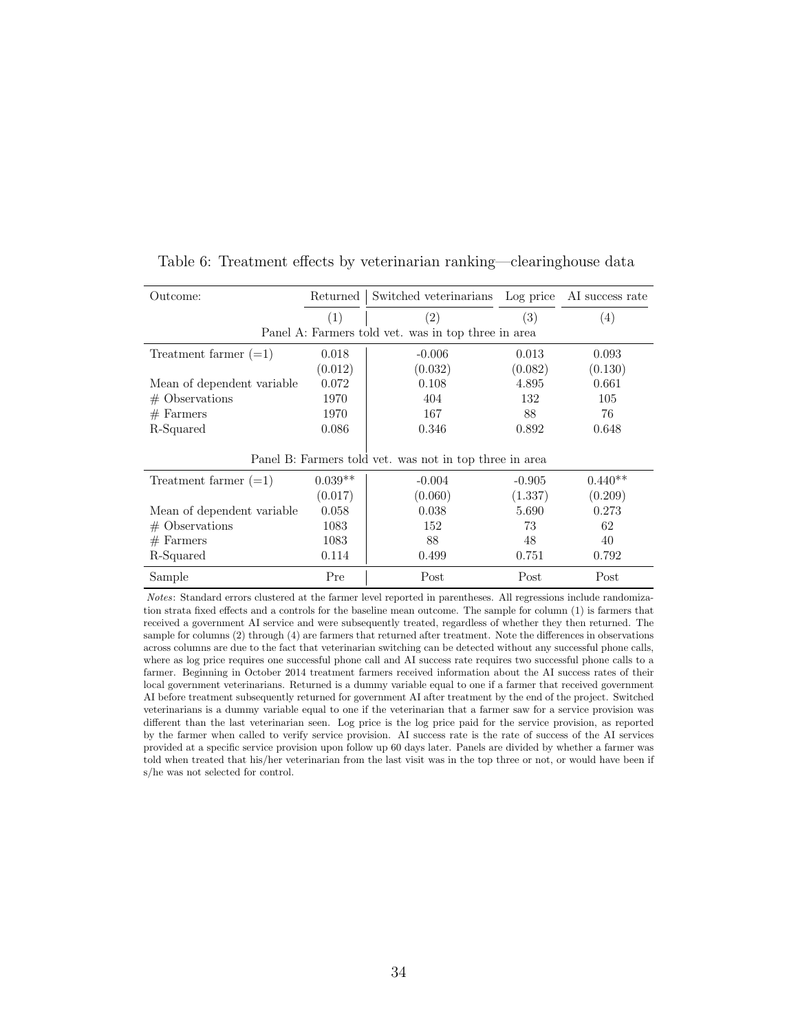Table 6: Treatment effects by veterinarian ranking—clearinghouse data

| Outcome: | Returned | Switched veterinarians | Log price | AI success rate |
|---|---|---|---|---|
| | (1) | (2) | (3) | (4) |
| **Panel A: Farmers told vet. was in top three in area** | | | | |
| Treatment farmer (=1) | 0.018 | -0.006 | 0.013 | 0.093 |
| | (0.012) | (0.032) | (0.082) | (0.130) |
| Mean of dependent variable | 0.072 | 0.108 | 4.895 | 0.661 |
| # Observations | 1970 | 404 | 132 | 105 |
| # Farmers | 1970 | 167 | 88 | 76 |
| R-Squared | 0.086 | 0.346 | 0.892 | 0.648 |
| **Panel B: Farmers told vet. was not in top three in area** | | | | |
| Treatment farmer (=1) | 0.039** | -0.004 | -0.905 | 0.440** |
| | (0.017) | (0.060) | (1.337) | (0.209) |
| Mean of dependent variable | 0.058 | 0.038 | 5.690 | 0.273 |
| # Observations | 1083 | 152 | 73 | 62 |
| # Farmers | 1083 | 88 | 48 | 40 |
| R-Squared | 0.114 | 0.499 | 0.751 | 0.792 |
| Sample | Pre | Post | Post | Post |

*Notes*: Standard errors clustered at the farmer level reported in parentheses. All regressions include randomization strata fixed effects and a controls for the baseline mean outcome. The sample for column (1) is farmers that received a government AI service and were subsequently treated, regardless of whether they then returned. The sample for columns (2) through (4) are farmers that returned after treatment. Note the differences in observations across columns are due to the fact that veterinarian switching can be detected without any successful phone calls, where as log price requires one successful phone call and AI success rate requires two successful phone calls to a farmer. Beginning in October 2014 treatment farmers received information about the AI success rates of their local government veterinarians. Returned is a dummy variable equal to one if a farmer that received government AI before treatment subsequently returned for government AI after treatment by the end of the project. Switched veterinarians is a dummy variable equal to one if the veterinarian that a farmer saw for a service provision was different than the last veterinarian seen. Log price is the log price paid for the service provision, as reported by the farmer when called to verify service provision. AI success rate is the rate of success of the AI services provided at a specific service provision upon follow up 60 days later. Panels are divided by whether a farmer was told when treated that his/her veterinarian from the last visit was in the top three or not, or would have been if s/he was not selected for control.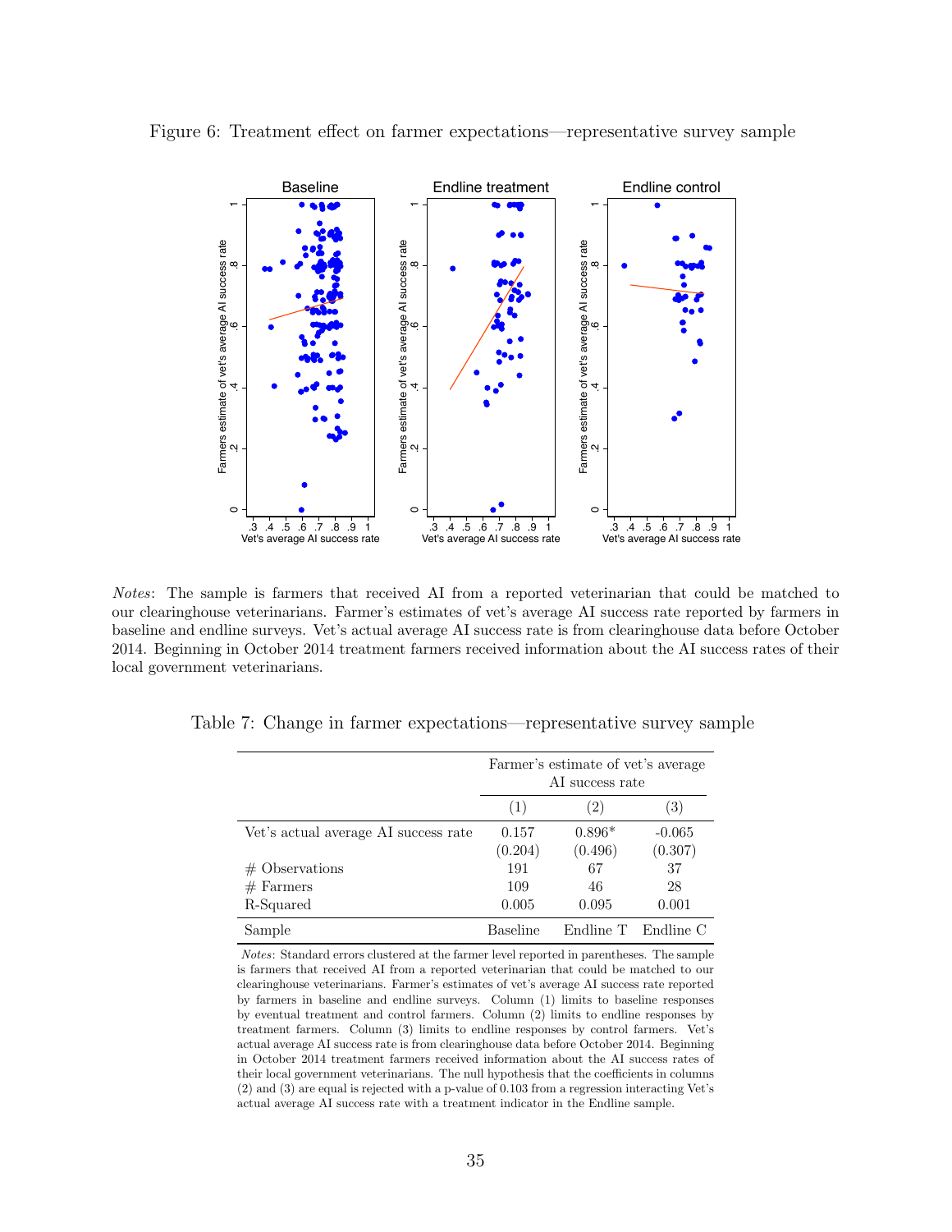Figure 6: Treatment effect on farmer expectations—representative survey sample

*Notes*: The sample is farmers that received AI from a reported veterinarian that could be matched to our clearinghouse veterinarians. Farmer's estimates of vet's average AI success rate reported by farmers in baseline and endline surveys. Vet's actual average AI success rate is from clearinghouse data before October 2014. Beginning in October 2014 treatment farmers received information about the AI success rates of their local government veterinarians.

Table 7: Change in farmer expectations—representative survey sample

| | Farmer's estimate of vet's average AI success rate | | |
|---|---|---|---|
| | (1) | (2) | (3) |
| Vet's actual average AI success rate | 0.157 | 0.896* | -0.065 |
| | (0.204) | (0.496) | (0.307) |
| # Observations | 191 | 67 | 37 |
| # Farmers | 109 | 46 | 28 |
| R-Squared | 0.005 | 0.095 | 0.001 |
| Sample | Baseline | Endline T | Endline C |

*Notes*: Standard errors clustered at the farmer level reported in parentheses. The sample is farmers that received AI from a reported veterinarian that could be matched to our clearinghouse veterinarians. Farmer's estimates of vet's average AI success rate reported by farmers in baseline and endline surveys. Column (1) limits to baseline responses by eventual treatment and control farmers. Column (2) limits to endline responses by treatment farmers. Column (3) limits to endline responses by control farmers. Vet's actual average AI success rate is from clearinghouse data before October 2014. Beginning in October 2014 treatment farmers received information about the AI success rates of their local government veterinarians. The null hypothesis that the coefficients in columns (2) and (3) are equal is rejected with a p-value of 0.103 from a regression interacting Vet's actual average AI success rate with a treatment indicator in the Endline sample.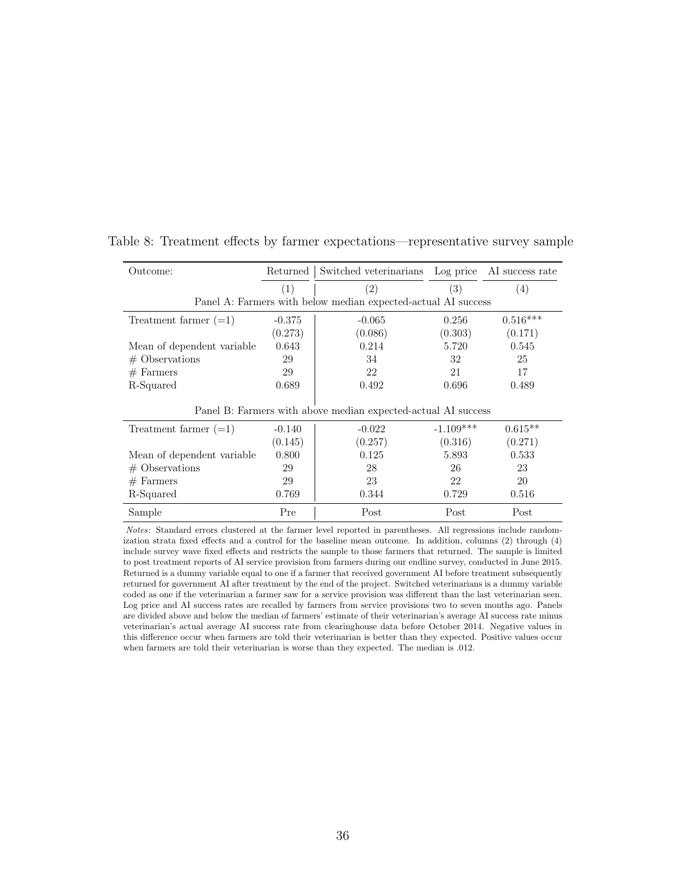Table 8: Treatment effects by farmer expectations—representative survey sample

| Outcome: | Returned | Switched veterinarians | Log price | AI success rate |
|---|---|---|---|---|
| | (1) | (2) | (3) | (4) |
| Panel A: Farmers with below median expected-actual AI success | | | | |
| Treatment farmer (=1) | -0.375 | -0.065 | 0.256 | 0.516*** |
| | (0.273) | (0.086) | (0.303) | (0.171) |
| Mean of dependent variable | 0.643 | 0.214 | 5.720 | 0.545 |
| # Observations | 29 | 34 | 32 | 25 |
| # Farmers | 29 | 22 | 21 | 17 |
| R-Squared | 0.689 | 0.492 | 0.696 | 0.489 |
| Panel B: Farmers with above median expected-actual AI success | | | | |
| Treatment farmer (=1) | -0.140 | -0.022 | -1.109*** | 0.615** |
| | (0.145) | (0.257) | (0.316) | (0.271) |
| Mean of dependent variable | 0.800 | 0.125 | 5.893 | 0.533 |
| # Observations | 29 | 28 | 26 | 23 |
| # Farmers | 29 | 23 | 22 | 20 |
| R-Squared | 0.769 | 0.344 | 0.729 | 0.516 |
| Sample | Pre | Post | Post | Post |

*Notes*: Standard errors clustered at the farmer level reported in parentheses. All regressions include randomization strata fixed effects and a control for the baseline mean outcome. In addition, columns (2) through (4) include survey wave fixed effects and restricts the sample to those farmers that returned. The sample is limited to post treatment reports of AI service provision from farmers during our endline survey, conducted in June 2015. Returned is a dummy variable equal to one if a farmer that received government AI before treatment subsequently returned for government AI after treatment by the end of the project. Switched veterinarians is a dummy variable coded as one if the veterinarian a farmer saw for a service provision was different than the last veterinarian seen. Log price and AI success rates are recalled by farmers from service provisions two to seven months ago. Panels are divided above and below the median of farmers' estimate of their veterinarian's average AI success rate minus veterinarian's actual average AI success rate from clearinghouse data before October 2014. Negative values in this difference occur when farmers are told their veterinarian is better than they expected. Positive values occur when farmers are told their veterinarian is worse than they expected. The median is .012.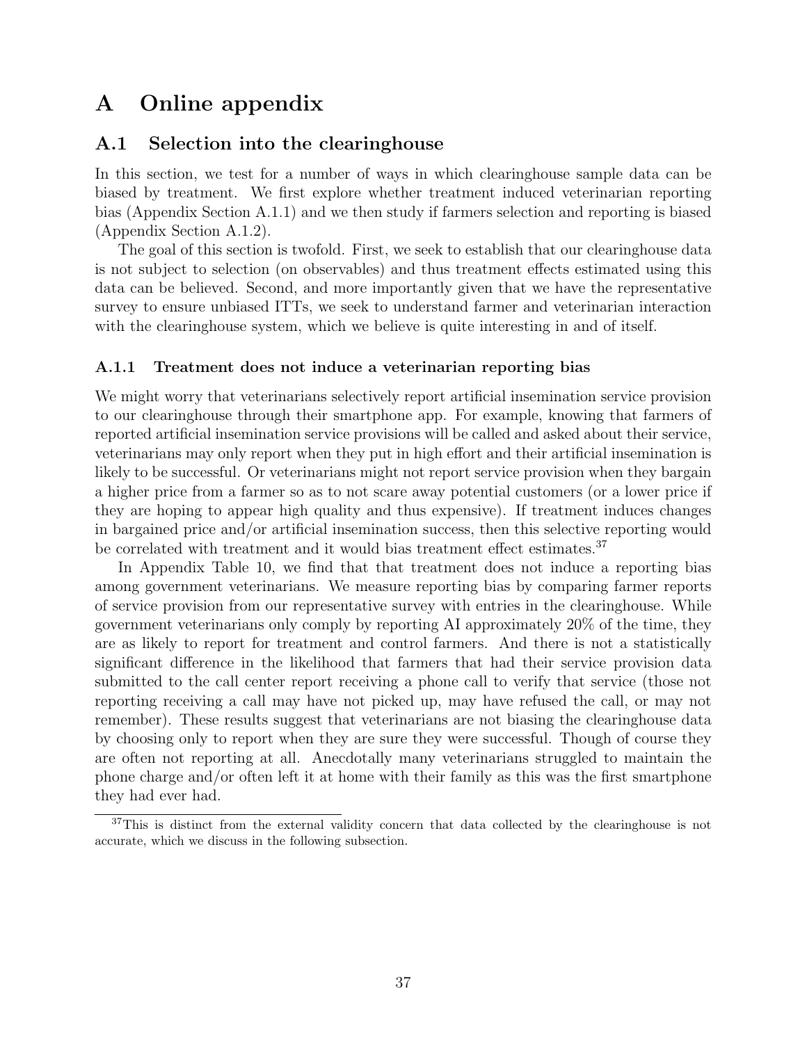# A Online appendix

## A.1 Selection into the clearinghouse

In this section, we test for a number of ways in which clearinghouse sample data can be biased by treatment. We first explore whether treatment induced veterinarian reporting bias (Appendix Section A.1.1) and we then study if farmers selection and reporting is biased (Appendix Section A.1.2).

The goal of this section is twofold. First, we seek to establish that our clearinghouse data is not subject to selection (on observables) and thus treatment effects estimated using this data can be believed. Second, and more importantly given that we have the representative survey to ensure unbiased ITTs, we seek to understand farmer and veterinarian interaction with the clearinghouse system, which we believe is quite interesting in and of itself.

### A.1.1 Treatment does not induce a veterinarian reporting bias

We might worry that veterinarians selectively report artificial insemination service provision to our clearinghouse through their smartphone app. For example, knowing that farmers of reported artificial insemination service provisions will be called and asked about their service, veterinarians may only report when they put in high effort and their artificial insemination is likely to be successful. Or veterinarians might not report service provision when they bargain a higher price from a farmer so as to not scare away potential customers (or a lower price if they are hoping to appear high quality and thus expensive). If treatment induces changes in bargained price and/or artificial insemination success, then this selective reporting would be correlated with treatment and it would bias treatment effect estimates.[37]

In Appendix Table 10, we find that that treatment does not induce a reporting bias among government veterinarians. We measure reporting bias by comparing farmer reports of service provision from our representative survey with entries in the clearinghouse. While government veterinarians only comply by reporting AI approximately 20% of the time, they are as likely to report for treatment and control farmers. And there is not a statistically significant difference in the likelihood that farmers that had their service provision data submitted to the call center report receiving a phone call to verify that service (those not reporting receiving a call may have not picked up, may have refused the call, or may not remember). These results suggest that veterinarians are not biasing the clearinghouse data by choosing only to report when they are sure they were successful. Though of course they are often not reporting at all. Anecdotally many veterinarians struggled to maintain the phone charge and/or often left it at home with their family as this was the first smartphone they had ever had.

[37]This is distinct from the external validity concern that data collected by the clearinghouse is not accurate, which we discuss in the following subsection.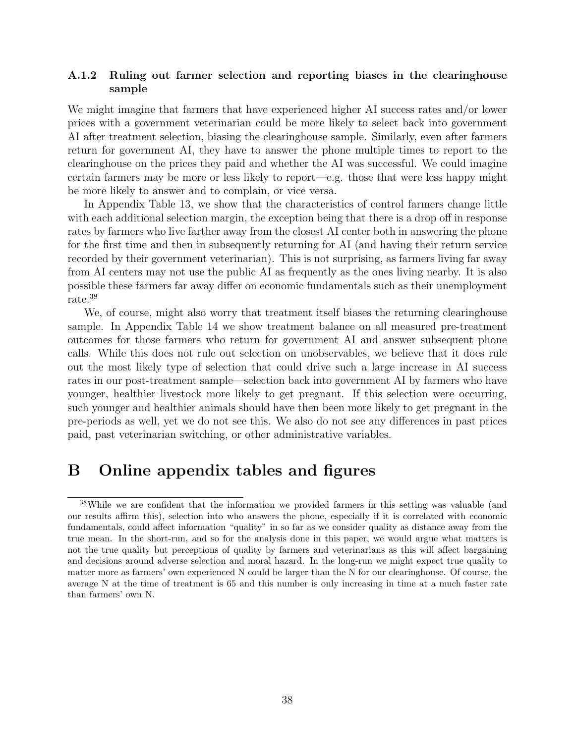### A.1.2 Ruling out farmer selection and reporting biases in the clearinghouse sample

We might imagine that farmers that have experienced higher AI success rates and/or lower prices with a government veterinarian could be more likely to select back into government AI after treatment selection, biasing the clearinghouse sample. Similarly, even after farmers return for government AI, they have to answer the phone multiple times to report to the clearinghouse on the prices they paid and whether the AI was successful. We could imagine certain farmers may be more or less likely to report—e.g. those that were less happy might be more likely to answer and to complain, or vice versa.

In Appendix Table 13, we show that the characteristics of control farmers change little with each additional selection margin, the exception being that there is a drop off in response rates by farmers who live farther away from the closest AI center both in answering the phone for the first time and then in subsequently returning for AI (and having their return service recorded by their government veterinarian). This is not surprising, as farmers living far away from AI centers may not use the public AI as frequently as the ones living nearby. It is also possible these farmers far away differ on economic fundamentals such as their unemployment rate.[38]

We, of course, might also worry that treatment itself biases the returning clearinghouse sample. In Appendix Table 14 we show treatment balance on all measured pre-treatment outcomes for those farmers who return for government AI and answer subsequent phone calls. While this does not rule out selection on unobservables, we believe that it does rule out the most likely type of selection that could drive such a large increase in AI success rates in our post-treatment sample—selection back into government AI by farmers who have younger, healthier livestock more likely to get pregnant. If this selection were occurring, such younger and healthier animals should have then been more likely to get pregnant in the pre-periods as well, yet we do not see this. We also do not see any differences in past prices paid, past veterinarian switching, or other administrative variables.

# B Online appendix tables and figures

[38] While we are confident that the information we provided farmers in this setting was valuable (and our results affirm this), selection into who answers the phone, especially if it is correlated with economic fundamentals, could affect information "quality" in so far as we consider quality as distance away from the true mean. In the short-run, and so for the analysis done in this paper, we would argue what matters is not the true quality but perceptions of quality by farmers and veterinarians as this will affect bargaining and decisions around adverse selection and moral hazard. In the long-run we might expect true quality to matter more as farmers' own experienced N could be larger than the N for our clearinghouse. Of course, the average N at the time of treatment is 65 and this number is only increasing in time at a much faster rate than farmers' own N.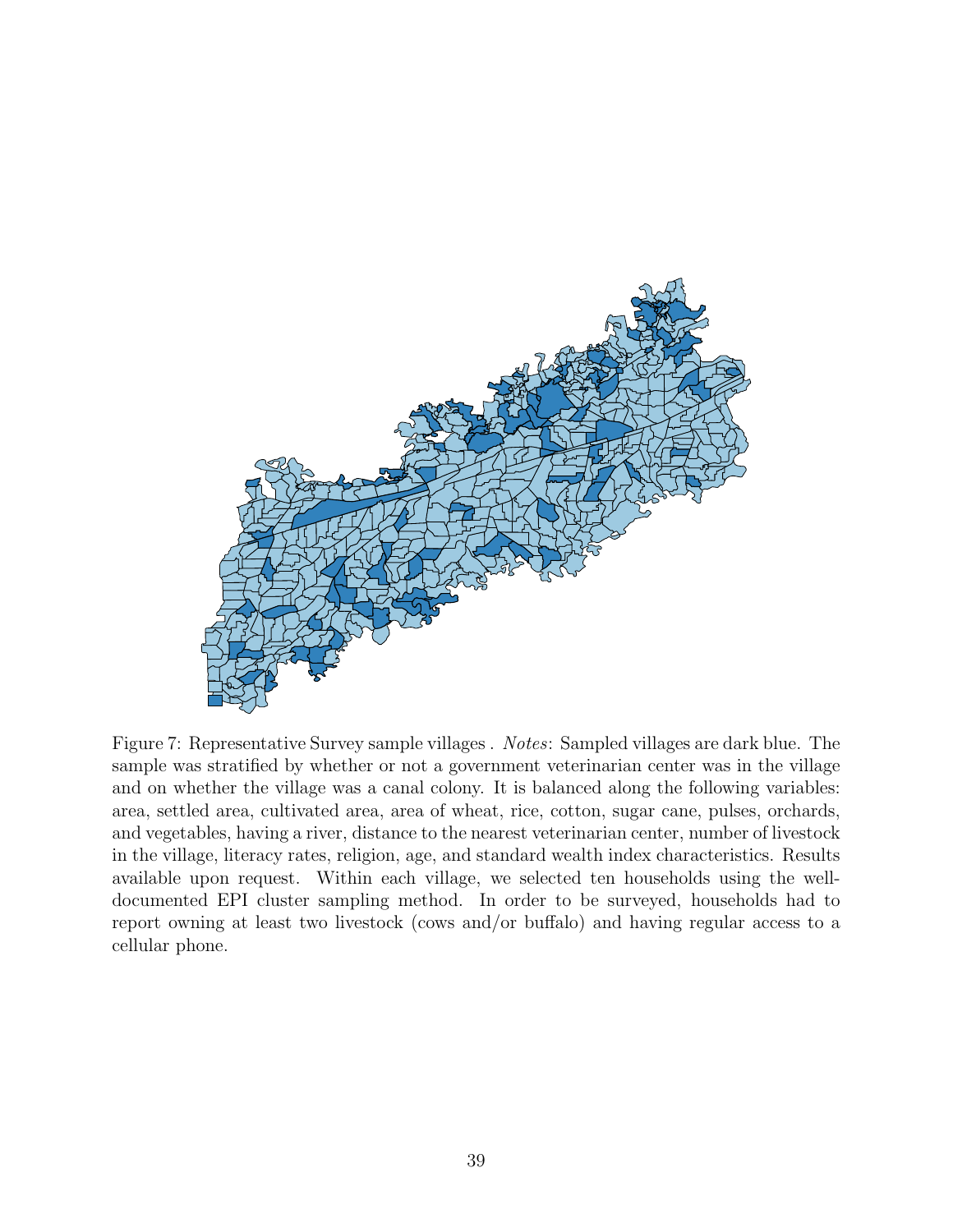Figure 7: Representative Survey sample villages . *Notes*: Sampled villages are dark blue. The sample was stratified by whether or not a government veterinarian center was in the village and on whether the village was a canal colony. It is balanced along the following variables: area, settled area, cultivated area, area of wheat, rice, cotton, sugar cane, pulses, orchards, and vegetables, having a river, distance to the nearest veterinarian center, number of livestock in the village, literacy rates, religion, age, and standard wealth index characteristics. Results available upon request. Within each village, we selected ten households using the well-documented EPI cluster sampling method. In order to be surveyed, households had to report owning at least two livestock (cows and/or buffalo) and having regular access to a cellular phone.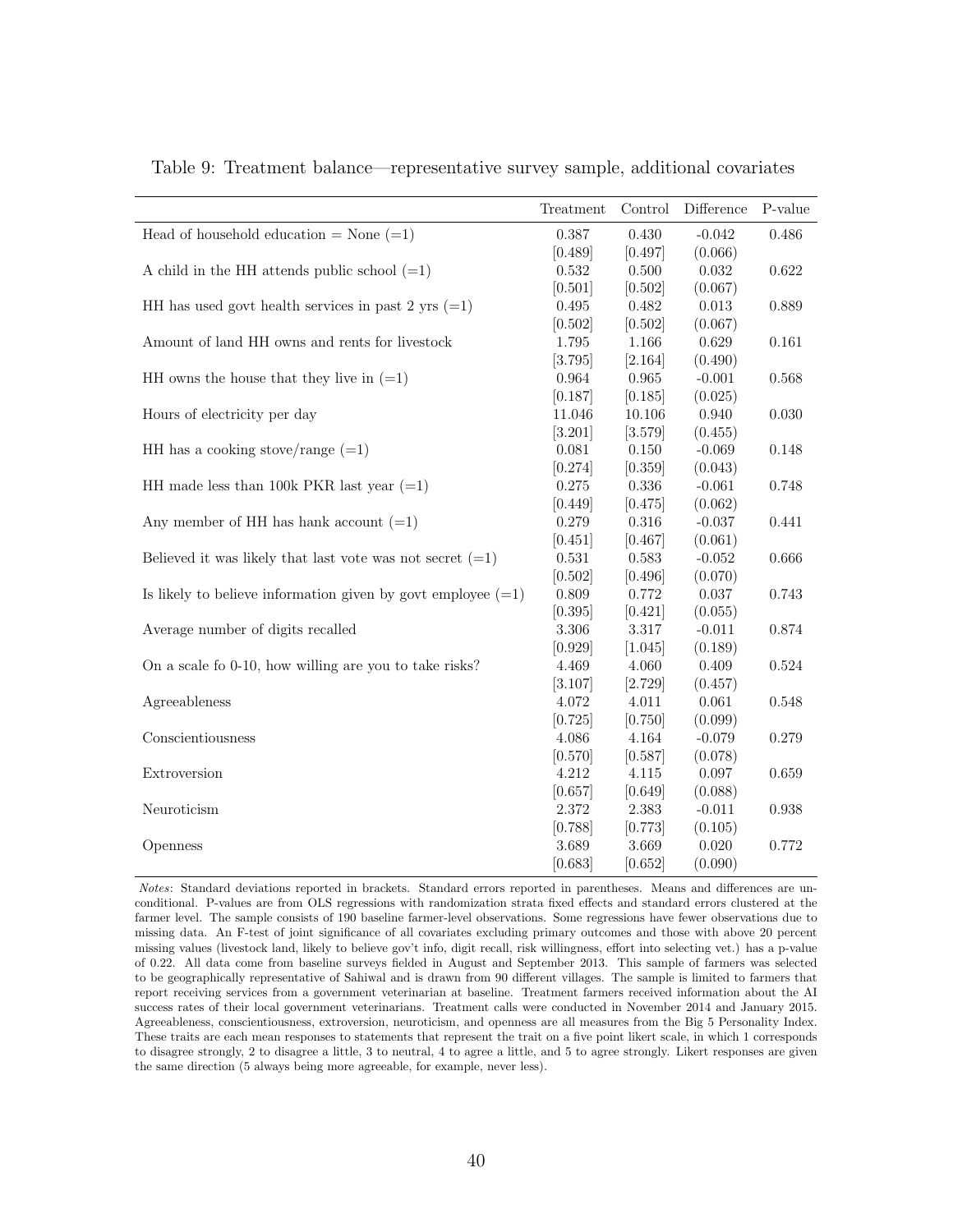Table 9: Treatment balance—representative survey sample, additional covariates

| | Treatment | Control | Difference | P-value |
|---|---|---|---|---|
| Head of household education = None (=1) | 0.387 | 0.430 | -0.042 | 0.486 |
| | [0.489] | [0.497] | (0.066) | |
| A child in the HH attends public school (=1) | 0.532 | 0.500 | 0.032 | 0.622 |
| | [0.501] | [0.502] | (0.067) | |
| HH has used govt health services in past 2 yrs (=1) | 0.495 | 0.482 | 0.013 | 0.889 |
| | [0.502] | [0.502] | (0.067) | |
| Amount of land HH owns and rents for livestock | 1.795 | 1.166 | 0.629 | 0.161 |
| | [3.795] | [2.164] | (0.490) | |
| HH owns the house that they live in (=1) | 0.964 | 0.965 | -0.001 | 0.568 |
| | [0.187] | [0.185] | (0.025) | |
| Hours of electricity per day | 11.046 | 10.106 | 0.940 | 0.030 |
| | [3.201] | [3.579] | (0.455) | |
| HH has a cooking stove/range (=1) | 0.081 | 0.150 | -0.069 | 0.148 |
| | [0.274] | [0.359] | (0.043) | |
| HH made less than 100k PKR last year (=1) | 0.275 | 0.336 | -0.061 | 0.748 |
| | [0.449] | [0.475] | (0.062) | |
| Any member of HH has hank account (=1) | 0.279 | 0.316 | -0.037 | 0.441 |
| | [0.451] | [0.467] | (0.061) | |
| Believed it was likely that last vote was not secret (=1) | 0.531 | 0.583 | -0.052 | 0.666 |
| | [0.502] | [0.496] | (0.070) | |
| Is likely to believe information given by govt employee (=1) | 0.809 | 0.772 | 0.037 | 0.743 |
| | [0.395] | [0.421] | (0.055) | |
| Average number of digits recalled | 3.306 | 3.317 | -0.011 | 0.874 |
| | [0.929] | [1.045] | (0.189) | |
| On a scale fo 0-10, how willing are you to take risks? | 4.469 | 4.060 | 0.409 | 0.524 |
| | [3.107] | [2.729] | (0.457) | |
| Agreeableness | 4.072 | 4.011 | 0.061 | 0.548 |
| | [0.725] | [0.750] | (0.099) | |
| Conscientiousness | 4.086 | 4.164 | -0.079 | 0.279 |
| | [0.570] | [0.587] | (0.078) | |
| Extroversion | 4.212 | 4.115 | 0.097 | 0.659 |
| | [0.657] | [0.649] | (0.088) | |
| Neuroticism | 2.372 | 2.383 | -0.011 | 0.938 |
| | [0.788] | [0.773] | (0.105) | |
| Openness | 3.689 | 3.669 | 0.020 | 0.772 |
| | [0.683] | [0.652] | (0.090) | |

*Notes*: Standard deviations reported in brackets. Standard errors reported in parentheses. Means and differences are unconditional. P-values are from OLS regressions with randomization strata fixed effects and standard errors clustered at the farmer level. The sample consists of 190 baseline farmer-level observations. Some regressions have fewer observations due to missing data. An F-test of joint significance of all covariates excluding primary outcomes and those with above 20 percent missing values (livestock land, likely to believe gov't info, digit recall, risk willingness, effort into selecting vet.) has a p-value of 0.22. All data come from baseline surveys fielded in August and September 2013. This sample of farmers was selected to be geographically representative of Sahiwal and is drawn from 90 different villages. The sample is limited to farmers that report receiving services from a government veterinarian at baseline. Treatment farmers received information about the AI success rates of their local government veterinarians. Treatment calls were conducted in November 2014 and January 2015. Agreeableness, conscientiousness, extroversion, neuroticism, and openness are all measures from the Big 5 Personality Index. These traits are each mean responses to statements that represent the trait on a five point likert scale, in which 1 corresponds to disagree strongly, 2 to disagree a little, 3 to neutral, 4 to agree a little, and 5 to agree strongly. Likert responses are given the same direction (5 always being more agreeable, for example, never less).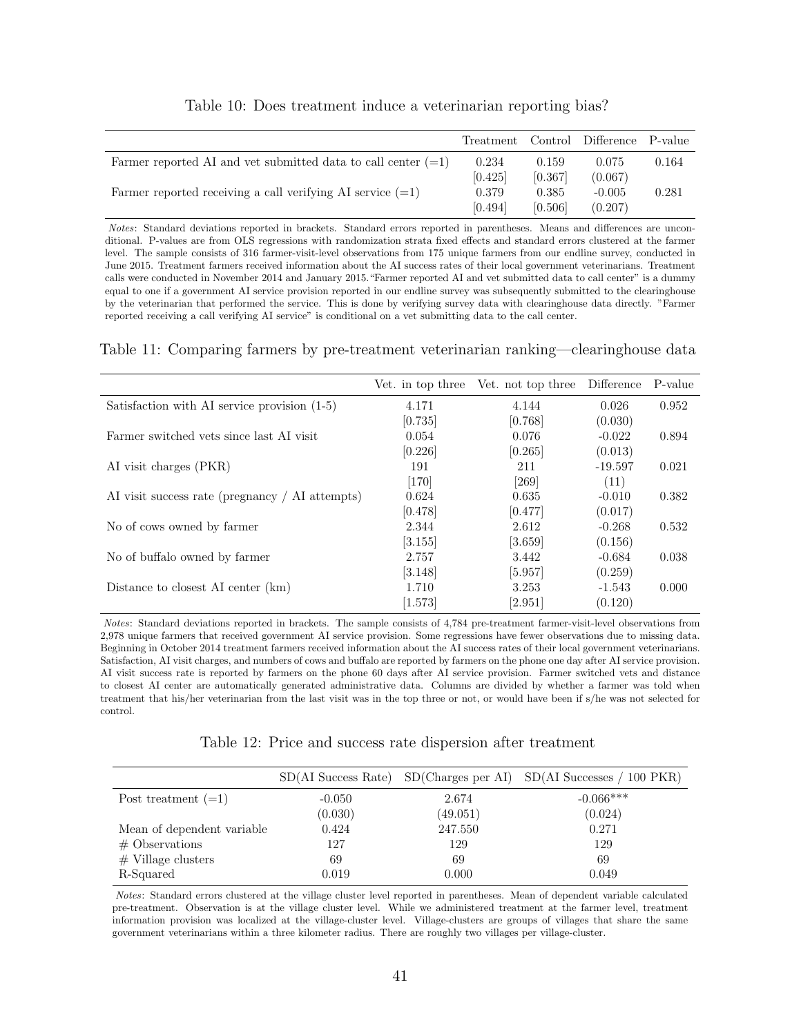Table 10: Does treatment induce a veterinarian reporting bias?

| | Treatment | Control | Difference | P-value |
|---|---|---|---|---|
| Farmer reported AI and vet submitted data to call center (=1) | 0.234 | 0.159 | 0.075 | 0.164 |
| | [0.425] | [0.367] | (0.067) | |
| Farmer reported receiving a call verifying AI service (=1) | 0.379 | 0.385 | -0.005 | 0.281 |
| | [0.494] | [0.506] | (0.207) | |

*Notes*: Standard deviations reported in brackets. Standard errors reported in parentheses. Means and differences are unconditional. P-values are from OLS regressions with randomization strata fixed effects and standard errors clustered at the farmer level. The sample consists of 316 farmer-visit-level observations from 175 unique farmers from our endline survey, conducted in June 2015. Treatment farmers received information about the AI success rates of their local government veterinarians. Treatment calls were conducted in November 2014 and January 2015."Farmer reported AI and vet submitted data to call center" is a dummy equal to one if a government AI service provision reported in our endline survey was subsequently submitted to the clearinghouse by the veterinarian that performed the service. This is done by verifying survey data with clearinghouse data directly. "Farmer reported receiving a call verifying AI service" is conditional on a vet submitting data to the call center.

Table 11: Comparing farmers by pre-treatment veterinarian ranking—clearinghouse data

| | Vet. in top three | Vet. not top three | Difference | P-value |
|---|---|---|---|---|
| Satisfaction with AI service provision (1-5) | 4.171 | 4.144 | 0.026 | 0.952 |
| | [0.735] | [0.768] | (0.030) | |
| Farmer switched vets since last AI visit | 0.054 | 0.076 | -0.022 | 0.894 |
| | [0.226] | [0.265] | (0.013) | |
| AI visit charges (PKR) | 191 | 211 | -19.597 | 0.021 |
| | [170] | [269] | (11) | |
| AI visit success rate (pregnancy / AI attempts) | 0.624 | 0.635 | -0.010 | 0.382 |
| | [0.478] | [0.477] | (0.017) | |
| No of cows owned by farmer | 2.344 | 2.612 | -0.268 | 0.532 |
| | [3.155] | [3.659] | (0.156) | |
| No of buffalo owned by farmer | 2.757 | 3.442 | -0.684 | 0.038 |
| | [3.148] | [5.957] | (0.259) | |
| Distance to closest AI center (km) | 1.710 | 3.253 | -1.543 | 0.000 |
| | [1.573] | [2.951] | (0.120) | |

*Notes*: Standard deviations reported in brackets. The sample consists of 4,784 pre-treatment farmer-visit-level observations from 2,978 unique farmers that received government AI service provision. Some regressions have fewer observations due to missing data. Beginning in October 2014 treatment farmers received information about the AI success rates of their local government veterinarians. Satisfaction, AI visit charges, and numbers of cows and buffalo are reported by farmers on the phone one day after AI service provision. AI visit success rate is reported by farmers on the phone 60 days after AI service provision. Farmer switched vets and distance to closest AI center are automatically generated administrative data. Columns are divided by whether a farmer was told when treatment that his/her veterinarian from the last visit was in the top three or not, or would have been if s/he was not selected for control.

Table 12: Price and success rate dispersion after treatment

| | SD(AI Success Rate) | SD(Charges per AI) | SD(AI Successes / 100 PKR) |
|---|---|---|---|
| Post treatment (=1) | -0.050 | 2.674 | -0.066*** |
| | (0.030) | (49.051) | (0.024) |
| Mean of dependent variable | 0.424 | 247.550 | 0.271 |
| # Observations | 127 | 129 | 129 |
| # Village clusters | 69 | 69 | 69 |
| R-Squared | 0.019 | 0.000 | 0.049 |

*Notes*: Standard errors clustered at the village cluster level reported in parentheses. Mean of dependent variable calculated pre-treatment. Observation is at the village cluster level. While we administered treatment at the farmer level, treatment information provision was localized at the village-cluster level. Village-clusters are groups of villages that share the same government veterinarians within a three kilometer radius. There are roughly two villages per village-cluster.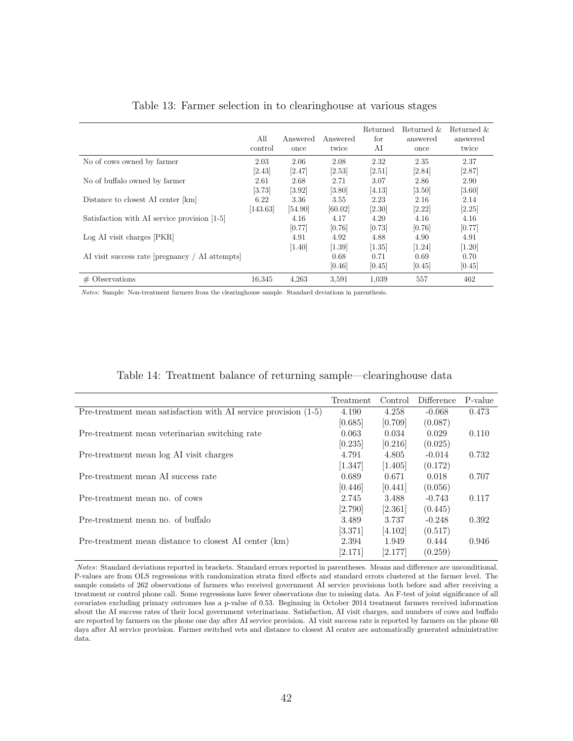Table 13: Farmer selection in to clearinghouse at various stages

| | All control | Answered once | Answered twice | Returned for AI | Returned & answered once | Returned & answered twice |
|---|---|---|---|---|---|---|
| No of cows owned by farmer | 2.03 | 2.06 | 2.08 | 2.32 | 2.35 | 2.37 |
| | [2.43] | [2.47] | [2.53] | [2.51] | [2.84] | [2.87] |
| No of buffalo owned by farmer | 2.61 | 2.68 | 2.71 | 3.07 | 2.86 | 2.90 |
| | [3.73] | [3.92] | [3.80] | [4.13] | [3.50] | [3.60] |
| Distance to closest AI center [km] | 6.22 | 3.36 | 3.55 | 2.23 | 2.16 | 2.14 |
| | [143.63] | [54.90] | [60.02] | [2.30] | [2.22] | [2.25] |
| Satisfaction with AI service provision [1-5] | | 4.16 | 4.17 | 4.20 | 4.16 | 4.16 |
| | | [0.77] | [0.76] | [0.73] | [0.76] | [0.77] |
| Log AI visit charges [PKR] | | 4.91 | 4.92 | 4.88 | 4.90 | 4.91 |
| | | [1.40] | [1.39] | [1.35] | [1.24] | [1.20] |
| AI visit success rate [pregnancy / AI attempts] | | | 0.68 | 0.71 | 0.69 | 0.70 |
| | | | [0.46] | [0.45] | [0.45] | [0.45] |
| # Observations | 16,345 | 4,263 | 3,591 | 1,039 | 557 | 462 |

*Notes*: Sample: Non-treatment farmers from the clearinghouse sample. Standard deviations in parenthesis.

Table 14: Treatment balance of returning sample—clearinghouse data

| | Treatment | Control | Difference | P-value |
|---|---|---|---|---|
| Pre-treatment mean satisfaction with AI service provision (1-5) | 4.190 | 4.258 | -0.068 | 0.473 |
| | [0.685] | [0.709] | (0.087) | |
| Pre-treatment mean veterinarian switching rate | 0.063 | 0.034 | 0.029 | 0.110 |
| | [0.235] | [0.216] | (0.025) | |
| Pre-treatment mean log AI visit charges | 4.791 | 4.805 | -0.014 | 0.732 |
| | [1.347] | [1.405] | (0.172) | |
| Pre-treatment mean AI success rate | 0.689 | 0.671 | 0.018 | 0.707 |
| | [0.446] | [0.441] | (0.056) | |
| Pre-treatment mean no. of cows | 2.745 | 3.488 | -0.743 | 0.117 |
| | [2.790] | [2.361] | (0.445) | |
| Pre-treatment mean no. of buffalo | 3.489 | 3.737 | -0.248 | 0.392 |
| | [3.371] | [4.102] | (0.517) | |
| Pre-treatment mean distance to closest AI center (km) | 2.394 | 1.949 | 0.444 | 0.946 |
| | [2.171] | [2.177] | (0.259) | |

*Notes*: Standard deviations reported in brackets. Standard errors reported in parentheses. Means and difference are unconditional. P-values are from OLS regressions with randomization strata fixed effects and standard errors clustered at the farmer level. The sample consists of 262 observations of farmers who received government AI service provisions both before and after receiving a treatment or control phone call. Some regressions have fewer observations due to missing data. An F-test of joint significance of all covariates excluding primary outcomes has a p-value of 0.53. Beginning in October 2014 treatment farmers received information about the AI success rates of their local government veterinarians. Satisfaction, AI visit charges, and numbers of cows and buffalo are reported by farmers on the phone one day after AI service provision. AI visit success rate is reported by farmers on the phone 60 days after AI service provision. Farmer switched vets and distance to closest AI center are automatically generated administrative data.